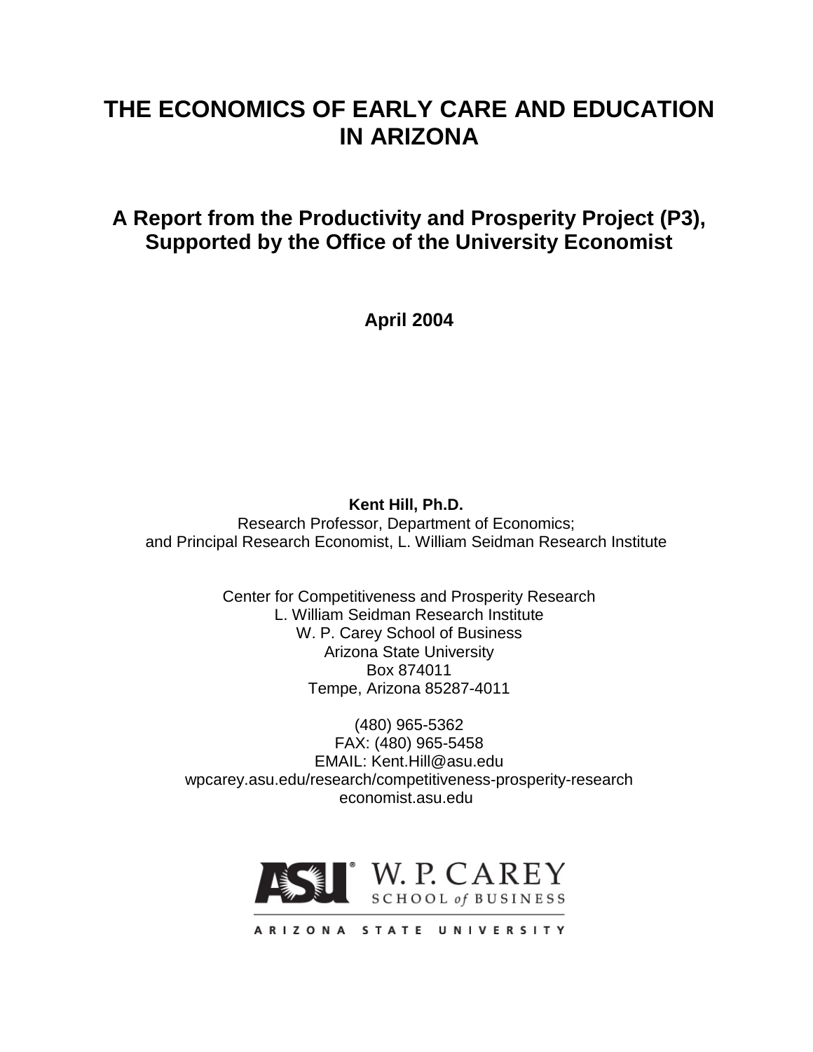# THE ECONOMICS OF EARLY CARE AND EDUCATION IN ARIZONA

## A Report from the Productivity and Prosperity Project (P3), Supported by the Office of the University Economist

**April 2004**

**Kent Hill, Ph.D.**
Research Professor, Department of Economics;
and Principal Research Economist, L. William Seidman Research Institute

Center for Competitiveness and Prosperity Research
L. William Seidman Research Institute
W. P. Carey School of Business
Arizona State University
Box 874011
Tempe, Arizona 85287-4011

(480) 965-5362
FAX: (480) 965-5458
EMAIL: Kent.Hill@asu.edu
wpcarey.asu.edu/research/competitiveness-prosperity-research
economist.asu.edu

ASU W. P. CAREY SCHOOL of BUSINESS
ARIZONA STATE UNIVERSITY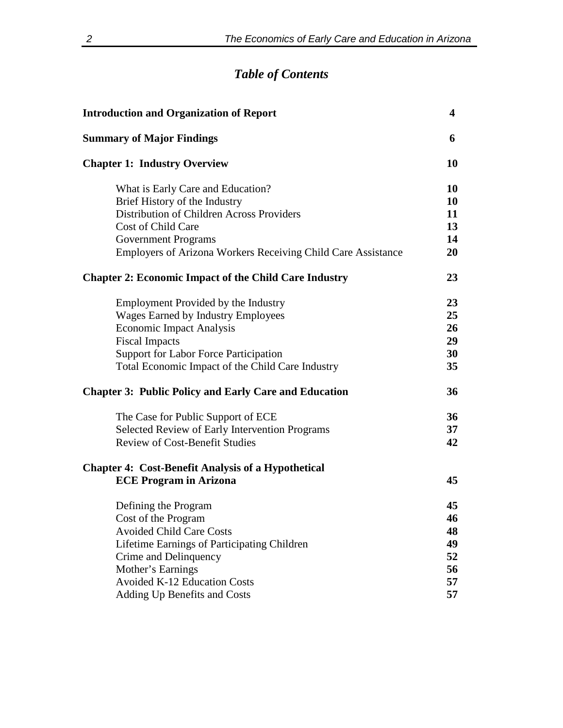# *Table of Contents*

| | |
|---|---|
| **Introduction and Organization of Report** | **4** |
| **Summary of Major Findings** | **6** |
| **Chapter 1: Industry Overview** | **10** |
| What is Early Care and Education? | **10** |
| Brief History of the Industry | **10** |
| Distribution of Children Across Providers | **11** |
| Cost of Child Care | **13** |
| Government Programs | **14** |
| Employers of Arizona Workers Receiving Child Care Assistance | **20** |
| **Chapter 2: Economic Impact of the Child Care Industry** | **23** |
| Employment Provided by the Industry | **23** |
| Wages Earned by Industry Employees | **25** |
| Economic Impact Analysis | **26** |
| Fiscal Impacts | **29** |
| Support for Labor Force Participation | **30** |
| Total Economic Impact of the Child Care Industry | **35** |
| **Chapter 3: Public Policy and Early Care and Education** | **36** |
| The Case for Public Support of ECE | **36** |
| Selected Review of Early Intervention Programs | **37** |
| Review of Cost-Benefit Studies | **42** |
| **Chapter 4: Cost-Benefit Analysis of a Hypothetical ECE Program in Arizona** | **45** |
| Defining the Program | **45** |
| Cost of the Program | **46** |
| Avoided Child Care Costs | **48** |
| Lifetime Earnings of Participating Children | **49** |
| Crime and Delinquency | **52** |
| Mother's Earnings | **56** |
| Avoided K-12 Education Costs | **57** |
| Adding Up Benefits and Costs | **57** |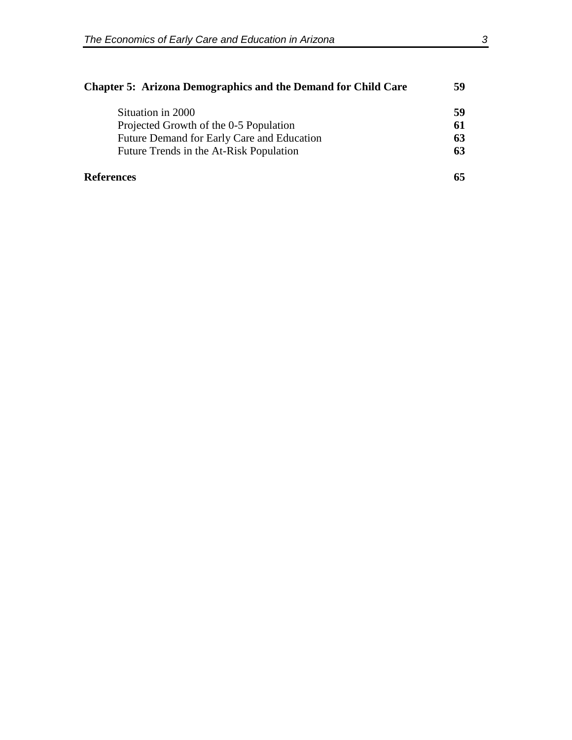**Chapter 5: Arizona Demographics and the Demand for Child Care** **59**

Situation in 2000 **59**
Projected Growth of the 0-5 Population **61**
Future Demand for Early Care and Education **63**
Future Trends in the At-Risk Population **63**

**References** **65**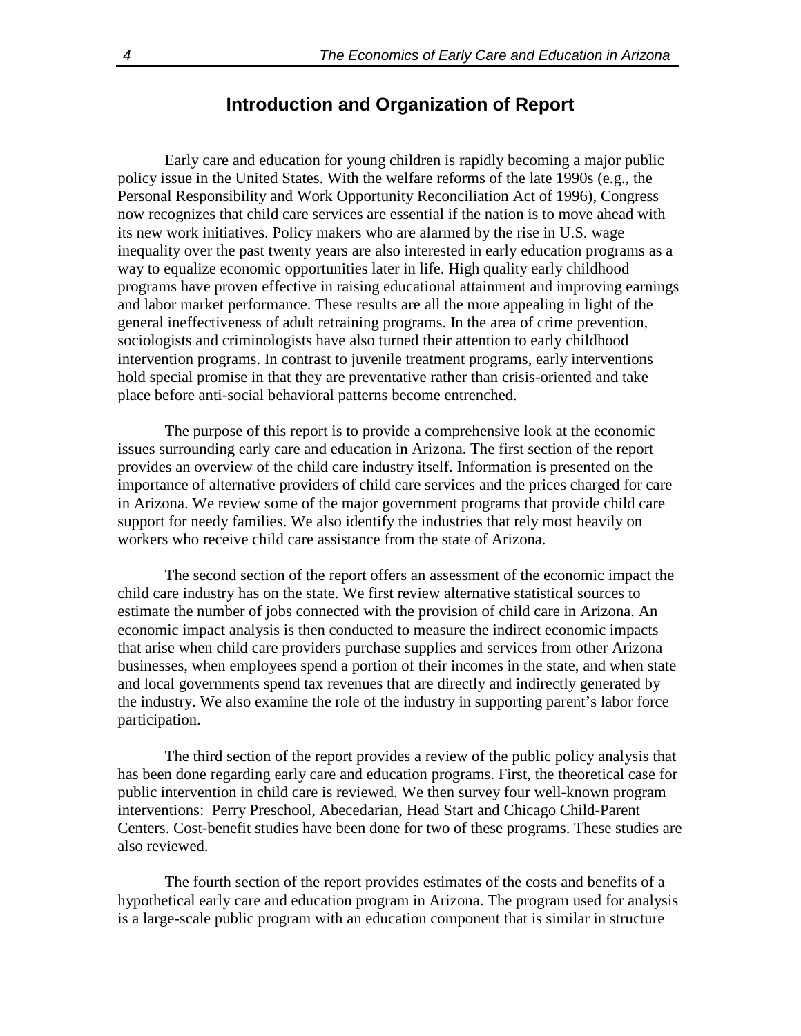## Introduction and Organization of Report

Early care and education for young children is rapidly becoming a major public policy issue in the United States. With the welfare reforms of the late 1990s (e.g., the Personal Responsibility and Work Opportunity Reconciliation Act of 1996), Congress now recognizes that child care services are essential if the nation is to move ahead with its new work initiatives. Policy makers who are alarmed by the rise in U.S. wage inequality over the past twenty years are also interested in early education programs as a way to equalize economic opportunities later in life. High quality early childhood programs have proven effective in raising educational attainment and improving earnings and labor market performance. These results are all the more appealing in light of the general ineffectiveness of adult retraining programs. In the area of crime prevention, sociologists and criminologists have also turned their attention to early childhood intervention programs. In contrast to juvenile treatment programs, early interventions hold special promise in that they are preventative rather than crisis-oriented and take place before anti-social behavioral patterns become entrenched.

The purpose of this report is to provide a comprehensive look at the economic issues surrounding early care and education in Arizona. The first section of the report provides an overview of the child care industry itself. Information is presented on the importance of alternative providers of child care services and the prices charged for care in Arizona. We review some of the major government programs that provide child care support for needy families. We also identify the industries that rely most heavily on workers who receive child care assistance from the state of Arizona.

The second section of the report offers an assessment of the economic impact the child care industry has on the state. We first review alternative statistical sources to estimate the number of jobs connected with the provision of child care in Arizona. An economic impact analysis is then conducted to measure the indirect economic impacts that arise when child care providers purchase supplies and services from other Arizona businesses, when employees spend a portion of their incomes in the state, and when state and local governments spend tax revenues that are directly and indirectly generated by the industry. We also examine the role of the industry in supporting parent's labor force participation.

The third section of the report provides a review of the public policy analysis that has been done regarding early care and education programs. First, the theoretical case for public intervention in child care is reviewed. We then survey four well-known program interventions: Perry Preschool, Abecedarian, Head Start and Chicago Child-Parent Centers. Cost-benefit studies have been done for two of these programs. These studies are also reviewed.

The fourth section of the report provides estimates of the costs and benefits of a hypothetical early care and education program in Arizona. The program used for analysis is a large-scale public program with an education component that is similar in structure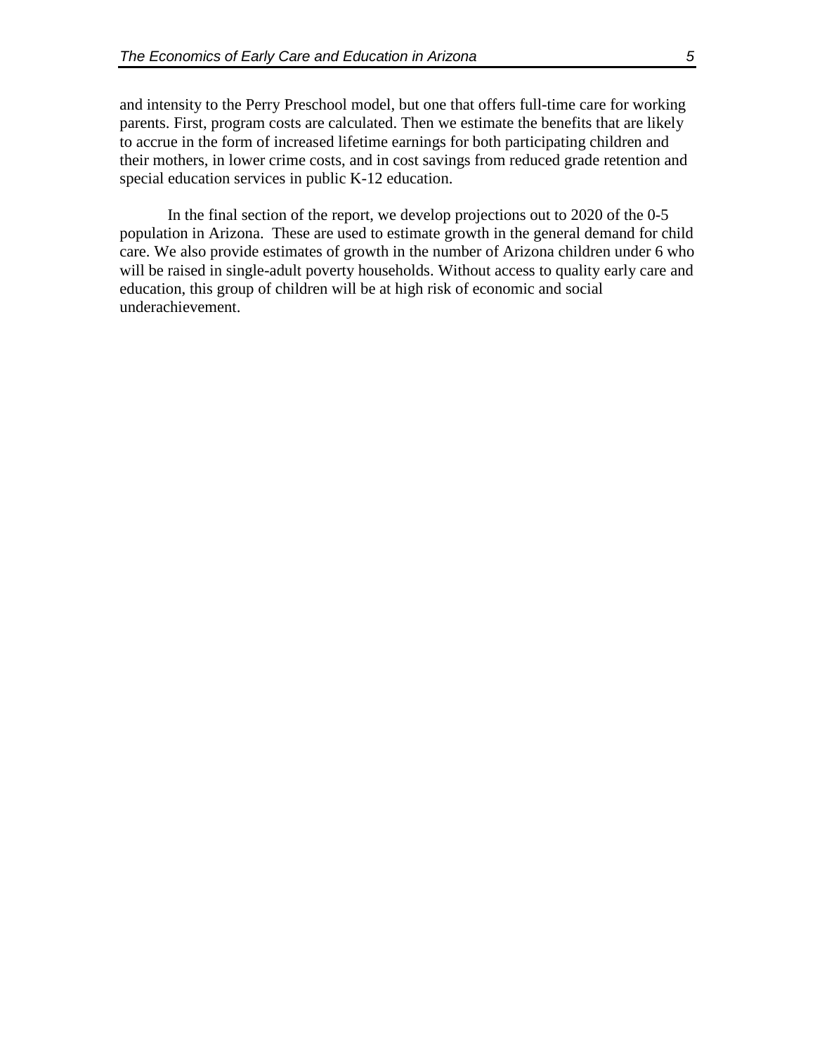and intensity to the Perry Preschool model, but one that offers full-time care for working parents. First, program costs are calculated. Then we estimate the benefits that are likely to accrue in the form of increased lifetime earnings for both participating children and their mothers, in lower crime costs, and in cost savings from reduced grade retention and special education services in public K-12 education.

In the final section of the report, we develop projections out to 2020 of the 0-5 population in Arizona. These are used to estimate growth in the general demand for child care. We also provide estimates of growth in the number of Arizona children under 6 who will be raised in single-adult poverty households. Without access to quality early care and education, this group of children will be at high risk of economic and social underachievement.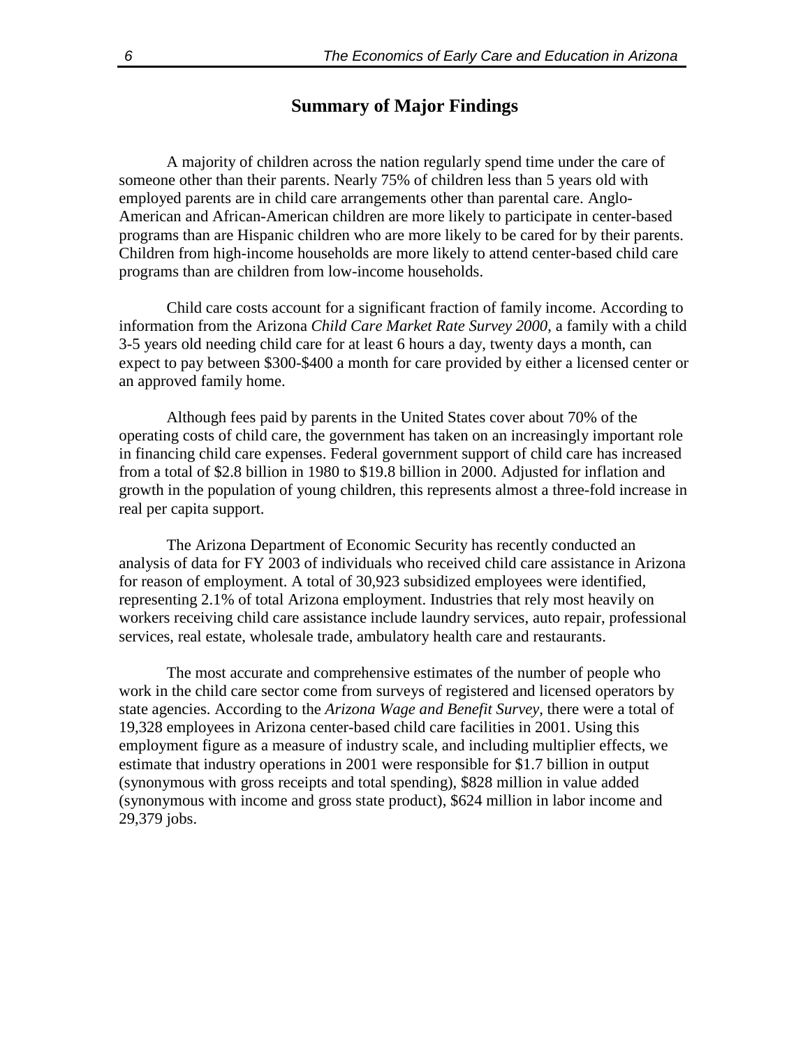## Summary of Major Findings

A majority of children across the nation regularly spend time under the care of someone other than their parents. Nearly 75% of children less than 5 years old with employed parents are in child care arrangements other than parental care. Anglo-American and African-American children are more likely to participate in center-based programs than are Hispanic children who are more likely to be cared for by their parents. Children from high-income households are more likely to attend center-based child care programs than are children from low-income households.

Child care costs account for a significant fraction of family income. According to information from the Arizona *Child Care Market Rate Survey 2000*, a family with a child 3-5 years old needing child care for at least 6 hours a day, twenty days a month, can expect to pay between $300-$400 a month for care provided by either a licensed center or an approved family home.

Although fees paid by parents in the United States cover about 70% of the operating costs of child care, the government has taken on an increasingly important role in financing child care expenses. Federal government support of child care has increased from a total of $2.8 billion in 1980 to $19.8 billion in 2000. Adjusted for inflation and growth in the population of young children, this represents almost a three-fold increase in real per capita support.

The Arizona Department of Economic Security has recently conducted an analysis of data for FY 2003 of individuals who received child care assistance in Arizona for reason of employment. A total of 30,923 subsidized employees were identified, representing 2.1% of total Arizona employment. Industries that rely most heavily on workers receiving child care assistance include laundry services, auto repair, professional services, real estate, wholesale trade, ambulatory health care and restaurants.

The most accurate and comprehensive estimates of the number of people who work in the child care sector come from surveys of registered and licensed operators by state agencies. According to the *Arizona Wage and Benefit Survey*, there were a total of 19,328 employees in Arizona center-based child care facilities in 2001. Using this employment figure as a measure of industry scale, and including multiplier effects, we estimate that industry operations in 2001 were responsible for $1.7 billion in output (synonymous with gross receipts and total spending), $828 million in value added (synonymous with income and gross state product), $624 million in labor income and 29,379 jobs.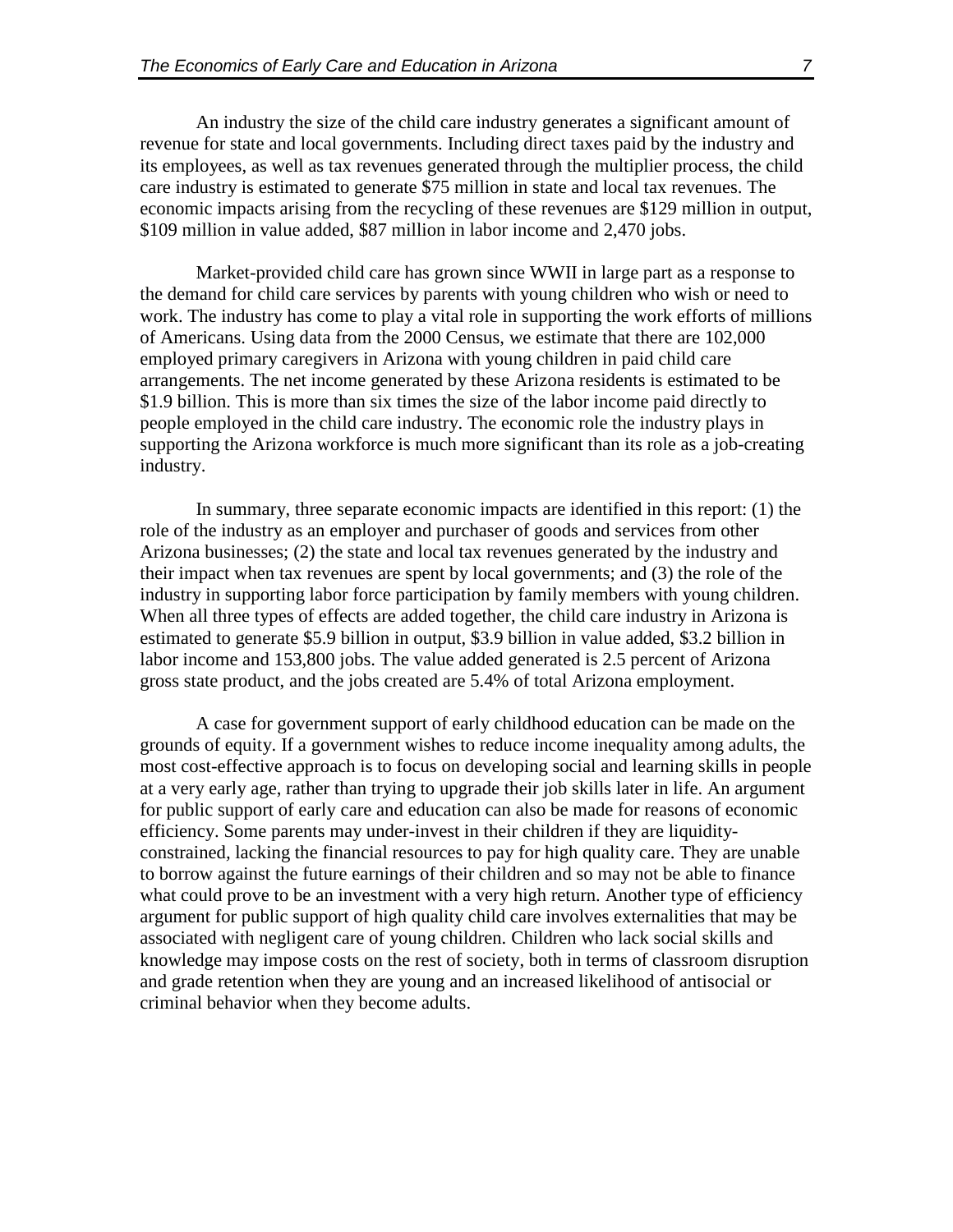An industry the size of the child care industry generates a significant amount of revenue for state and local governments. Including direct taxes paid by the industry and its employees, as well as tax revenues generated through the multiplier process, the child care industry is estimated to generate $75 million in state and local tax revenues. The economic impacts arising from the recycling of these revenues are $129 million in output, $109 million in value added, $87 million in labor income and 2,470 jobs.

Market-provided child care has grown since WWII in large part as a response to the demand for child care services by parents with young children who wish or need to work. The industry has come to play a vital role in supporting the work efforts of millions of Americans. Using data from the 2000 Census, we estimate that there are 102,000 employed primary caregivers in Arizona with young children in paid child care arrangements. The net income generated by these Arizona residents is estimated to be $1.9 billion. This is more than six times the size of the labor income paid directly to people employed in the child care industry. The economic role the industry plays in supporting the Arizona workforce is much more significant than its role as a job-creating industry.

In summary, three separate economic impacts are identified in this report: (1) the role of the industry as an employer and purchaser of goods and services from other Arizona businesses; (2) the state and local tax revenues generated by the industry and their impact when tax revenues are spent by local governments; and (3) the role of the industry in supporting labor force participation by family members with young children. When all three types of effects are added together, the child care industry in Arizona is estimated to generate $5.9 billion in output, $3.9 billion in value added, $3.2 billion in labor income and 153,800 jobs. The value added generated is 2.5 percent of Arizona gross state product, and the jobs created are 5.4% of total Arizona employment.

A case for government support of early childhood education can be made on the grounds of equity. If a government wishes to reduce income inequality among adults, the most cost-effective approach is to focus on developing social and learning skills in people at a very early age, rather than trying to upgrade their job skills later in life. An argument for public support of early care and education can also be made for reasons of economic efficiency. Some parents may under-invest in their children if they are liquidity-constrained, lacking the financial resources to pay for high quality care. They are unable to borrow against the future earnings of their children and so may not be able to finance what could prove to be an investment with a very high return. Another type of efficiency argument for public support of high quality child care involves externalities that may be associated with negligent care of young children. Children who lack social skills and knowledge may impose costs on the rest of society, both in terms of classroom disruption and grade retention when they are young and an increased likelihood of antisocial or criminal behavior when they become adults.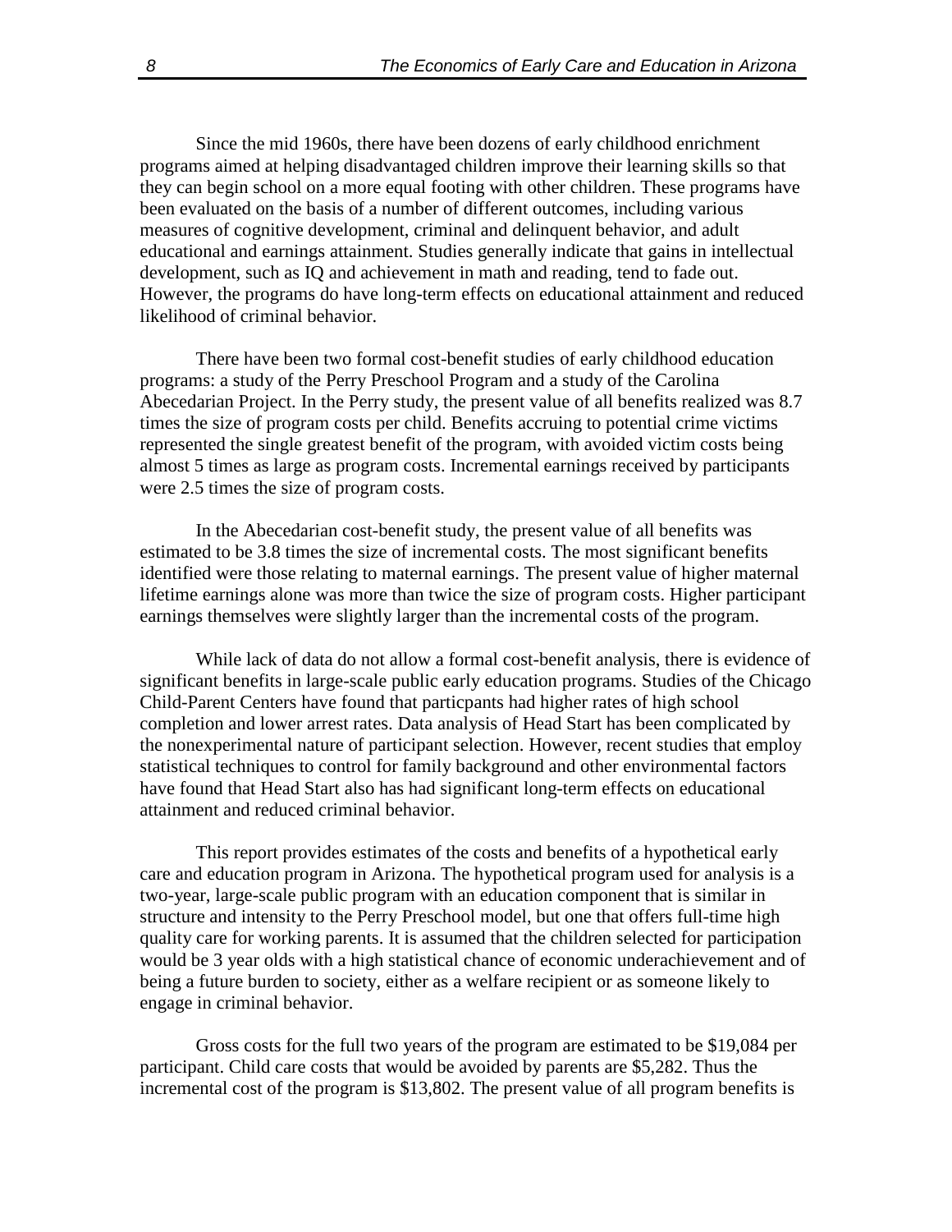Since the mid 1960s, there have been dozens of early childhood enrichment programs aimed at helping disadvantaged children improve their learning skills so that they can begin school on a more equal footing with other children. These programs have been evaluated on the basis of a number of different outcomes, including various measures of cognitive development, criminal and delinquent behavior, and adult educational and earnings attainment. Studies generally indicate that gains in intellectual development, such as IQ and achievement in math and reading, tend to fade out. However, the programs do have long-term effects on educational attainment and reduced likelihood of criminal behavior.

There have been two formal cost-benefit studies of early childhood education programs: a study of the Perry Preschool Program and a study of the Carolina Abecedarian Project. In the Perry study, the present value of all benefits realized was 8.7 times the size of program costs per child. Benefits accruing to potential crime victims represented the single greatest benefit of the program, with avoided victim costs being almost 5 times as large as program costs. Incremental earnings received by participants were 2.5 times the size of program costs.

In the Abecedarian cost-benefit study, the present value of all benefits was estimated to be 3.8 times the size of incremental costs. The most significant benefits identified were those relating to maternal earnings. The present value of higher maternal lifetime earnings alone was more than twice the size of program costs. Higher participant earnings themselves were slightly larger than the incremental costs of the program.

While lack of data do not allow a formal cost-benefit analysis, there is evidence of significant benefits in large-scale public early education programs. Studies of the Chicago Child-Parent Centers have found that particpants had higher rates of high school completion and lower arrest rates. Data analysis of Head Start has been complicated by the nonexperimental nature of participant selection. However, recent studies that employ statistical techniques to control for family background and other environmental factors have found that Head Start also has had significant long-term effects on educational attainment and reduced criminal behavior.

This report provides estimates of the costs and benefits of a hypothetical early care and education program in Arizona. The hypothetical program used for analysis is a two-year, large-scale public program with an education component that is similar in structure and intensity to the Perry Preschool model, but one that offers full-time high quality care for working parents. It is assumed that the children selected for participation would be 3 year olds with a high statistical chance of economic underachievement and of being a future burden to society, either as a welfare recipient or as someone likely to engage in criminal behavior.

Gross costs for the full two years of the program are estimated to be $19,084 per participant. Child care costs that would be avoided by parents are $5,282. Thus the incremental cost of the program is $13,802. The present value of all program benefits is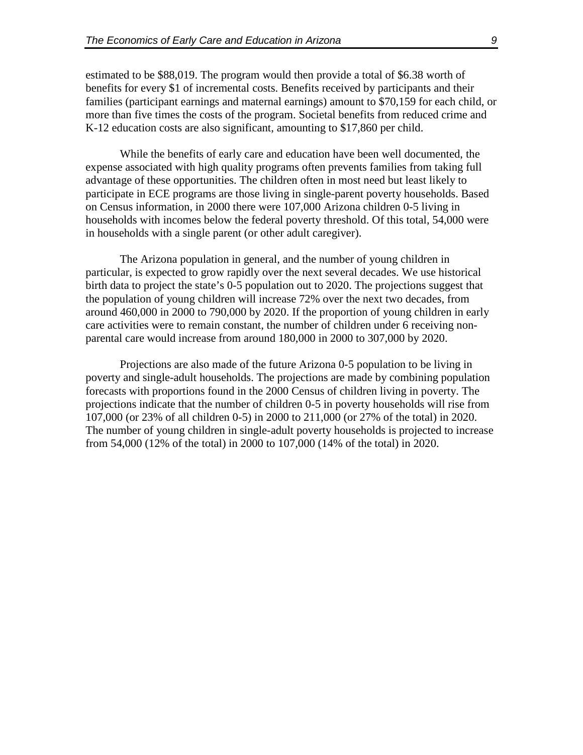estimated to be $88,019. The program would then provide a total of $6.38 worth of benefits for every $1 of incremental costs. Benefits received by participants and their families (participant earnings and maternal earnings) amount to $70,159 for each child, or more than five times the costs of the program. Societal benefits from reduced crime and K-12 education costs are also significant, amounting to $17,860 per child.

While the benefits of early care and education have been well documented, the expense associated with high quality programs often prevents families from taking full advantage of these opportunities. The children often in most need but least likely to participate in ECE programs are those living in single-parent poverty households. Based on Census information, in 2000 there were 107,000 Arizona children 0-5 living in households with incomes below the federal poverty threshold. Of this total, 54,000 were in households with a single parent (or other adult caregiver).

The Arizona population in general, and the number of young children in particular, is expected to grow rapidly over the next several decades. We use historical birth data to project the state's 0-5 population out to 2020. The projections suggest that the population of young children will increase 72% over the next two decades, from around 460,000 in 2000 to 790,000 by 2020. If the proportion of young children in early care activities were to remain constant, the number of children under 6 receiving non-parental care would increase from around 180,000 in 2000 to 307,000 by 2020.

Projections are also made of the future Arizona 0-5 population to be living in poverty and single-adult households. The projections are made by combining population forecasts with proportions found in the 2000 Census of children living in poverty. The projections indicate that the number of children 0-5 in poverty households will rise from 107,000 (or 23% of all children 0-5) in 2000 to 211,000 (or 27% of the total) in 2020. The number of young children in single-adult poverty households is projected to increase from 54,000 (12% of the total) in 2000 to 107,000 (14% of the total) in 2020.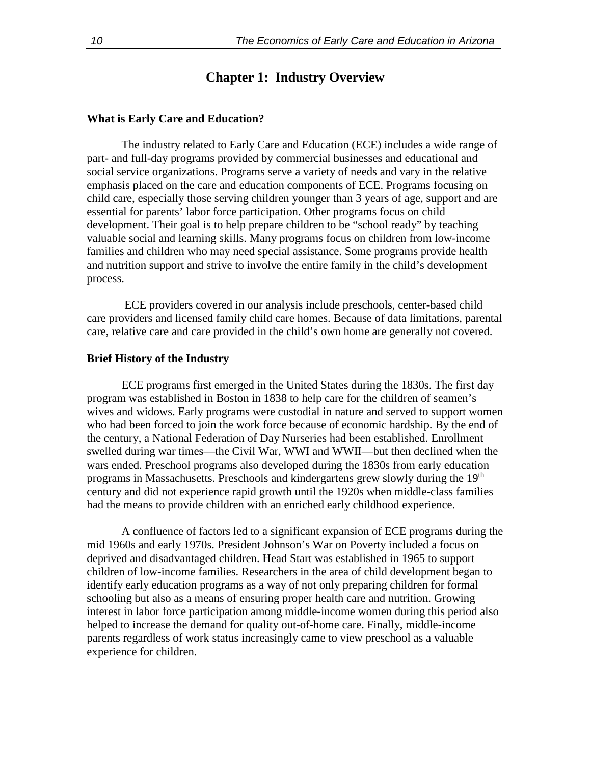# Chapter 1: Industry Overview

### What is Early Care and Education?

The industry related to Early Care and Education (ECE) includes a wide range of part- and full-day programs provided by commercial businesses and educational and social service organizations. Programs serve a variety of needs and vary in the relative emphasis placed on the care and education components of ECE. Programs focusing on child care, especially those serving children younger than 3 years of age, support and are essential for parents' labor force participation. Other programs focus on child development. Their goal is to help prepare children to be "school ready" by teaching valuable social and learning skills. Many programs focus on children from low-income families and children who may need special assistance. Some programs provide health and nutrition support and strive to involve the entire family in the child's development process.

ECE providers covered in our analysis include preschools, center-based child care providers and licensed family child care homes. Because of data limitations, parental care, relative care and care provided in the child's own home are generally not covered.

### Brief History of the Industry

ECE programs first emerged in the United States during the 1830s. The first day program was established in Boston in 1838 to help care for the children of seamen's wives and widows. Early programs were custodial in nature and served to support women who had been forced to join the work force because of economic hardship. By the end of the century, a National Federation of Day Nurseries had been established. Enrollment swelled during war times—the Civil War, WWI and WWII—but then declined when the wars ended. Preschool programs also developed during the 1830s from early education programs in Massachusetts. Preschools and kindergartens grew slowly during the 19th century and did not experience rapid growth until the 1920s when middle-class families had the means to provide children with an enriched early childhood experience.

A confluence of factors led to a significant expansion of ECE programs during the mid 1960s and early 1970s. President Johnson's War on Poverty included a focus on deprived and disadvantaged children. Head Start was established in 1965 to support children of low-income families. Researchers in the area of child development began to identify early education programs as a way of not only preparing children for formal schooling but also as a means of ensuring proper health care and nutrition. Growing interest in labor force participation among middle-income women during this period also helped to increase the demand for quality out-of-home care. Finally, middle-income parents regardless of work status increasingly came to view preschool as a valuable experience for children.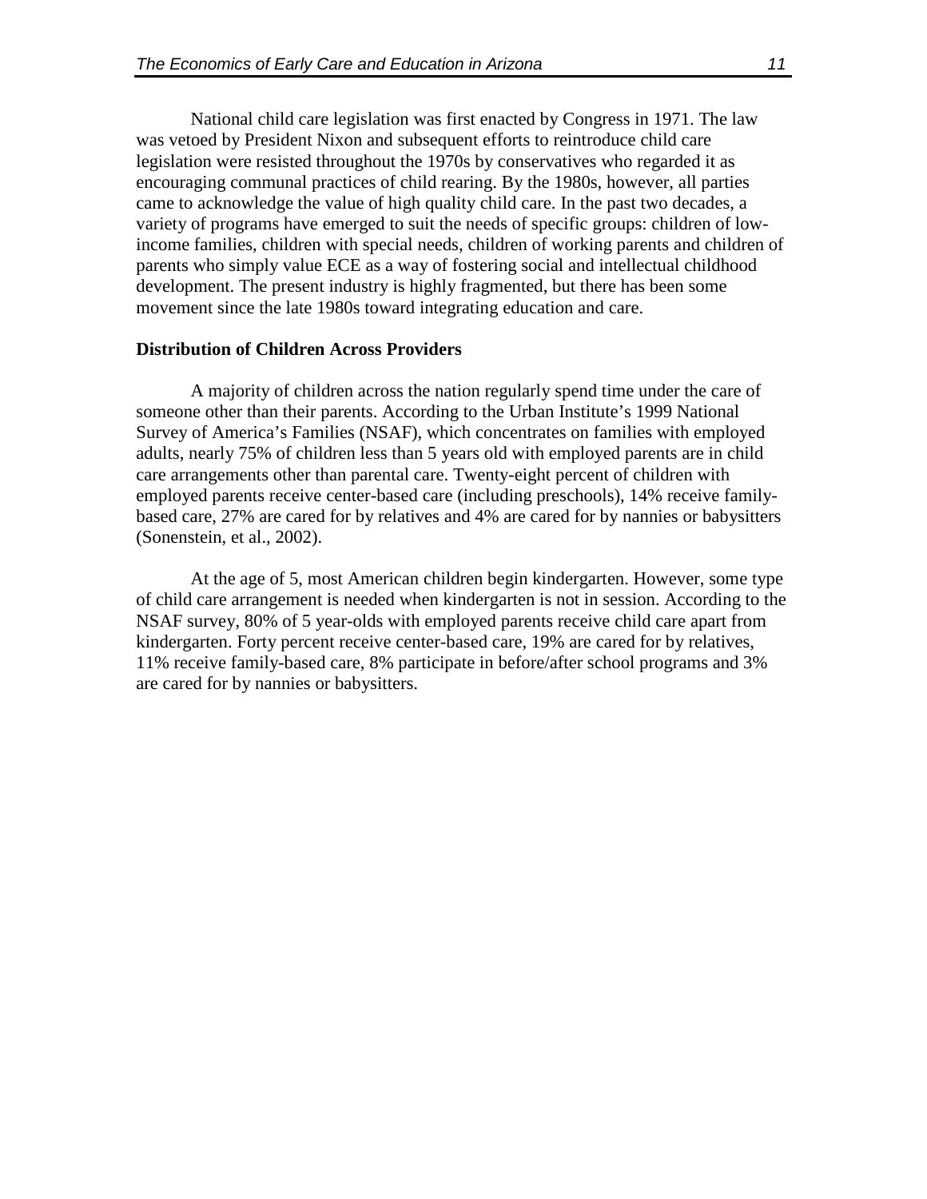National child care legislation was first enacted by Congress in 1971. The law was vetoed by President Nixon and subsequent efforts to reintroduce child care legislation were resisted throughout the 1970s by conservatives who regarded it as encouraging communal practices of child rearing. By the 1980s, however, all parties came to acknowledge the value of high quality child care. In the past two decades, a variety of programs have emerged to suit the needs of specific groups: children of low-income families, children with special needs, children of working parents and children of parents who simply value ECE as a way of fostering social and intellectual childhood development. The present industry is highly fragmented, but there has been some movement since the late 1980s toward integrating education and care.

**Distribution of Children Across Providers**

A majority of children across the nation regularly spend time under the care of someone other than their parents. According to the Urban Institute's 1999 National Survey of America's Families (NSAF), which concentrates on families with employed adults, nearly 75% of children less than 5 years old with employed parents are in child care arrangements other than parental care. Twenty-eight percent of children with employed parents receive center-based care (including preschools), 14% receive family-based care, 27% are cared for by relatives and 4% are cared for by nannies or babysitters (Sonenstein, et al., 2002).

At the age of 5, most American children begin kindergarten. However, some type of child care arrangement is needed when kindergarten is not in session. According to the NSAF survey, 80% of 5 year-olds with employed parents receive child care apart from kindergarten. Forty percent receive center-based care, 19% are cared for by relatives, 11% receive family-based care, 8% participate in before/after school programs and 3% are cared for by nannies or babysitters.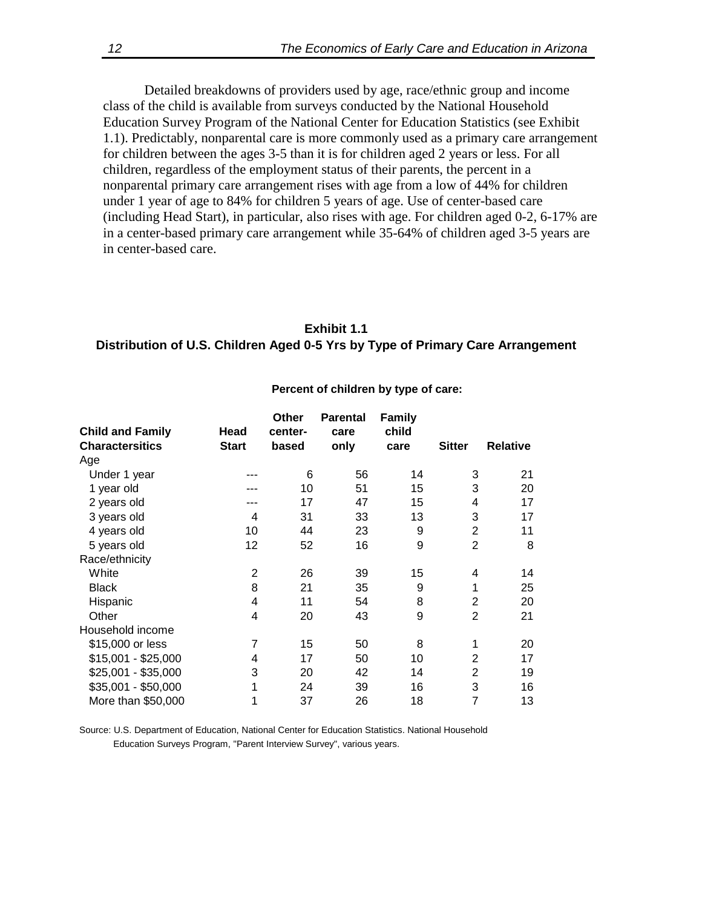Detailed breakdowns of providers used by age, race/ethnic group and income class of the child is available from surveys conducted by the National Household Education Survey Program of the National Center for Education Statistics (see Exhibit 1.1). Predictably, nonparental care is more commonly used as a primary care arrangement for children between the ages 3-5 than it is for children aged 2 years or less. For all children, regardless of the employment status of their parents, the percent in a nonparental primary care arrangement rises with age from a low of 44% for children under 1 year of age to 84% for children 5 years of age. Use of center-based care (including Head Start), in particular, also rises with age. For children aged 0-2, 6-17% are in a center-based primary care arrangement while 35-64% of children aged 3-5 years are in center-based care.

**Exhibit 1.1**
**Distribution of U.S. Children Aged 0-5 Yrs by Type of Primary Care Arrangement**

| Child and Family Charactersitics | Percent of children by type of care: Head Start | Other center-based | Parental care only | Family child care | Sitter | Relative |
|---|---|---|---|---|---|---|
| Age | | | | | | |
| Under 1 year | --- | 6 | 56 | 14 | 3 | 21 |
| 1 year old | --- | 10 | 51 | 15 | 3 | 20 |
| 2 years old | --- | 17 | 47 | 15 | 4 | 17 |
| 3 years old | 4 | 31 | 33 | 13 | 3 | 17 |
| 4 years old | 10 | 44 | 23 | 9 | 2 | 11 |
| 5 years old | 12 | 52 | 16 | 9 | 2 | 8 |
| Race/ethnicity | | | | | | |
| White | 2 | 26 | 39 | 15 | 4 | 14 |
| Black | 8 | 21 | 35 | 9 | 1 | 25 |
| Hispanic | 4 | 11 | 54 | 8 | 2 | 20 |
| Other | 4 | 20 | 43 | 9 | 2 | 21 |
| Household income | | | | | | |
| $15,000 or less | 7 | 15 | 50 | 8 | 1 | 20 |
| $15,001 - $25,000 | 4 | 17 | 50 | 10 | 2 | 17 |
| $25,001 - $35,000 | 3 | 20 | 42 | 14 | 2 | 19 |
| $35,001 - $50,000 | 1 | 24 | 39 | 16 | 3 | 16 |
| More than $50,000 | 1 | 37 | 26 | 18 | 7 | 13 |

Source: U.S. Department of Education, National Center for Education Statistics. National Household Education Surveys Program, "Parent Interview Survey", various years.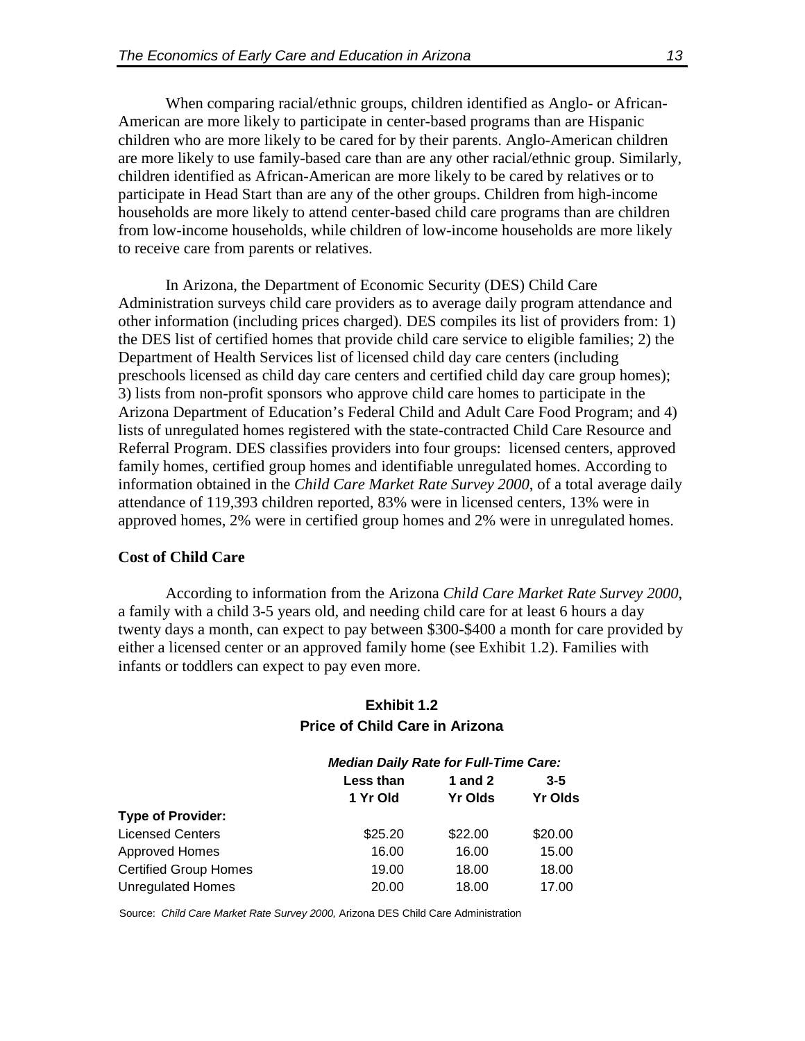When comparing racial/ethnic groups, children identified as Anglo- or African-American are more likely to participate in center-based programs than are Hispanic children who are more likely to be cared for by their parents. Anglo-American children are more likely to use family-based care than are any other racial/ethnic group. Similarly, children identified as African-American are more likely to be cared by relatives or to participate in Head Start than are any of the other groups. Children from high-income households are more likely to attend center-based child care programs than are children from low-income households, while children of low-income households are more likely to receive care from parents or relatives.

In Arizona, the Department of Economic Security (DES) Child Care Administration surveys child care providers as to average daily program attendance and other information (including prices charged). DES compiles its list of providers from: 1) the DES list of certified homes that provide child care service to eligible families; 2) the Department of Health Services list of licensed child day care centers (including preschools licensed as child day care centers and certified child day care group homes); 3) lists from non-profit sponsors who approve child care homes to participate in the Arizona Department of Education's Federal Child and Adult Care Food Program; and 4) lists of unregulated homes registered with the state-contracted Child Care Resource and Referral Program. DES classifies providers into four groups: licensed centers, approved family homes, certified group homes and identifiable unregulated homes. According to information obtained in the *Child Care Market Rate Survey 2000*, of a total average daily attendance of 119,393 children reported, 83% were in licensed centers, 13% were in approved homes, 2% were in certified group homes and 2% were in unregulated homes.

### Cost of Child Care

According to information from the Arizona *Child Care Market Rate Survey 2000*, a family with a child 3-5 years old, and needing child care for at least 6 hours a day twenty days a month, can expect to pay between $300-$400 a month for care provided by either a licensed center or an approved family home (see Exhibit 1.2). Families with infants or toddlers can expect to pay even more.

**Exhibit 1.2**
**Price of Child Care in Arizona**

| | ***Median Daily Rate for Full-Time Care:*** | | |
|---|---|---|---|
| | **Less than 1 Yr Old** | **1 and 2 Yr Olds** | **3-5 Yr Olds** |
| **Type of Provider:** | | | |
| Licensed Centers | $25.20 | $22.00 | $20.00 |
| Approved Homes | 16.00 | 16.00 | 15.00 |
| Certified Group Homes | 19.00 | 18.00 | 18.00 |
| Unregulated Homes | 20.00 | 18.00 | 17.00 |

Source: *Child Care Market Rate Survey 2000,* Arizona DES Child Care Administration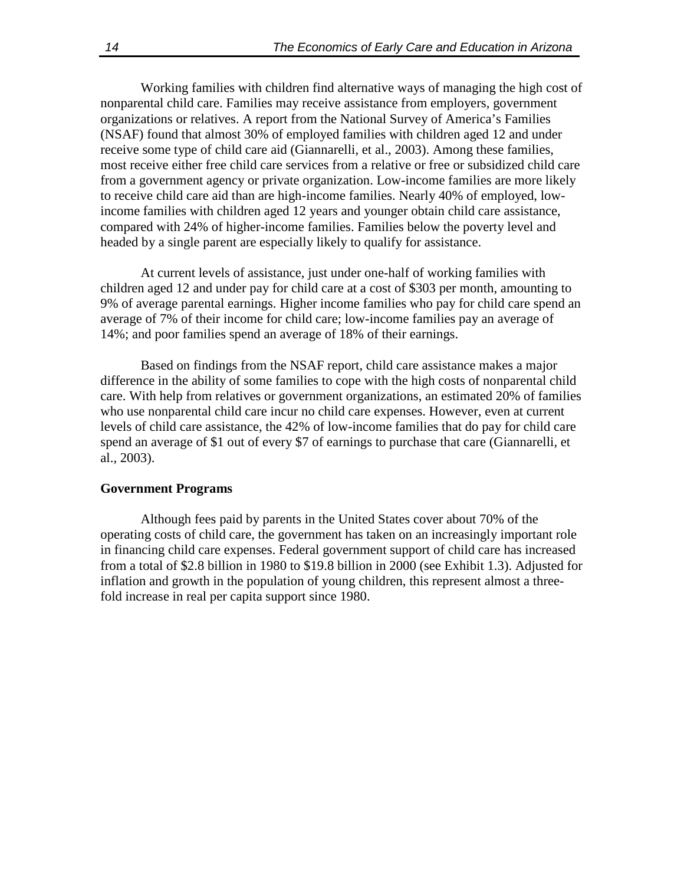Working families with children find alternative ways of managing the high cost of nonparental child care. Families may receive assistance from employers, government organizations or relatives. A report from the National Survey of America's Families (NSAF) found that almost 30% of employed families with children aged 12 and under receive some type of child care aid (Giannarelli, et al., 2003). Among these families, most receive either free child care services from a relative or free or subsidized child care from a government agency or private organization. Low-income families are more likely to receive child care aid than are high-income families. Nearly 40% of employed, low-income families with children aged 12 years and younger obtain child care assistance, compared with 24% of higher-income families. Families below the poverty level and headed by a single parent are especially likely to qualify for assistance.

At current levels of assistance, just under one-half of working families with children aged 12 and under pay for child care at a cost of $303 per month, amounting to 9% of average parental earnings. Higher income families who pay for child care spend an average of 7% of their income for child care; low-income families pay an average of 14%; and poor families spend an average of 18% of their earnings.

Based on findings from the NSAF report, child care assistance makes a major difference in the ability of some families to cope with the high costs of nonparental child care. With help from relatives or government organizations, an estimated 20% of families who use nonparental child care incur no child care expenses. However, even at current levels of child care assistance, the 42% of low-income families that do pay for child care spend an average of $1 out of every $7 of earnings to purchase that care (Giannarelli, et al., 2003).

**Government Programs**

Although fees paid by parents in the United States cover about 70% of the operating costs of child care, the government has taken on an increasingly important role in financing child care expenses. Federal government support of child care has increased from a total of $2.8 billion in 1980 to $19.8 billion in 2000 (see Exhibit 1.3). Adjusted for inflation and growth in the population of young children, this represent almost a three-fold increase in real per capita support since 1980.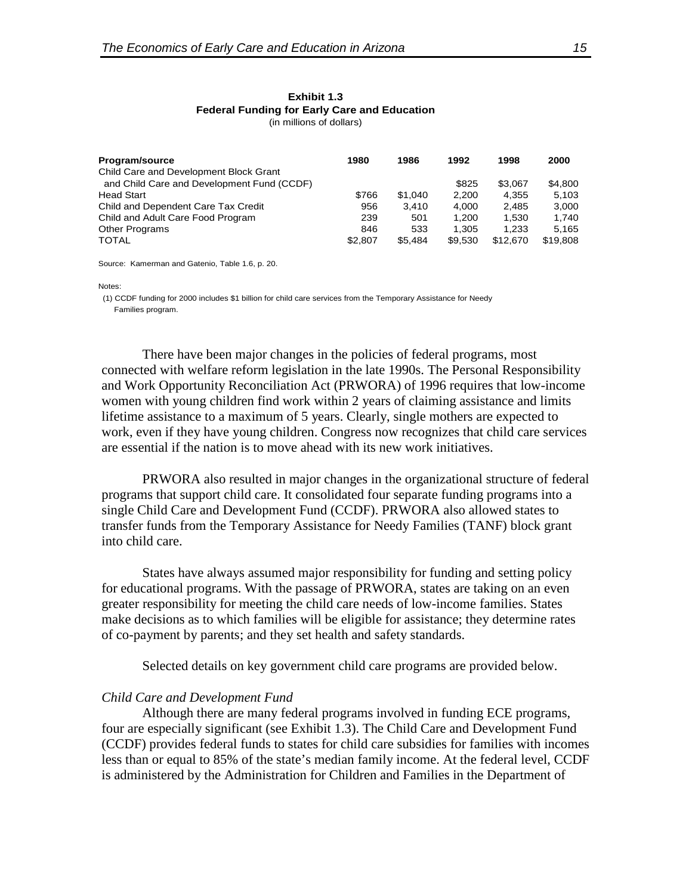**Exhibit 1.3**
**Federal Funding for Early Care and Education**
(in millions of dollars)

| Program/source | 1980 | 1986 | 1992 | 1998 | 2000 |
|---|---|---|---|---|---|
| Child Care and Development Block Grant and Child Care and Development Fund (CCDF) | | | $825 | $3,067 | $4,800 |
| Head Start | $766 | $1,040 | 2,200 | 4,355 | 5,103 |
| Child and Dependent Care Tax Credit | 956 | 3,410 | 4,000 | 2,485 | 3,000 |
| Child and Adult Care Food Program | 239 | 501 | 1,200 | 1,530 | 1,740 |
| Other Programs | 846 | 533 | 1,305 | 1,233 | 5,165 |
| TOTAL | $2,807 | $5,484 | $9,530 | $12,670 | $19,808 |

Source: Kamerman and Gatenio, Table 1.6, p. 20.

Notes:
(1) CCDF funding for 2000 includes $1 billion for child care services from the Temporary Assistance for Needy Families program.

There have been major changes in the policies of federal programs, most connected with welfare reform legislation in the late 1990s. The Personal Responsibility and Work Opportunity Reconciliation Act (PRWORA) of 1996 requires that low-income women with young children find work within 2 years of claiming assistance and limits lifetime assistance to a maximum of 5 years. Clearly, single mothers are expected to work, even if they have young children. Congress now recognizes that child care services are essential if the nation is to move ahead with its new work initiatives.

PRWORA also resulted in major changes in the organizational structure of federal programs that support child care. It consolidated four separate funding programs into a single Child Care and Development Fund (CCDF). PRWORA also allowed states to transfer funds from the Temporary Assistance for Needy Families (TANF) block grant into child care.

States have always assumed major responsibility for funding and setting policy for educational programs. With the passage of PRWORA, states are taking on an even greater responsibility for meeting the child care needs of low-income families. States make decisions as to which families will be eligible for assistance; they determine rates of co-payment by parents; and they set health and safety standards.

Selected details on key government child care programs are provided below.

*Child Care and Development Fund*

Although there are many federal programs involved in funding ECE programs, four are especially significant (see Exhibit 1.3). The Child Care and Development Fund (CCDF) provides federal funds to states for child care subsidies for families with incomes less than or equal to 85% of the state's median family income. At the federal level, CCDF is administered by the Administration for Children and Families in the Department of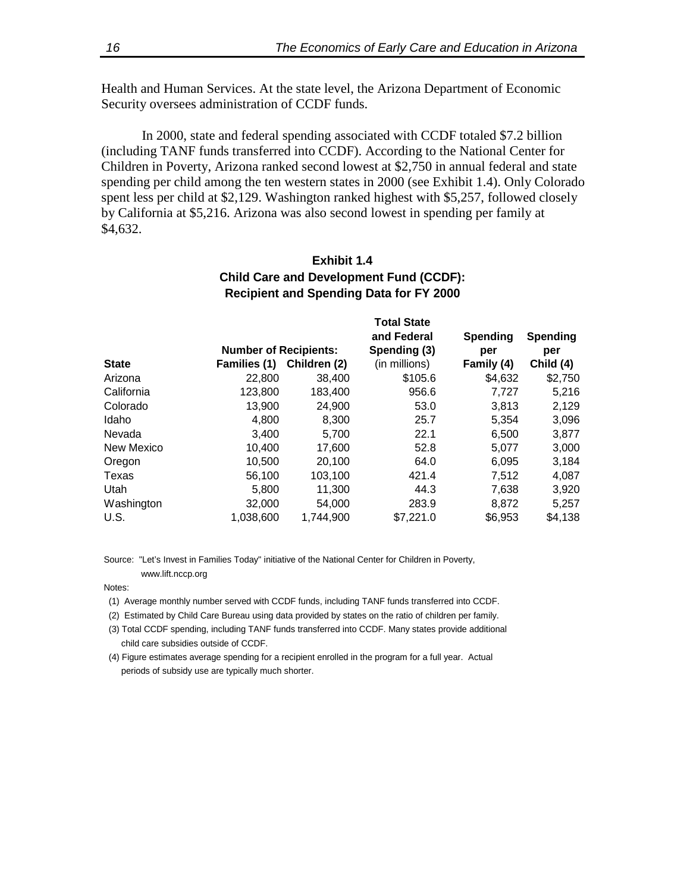Health and Human Services. At the state level, the Arizona Department of Economic Security oversees administration of CCDF funds.

In 2000, state and federal spending associated with CCDF totaled $7.2 billion (including TANF funds transferred into CCDF). According to the National Center for Children in Poverty, Arizona ranked second lowest at $2,750 in annual federal and state spending per child among the ten western states in 2000 (see Exhibit 1.4). Only Colorado spent less per child at $2,129. Washington ranked highest with $5,257, followed closely by California at $5,216. Arizona was also second lowest in spending per family at $4,632.

**Exhibit 1.4**
**Child Care and Development Fund (CCDF):**
**Recipient and Spending Data for FY 2000**

| State | Number of Recipients: Families (1) | Children (2) | Total State and Federal Spending (3) (in millions) | Spending per Family (4) | Spending per Child (4) |
|---|---|---|---|---|---|
| Arizona | 22,800 | 38,400 | $105.6 | $4,632 | $2,750 |
| California | 123,800 | 183,400 | 956.6 | 7,727 | 5,216 |
| Colorado | 13,900 | 24,900 | 53.0 | 3,813 | 2,129 |
| Idaho | 4,800 | 8,300 | 25.7 | 5,354 | 3,096 |
| Nevada | 3,400 | 5,700 | 22.1 | 6,500 | 3,877 |
| New Mexico | 10,400 | 17,600 | 52.8 | 5,077 | 3,000 |
| Oregon | 10,500 | 20,100 | 64.0 | 6,095 | 3,184 |
| Texas | 56,100 | 103,100 | 421.4 | 7,512 | 4,087 |
| Utah | 5,800 | 11,300 | 44.3 | 7,638 | 3,920 |
| Washington | 32,000 | 54,000 | 283.9 | 8,872 | 5,257 |
| U.S. | 1,038,600 | 1,744,900 | $7,221.0 | $6,953 | $4,138 |

Source: "Let's Invest in Families Today" initiative of the National Center for Children in Poverty, www.lift.nccp.org

Notes:

(1) Average monthly number served with CCDF funds, including TANF funds transferred into CCDF.

(2) Estimated by Child Care Bureau using data provided by states on the ratio of children per family.

(3) Total CCDF spending, including TANF funds transferred into CCDF. Many states provide additional child care subsidies outside of CCDF.

(4) Figure estimates average spending for a recipient enrolled in the program for a full year. Actual periods of subsidy use are typically much shorter.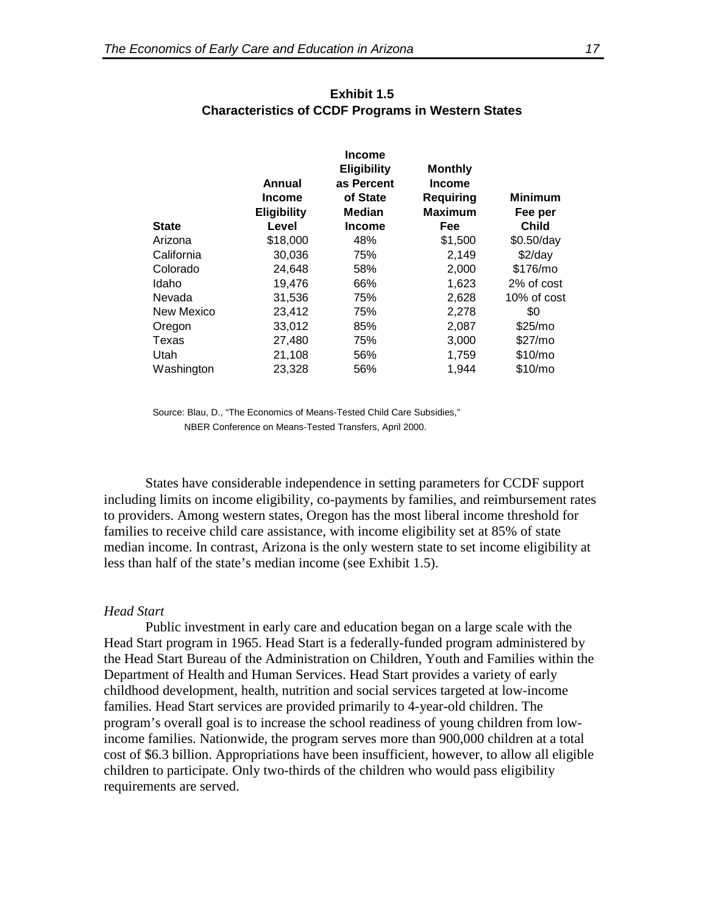**Exhibit 1.5**
**Characteristics of CCDF Programs in Western States**

| State | Annual Income Eligibility Level | Income Eligibility as Percent of State Median Income | Monthly Income Requiring Maximum Fee | Minimum Fee per Child |
|---|---|---|---|---|
| Arizona | $18,000 | 48% | $1,500 | $0.50/day |
| California | 30,036 | 75% | 2,149 | $2/day |
| Colorado | 24,648 | 58% | 2,000 | $176/mo |
| Idaho | 19,476 | 66% | 1,623 | 2% of cost |
| Nevada | 31,536 | 75% | 2,628 | 10% of cost |
| New Mexico | 23,412 | 75% | 2,278 | $0 |
| Oregon | 33,012 | 85% | 2,087 | $25/mo |
| Texas | 27,480 | 75% | 3,000 | $27/mo |
| Utah | 21,108 | 56% | 1,759 | $10/mo |
| Washington | 23,328 | 56% | 1,944 | $10/mo |

Source: Blau, D., "The Economics of Means-Tested Child Care Subsidies," NBER Conference on Means-Tested Transfers, April 2000.

States have considerable independence in setting parameters for CCDF support including limits on income eligibility, co-payments by families, and reimbursement rates to providers. Among western states, Oregon has the most liberal income threshold for families to receive child care assistance, with income eligibility set at 85% of state median income. In contrast, Arizona is the only western state to set income eligibility at less than half of the state's median income (see Exhibit 1.5).

*Head Start*

Public investment in early care and education began on a large scale with the Head Start program in 1965. Head Start is a federally-funded program administered by the Head Start Bureau of the Administration on Children, Youth and Families within the Department of Health and Human Services. Head Start provides a variety of early childhood development, health, nutrition and social services targeted at low-income families. Head Start services are provided primarily to 4-year-old children. The program's overall goal is to increase the school readiness of young children from low-income families. Nationwide, the program serves more than 900,000 children at a total cost of $6.3 billion. Appropriations have been insufficient, however, to allow all eligible children to participate. Only two-thirds of the children who would pass eligibility requirements are served.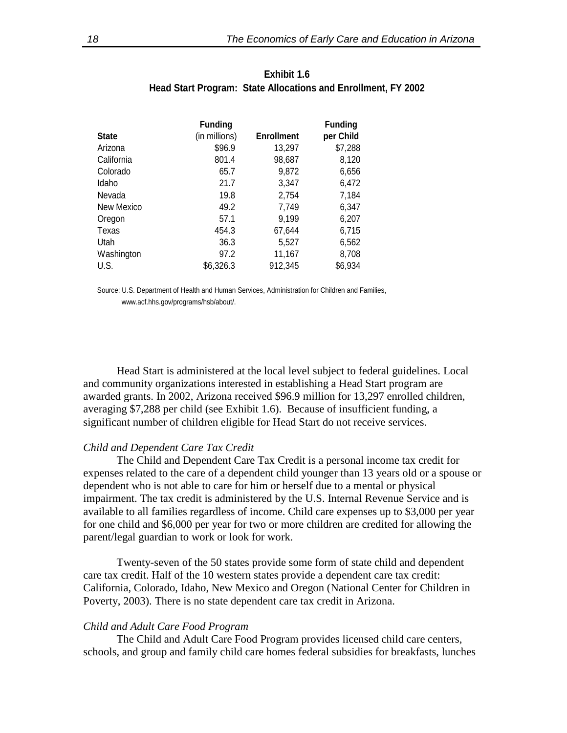**Exhibit 1.6**
**Head Start Program: State Allocations and Enrollment, FY 2002**

| State | Funding (in millions) | Enrollment | Funding per Child |
|---|---|---|---|
| Arizona | $96.9 | 13,297 | $7,288 |
| California | 801.4 | 98,687 | 8,120 |
| Colorado | 65.7 | 9,872 | 6,656 |
| Idaho | 21.7 | 3,347 | 6,472 |
| Nevada | 19.8 | 2,754 | 7,184 |
| New Mexico | 49.2 | 7,749 | 6,347 |
| Oregon | 57.1 | 9,199 | 6,207 |
| Texas | 454.3 | 67,644 | 6,715 |
| Utah | 36.3 | 5,527 | 6,562 |
| Washington | 97.2 | 11,167 | 8,708 |
| U.S. | $6,326.3 | 912,345 | $6,934 |

Source: U.S. Department of Health and Human Services, Administration for Children and Families, www.acf.hhs.gov/programs/hsb/about/.

Head Start is administered at the local level subject to federal guidelines. Local and community organizations interested in establishing a Head Start program are awarded grants. In 2002, Arizona received $96.9 million for 13,297 enrolled children, averaging $7,288 per child (see Exhibit 1.6). Because of insufficient funding, a significant number of children eligible for Head Start do not receive services.

*Child and Dependent Care Tax Credit*

The Child and Dependent Care Tax Credit is a personal income tax credit for expenses related to the care of a dependent child younger than 13 years old or a spouse or dependent who is not able to care for him or herself due to a mental or physical impairment. The tax credit is administered by the U.S. Internal Revenue Service and is available to all families regardless of income. Child care expenses up to $3,000 per year for one child and $6,000 per year for two or more children are credited for allowing the parent/legal guardian to work or look for work.

Twenty-seven of the 50 states provide some form of state child and dependent care tax credit. Half of the 10 western states provide a dependent care tax credit: California, Colorado, Idaho, New Mexico and Oregon (National Center for Children in Poverty, 2003). There is no state dependent care tax credit in Arizona.

*Child and Adult Care Food Program*

The Child and Adult Care Food Program provides licensed child care centers, schools, and group and family child care homes federal subsidies for breakfasts, lunches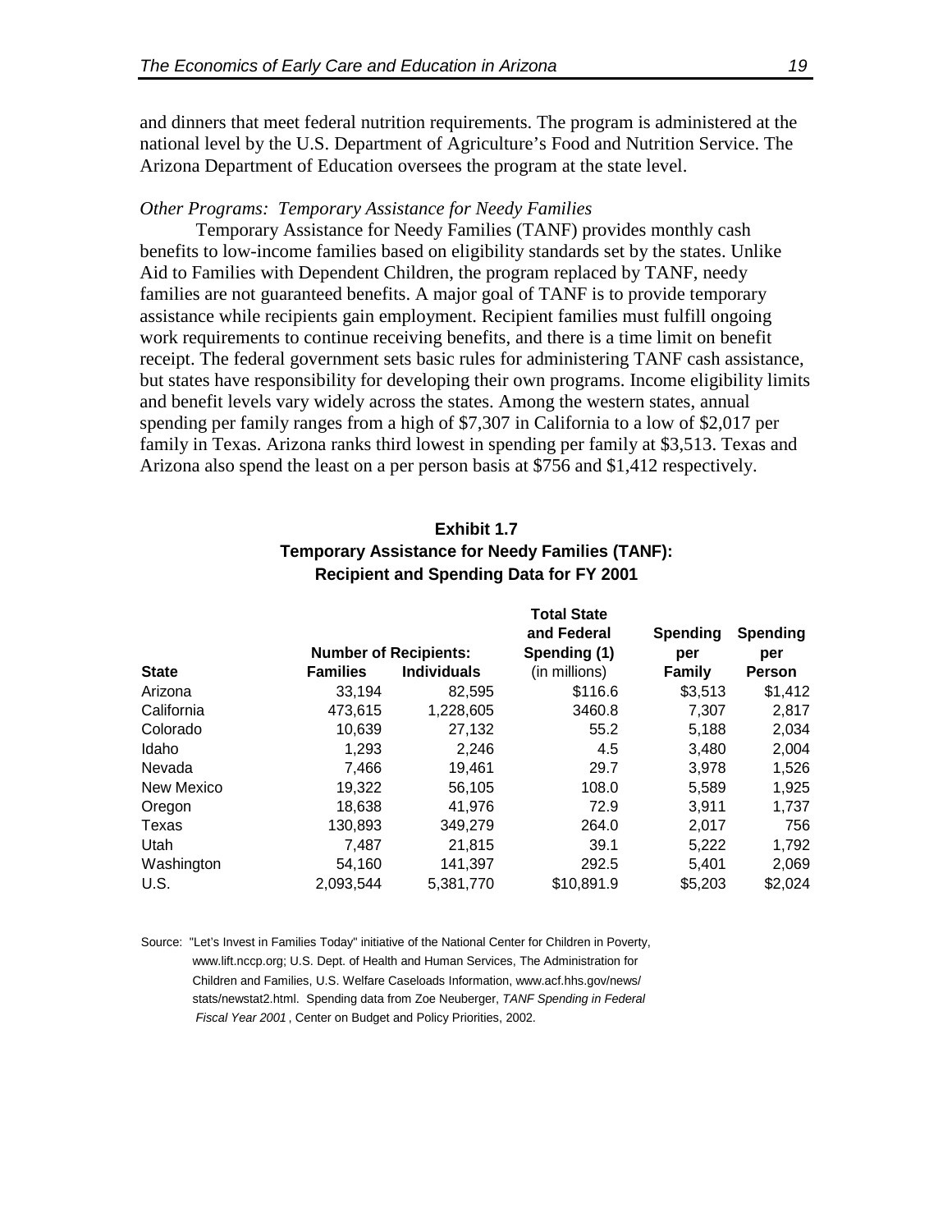and dinners that meet federal nutrition requirements. The program is administered at the national level by the U.S. Department of Agriculture's Food and Nutrition Service. The Arizona Department of Education oversees the program at the state level.

*Other Programs: Temporary Assistance for Needy Families*

Temporary Assistance for Needy Families (TANF) provides monthly cash benefits to low-income families based on eligibility standards set by the states. Unlike Aid to Families with Dependent Children, the program replaced by TANF, needy families are not guaranteed benefits. A major goal of TANF is to provide temporary assistance while recipients gain employment. Recipient families must fulfill ongoing work requirements to continue receiving benefits, and there is a time limit on benefit receipt. The federal government sets basic rules for administering TANF cash assistance, but states have responsibility for developing their own programs. Income eligibility limits and benefit levels vary widely across the states. Among the western states, annual spending per family ranges from a high of $7,307 in California to a low of $2,017 per family in Texas. Arizona ranks third lowest in spending per family at $3,513. Texas and Arizona also spend the least on a per person basis at $756 and $1,412 respectively.

**Exhibit 1.7**
**Temporary Assistance for Needy Families (TANF):**
**Recipient and Spending Data for FY 2001**

| | Number of Recipients: | | Total State and Federal Spending (1) | Spending per | Spending per |
|---|---|---|---|---|---|
| **State** | **Families** | **Individuals** | (in millions) | **Family** | **Person** |
| Arizona | 33,194 | 82,595 | $116.6 | $3,513 | $1,412 |
| California | 473,615 | 1,228,605 | 3460.8 | 7,307 | 2,817 |
| Colorado | 10,639 | 27,132 | 55.2 | 5,188 | 2,034 |
| Idaho | 1,293 | 2,246 | 4.5 | 3,480 | 2,004 |
| Nevada | 7,466 | 19,461 | 29.7 | 3,978 | 1,526 |
| New Mexico | 19,322 | 56,105 | 108.0 | 5,589 | 1,925 |
| Oregon | 18,638 | 41,976 | 72.9 | 3,911 | 1,737 |
| Texas | 130,893 | 349,279 | 264.0 | 2,017 | 756 |
| Utah | 7,487 | 21,815 | 39.1 | 5,222 | 1,792 |
| Washington | 54,160 | 141,397 | 292.5 | 5,401 | 2,069 |
| U.S. | 2,093,544 | 5,381,770 | $10,891.9 | $5,203 | $2,024 |

Source: "Let's Invest in Families Today" initiative of the National Center for Children in Poverty, www.lift.nccp.org; U.S. Dept. of Health and Human Services, The Administration for Children and Families, U.S. Welfare Caseloads Information, www.acf.hhs.gov/news/stats/newstat2.html. Spending data from Zoe Neuberger, *TANF Spending in Federal Fiscal Year 2001*, Center on Budget and Policy Priorities, 2002.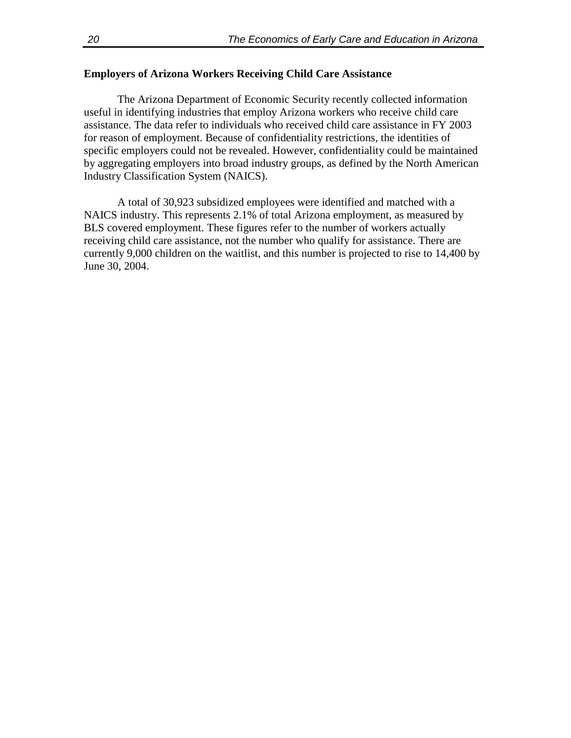## Employers of Arizona Workers Receiving Child Care Assistance

The Arizona Department of Economic Security recently collected information useful in identifying industries that employ Arizona workers who receive child care assistance. The data refer to individuals who received child care assistance in FY 2003 for reason of employment. Because of confidentiality restrictions, the identities of specific employers could not be revealed. However, confidentiality could be maintained by aggregating employers into broad industry groups, as defined by the North American Industry Classification System (NAICS).

A total of 30,923 subsidized employees were identified and matched with a NAICS industry. This represents 2.1% of total Arizona employment, as measured by BLS covered employment. These figures refer to the number of workers actually receiving child care assistance, not the number who qualify for assistance. There are currently 9,000 children on the waitlist, and this number is projected to rise to 14,400 by June 30, 2004.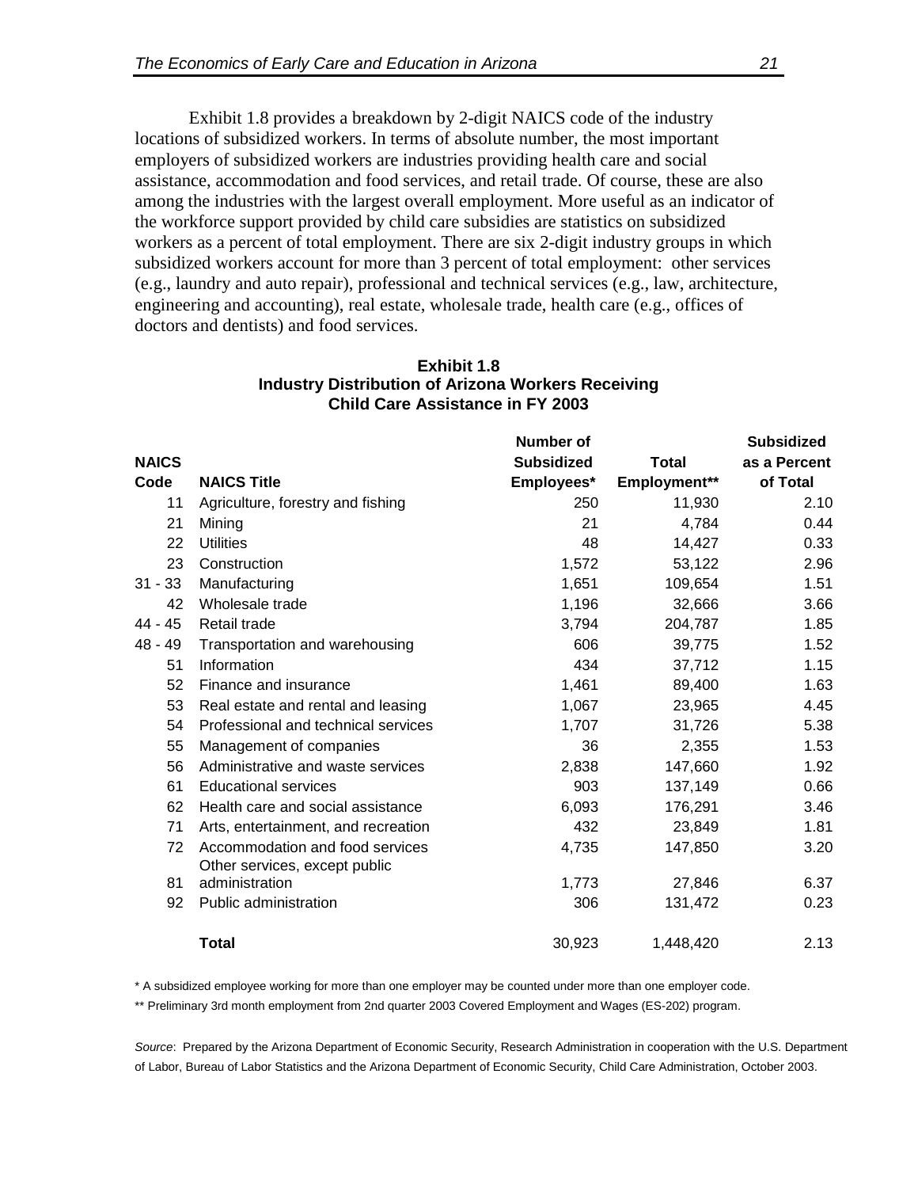Exhibit 1.8 provides a breakdown by 2-digit NAICS code of the industry locations of subsidized workers. In terms of absolute number, the most important employers of subsidized workers are industries providing health care and social assistance, accommodation and food services, and retail trade. Of course, these are also among the industries with the largest overall employment. More useful as an indicator of the workforce support provided by child care subsidies are statistics on subsidized workers as a percent of total employment. There are six 2-digit industry groups in which subsidized workers account for more than 3 percent of total employment: other services (e.g., laundry and auto repair), professional and technical services (e.g., law, architecture, engineering and accounting), real estate, wholesale trade, health care (e.g., offices of doctors and dentists) and food services.

**Exhibit 1.8**
**Industry Distribution of Arizona Workers Receiving Child Care Assistance in FY 2003**

| NAICS Code | NAICS Title | Number of Subsidized Employees* | Total Employment** | Subsidized as a Percent of Total |
|---|---|---|---|---|
| 11 | Agriculture, forestry and fishing | 250 | 11,930 | 2.10 |
| 21 | Mining | 21 | 4,784 | 0.44 |
| 22 | Utilities | 48 | 14,427 | 0.33 |
| 23 | Construction | 1,572 | 53,122 | 2.96 |
| 31 - 33 | Manufacturing | 1,651 | 109,654 | 1.51 |
| 42 | Wholesale trade | 1,196 | 32,666 | 3.66 |
| 44 - 45 | Retail trade | 3,794 | 204,787 | 1.85 |
| 48 - 49 | Transportation and warehousing | 606 | 39,775 | 1.52 |
| 51 | Information | 434 | 37,712 | 1.15 |
| 52 | Finance and insurance | 1,461 | 89,400 | 1.63 |
| 53 | Real estate and rental and leasing | 1,067 | 23,965 | 4.45 |
| 54 | Professional and technical services | 1,707 | 31,726 | 5.38 |
| 55 | Management of companies | 36 | 2,355 | 1.53 |
| 56 | Administrative and waste services | 2,838 | 147,660 | 1.92 |
| 61 | Educational services | 903 | 137,149 | 0.66 |
| 62 | Health care and social assistance | 6,093 | 176,291 | 3.46 |
| 71 | Arts, entertainment, and recreation | 432 | 23,849 | 1.81 |
| 72 | Accommodation and food services | 4,735 | 147,850 | 3.20 |
| 81 | Other services, except public administration | 1,773 | 27,846 | 6.37 |
| 92 | Public administration | 306 | 131,472 | 0.23 |
| | **Total** | 30,923 | 1,448,420 | 2.13 |

\* A subsidized employee working for more than one employer may be counted under more than one employer code.

\*\* Preliminary 3rd month employment from 2nd quarter 2003 Covered Employment and Wages (ES-202) program.

*Source*: Prepared by the Arizona Department of Economic Security, Research Administration in cooperation with the U.S. Department of Labor, Bureau of Labor Statistics and the Arizona Department of Economic Security, Child Care Administration, October 2003.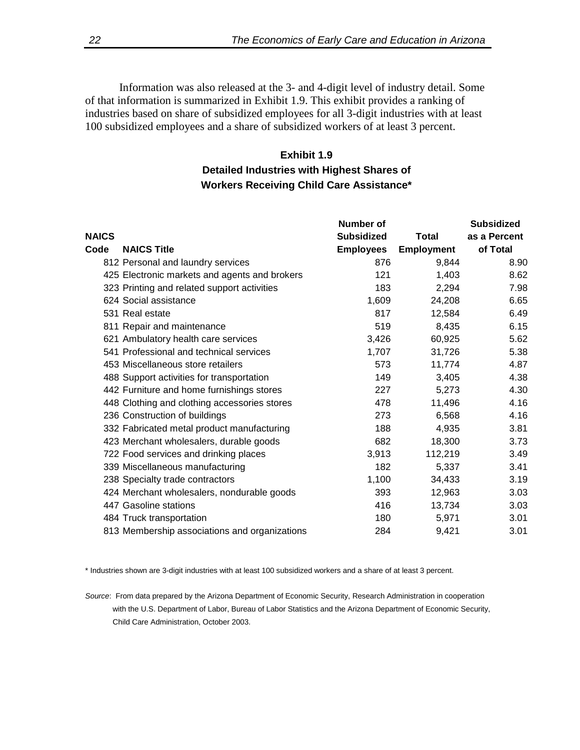Information was also released at the 3- and 4-digit level of industry detail. Some of that information is summarized in Exhibit 1.9. This exhibit provides a ranking of industries based on share of subsidized employees for all 3-digit industries with at least 100 subsidized employees and a share of subsidized workers of at least 3 percent.

**Exhibit 1.9**
**Detailed Industries with Highest Shares of Workers Receiving Child Care Assistance***

| NAICS Code | NAICS Title | Number of Subsidized Employees | Total Employment | Subsidized as a Percent of Total |
|---|---|---|---|---|
| 812 | Personal and laundry services | 876 | 9,844 | 8.90 |
| 425 | Electronic markets and agents and brokers | 121 | 1,403 | 8.62 |
| 323 | Printing and related support activities | 183 | 2,294 | 7.98 |
| 624 | Social assistance | 1,609 | 24,208 | 6.65 |
| 531 | Real estate | 817 | 12,584 | 6.49 |
| 811 | Repair and maintenance | 519 | 8,435 | 6.15 |
| 621 | Ambulatory health care services | 3,426 | 60,925 | 5.62 |
| 541 | Professional and technical services | 1,707 | 31,726 | 5.38 |
| 453 | Miscellaneous store retailers | 573 | 11,774 | 4.87 |
| 488 | Support activities for transportation | 149 | 3,405 | 4.38 |
| 442 | Furniture and home furnishings stores | 227 | 5,273 | 4.30 |
| 448 | Clothing and clothing accessories stores | 478 | 11,496 | 4.16 |
| 236 | Construction of buildings | 273 | 6,568 | 4.16 |
| 332 | Fabricated metal product manufacturing | 188 | 4,935 | 3.81 |
| 423 | Merchant wholesalers, durable goods | 682 | 18,300 | 3.73 |
| 722 | Food services and drinking places | 3,913 | 112,219 | 3.49 |
| 339 | Miscellaneous manufacturing | 182 | 5,337 | 3.41 |
| 238 | Specialty trade contractors | 1,100 | 34,433 | 3.19 |
| 424 | Merchant wholesalers, nondurable goods | 393 | 12,963 | 3.03 |
| 447 | Gasoline stations | 416 | 13,734 | 3.03 |
| 484 | Truck transportation | 180 | 5,971 | 3.01 |
| 813 | Membership associations and organizations | 284 | 9,421 | 3.01 |

* Industries shown are 3-digit industries with at least 100 subsidized workers and a share of at least 3 percent.

*Source*: From data prepared by the Arizona Department of Economic Security, Research Administration in cooperation with the U.S. Department of Labor, Bureau of Labor Statistics and the Arizona Department of Economic Security, Child Care Administration, October 2003.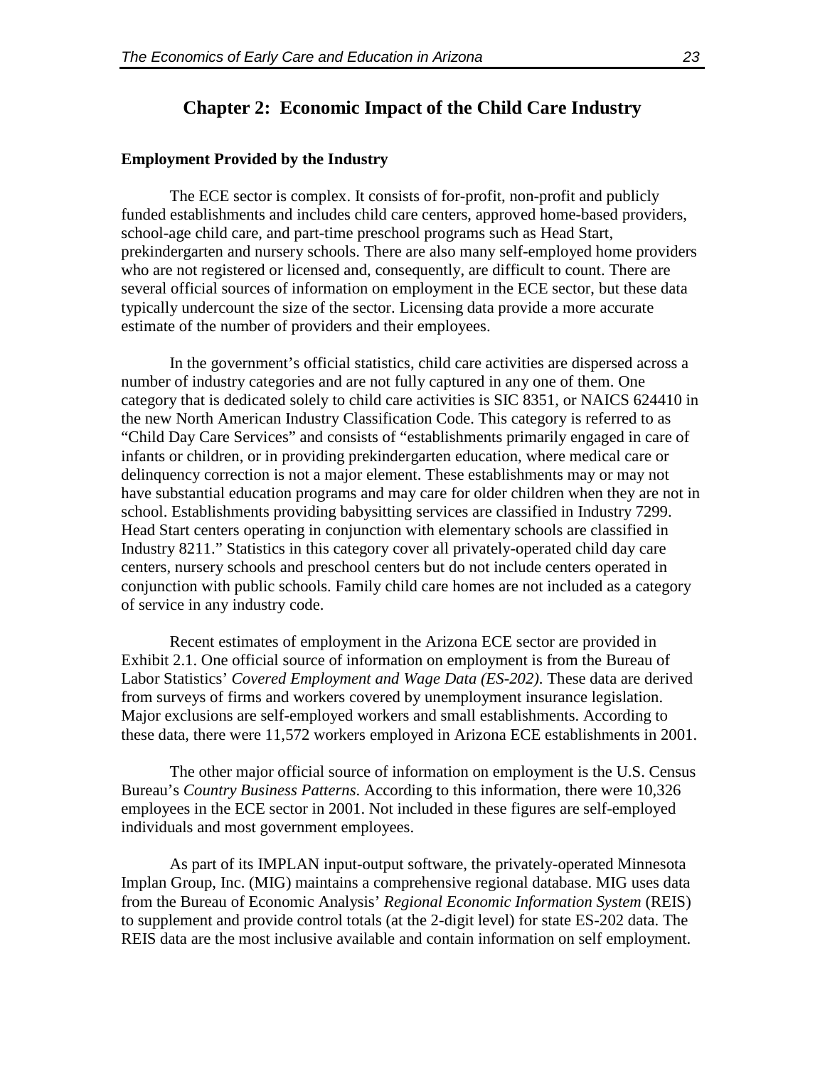## Chapter 2: Economic Impact of the Child Care Industry

### Employment Provided by the Industry

The ECE sector is complex. It consists of for-profit, non-profit and publicly funded establishments and includes child care centers, approved home-based providers, school-age child care, and part-time preschool programs such as Head Start, prekindergarten and nursery schools. There are also many self-employed home providers who are not registered or licensed and, consequently, are difficult to count. There are several official sources of information on employment in the ECE sector, but these data typically undercount the size of the sector. Licensing data provide a more accurate estimate of the number of providers and their employees.

In the government's official statistics, child care activities are dispersed across a number of industry categories and are not fully captured in any one of them. One category that is dedicated solely to child care activities is SIC 8351, or NAICS 624410 in the new North American Industry Classification Code. This category is referred to as "Child Day Care Services" and consists of "establishments primarily engaged in care of infants or children, or in providing prekindergarten education, where medical care or delinquency correction is not a major element. These establishments may or may not have substantial education programs and may care for older children when they are not in school. Establishments providing babysitting services are classified in Industry 7299. Head Start centers operating in conjunction with elementary schools are classified in Industry 8211." Statistics in this category cover all privately-operated child day care centers, nursery schools and preschool centers but do not include centers operated in conjunction with public schools. Family child care homes are not included as a category of service in any industry code.

Recent estimates of employment in the Arizona ECE sector are provided in Exhibit 2.1. One official source of information on employment is from the Bureau of Labor Statistics' *Covered Employment and Wage Data (ES-202)*. These data are derived from surveys of firms and workers covered by unemployment insurance legislation. Major exclusions are self-employed workers and small establishments. According to these data, there were 11,572 workers employed in Arizona ECE establishments in 2001.

The other major official source of information on employment is the U.S. Census Bureau's *Country Business Patterns*. According to this information, there were 10,326 employees in the ECE sector in 2001. Not included in these figures are self-employed individuals and most government employees.

As part of its IMPLAN input-output software, the privately-operated Minnesota Implan Group, Inc. (MIG) maintains a comprehensive regional database. MIG uses data from the Bureau of Economic Analysis' *Regional Economic Information System* (REIS) to supplement and provide control totals (at the 2-digit level) for state ES-202 data. The REIS data are the most inclusive available and contain information on self employment.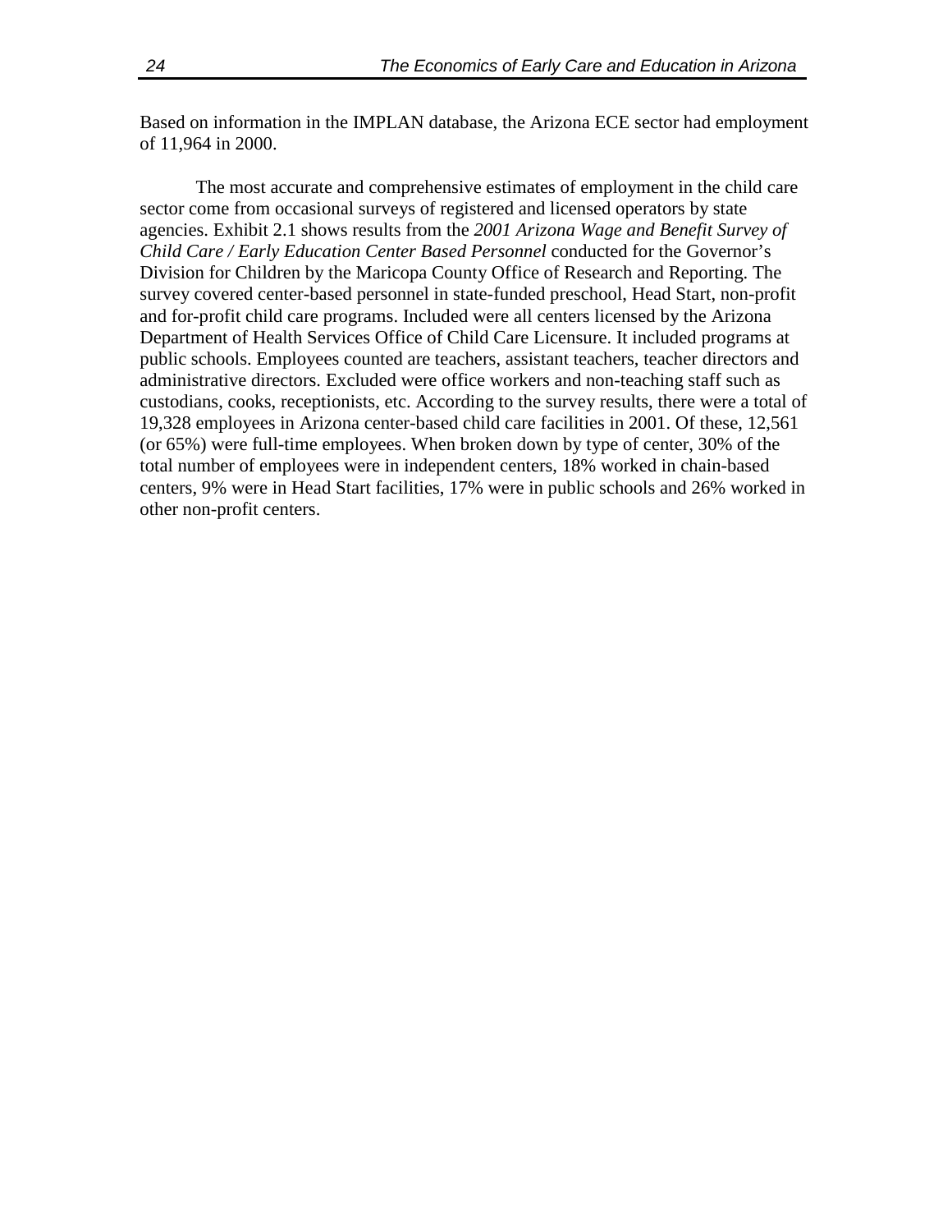Based on information in the IMPLAN database, the Arizona ECE sector had employment of 11,964 in 2000.

The most accurate and comprehensive estimates of employment in the child care sector come from occasional surveys of registered and licensed operators by state agencies. Exhibit 2.1 shows results from the *2001 Arizona Wage and Benefit Survey of Child Care / Early Education Center Based Personnel* conducted for the Governor's Division for Children by the Maricopa County Office of Research and Reporting. The survey covered center-based personnel in state-funded preschool, Head Start, non-profit and for-profit child care programs. Included were all centers licensed by the Arizona Department of Health Services Office of Child Care Licensure. It included programs at public schools. Employees counted are teachers, assistant teachers, teacher directors and administrative directors. Excluded were office workers and non-teaching staff such as custodians, cooks, receptionists, etc. According to the survey results, there were a total of 19,328 employees in Arizona center-based child care facilities in 2001. Of these, 12,561 (or 65%) were full-time employees. When broken down by type of center, 30% of the total number of employees were in independent centers, 18% worked in chain-based centers, 9% were in Head Start facilities, 17% were in public schools and 26% worked in other non-profit centers.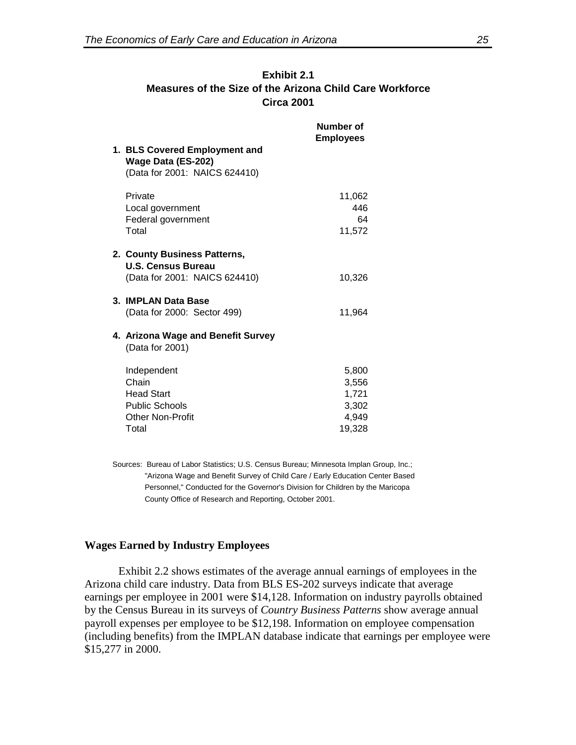**Exhibit 2.1**
**Measures of the Size of the Arizona Child Care Workforce**
**Circa 2001**

| | Number of Employees |
|---|---|
| **1. BLS Covered Employment and Wage Data (ES-202)** (Data for 2001: NAICS 624410) | |
| Private | 11,062 |
| Local government | 446 |
| Federal government | 64 |
| Total | 11,572 |
| **2. County Business Patterns, U.S. Census Bureau** (Data for 2001: NAICS 624410) | 10,326 |
| **3. IMPLAN Data Base** (Data for 2000: Sector 499) | 11,964 |
| **4. Arizona Wage and Benefit Survey** (Data for 2001) | |
| Independent | 5,800 |
| Chain | 3,556 |
| Head Start | 1,721 |
| Public Schools | 3,302 |
| Other Non-Profit | 4,949 |
| Total | 19,328 |

Sources: Bureau of Labor Statistics; U.S. Census Bureau; Minnesota Implan Group, Inc.; "Arizona Wage and Benefit Survey of Child Care / Early Education Center Based Personnel," Conducted for the Governor's Division for Children by the Maricopa County Office of Research and Reporting, October 2001.

### Wages Earned by Industry Employees

Exhibit 2.2 shows estimates of the average annual earnings of employees in the Arizona child care industry. Data from BLS ES-202 surveys indicate that average earnings per employee in 2001 were $14,128. Information on industry payrolls obtained by the Census Bureau in its surveys of *Country Business Patterns* show average annual payroll expenses per employee to be $12,198. Information on employee compensation (including benefits) from the IMPLAN database indicate that earnings per employee were $15,277 in 2000.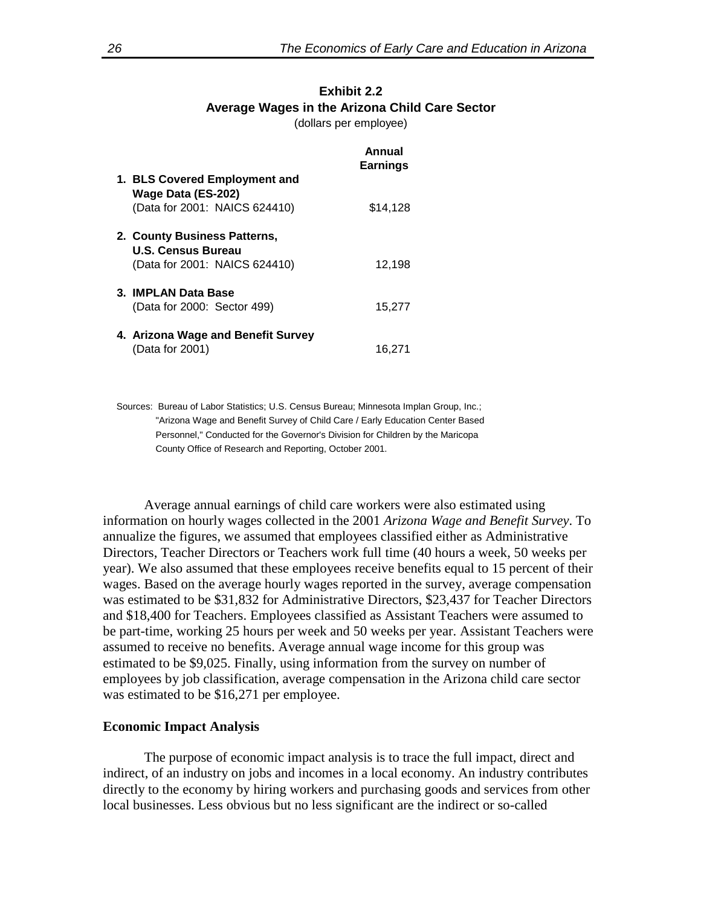**Exhibit 2.2**
**Average Wages in the Arizona Child Care Sector**
(dollars per employee)

| | Annual Earnings |
|---|---|
| **1. BLS Covered Employment and Wage Data (ES-202)** (Data for 2001: NAICS 624410) | $14,128 |
| **2. County Business Patterns, U.S. Census Bureau** (Data for 2001: NAICS 624410) | 12,198 |
| **3. IMPLAN Data Base** (Data for 2000: Sector 499) | 15,277 |
| **4. Arizona Wage and Benefit Survey** (Data for 2001) | 16,271 |

Sources: Bureau of Labor Statistics; U.S. Census Bureau; Minnesota Implan Group, Inc.; "Arizona Wage and Benefit Survey of Child Care / Early Education Center Based Personnel," Conducted for the Governor's Division for Children by the Maricopa County Office of Research and Reporting, October 2001.

Average annual earnings of child care workers were also estimated using information on hourly wages collected in the 2001 *Arizona Wage and Benefit Survey*. To annualize the figures, we assumed that employees classified either as Administrative Directors, Teacher Directors or Teachers work full time (40 hours a week, 50 weeks per year). We also assumed that these employees receive benefits equal to 15 percent of their wages. Based on the average hourly wages reported in the survey, average compensation was estimated to be $31,832 for Administrative Directors, $23,437 for Teacher Directors and $18,400 for Teachers. Employees classified as Assistant Teachers were assumed to be part-time, working 25 hours per week and 50 weeks per year. Assistant Teachers were assumed to receive no benefits. Average annual wage income for this group was estimated to be $9,025. Finally, using information from the survey on number of employees by job classification, average compensation in the Arizona child care sector was estimated to be $16,271 per employee.

**Economic Impact Analysis**

The purpose of economic impact analysis is to trace the full impact, direct and indirect, of an industry on jobs and incomes in a local economy. An industry contributes directly to the economy by hiring workers and purchasing goods and services from other local businesses. Less obvious but no less significant are the indirect or so-called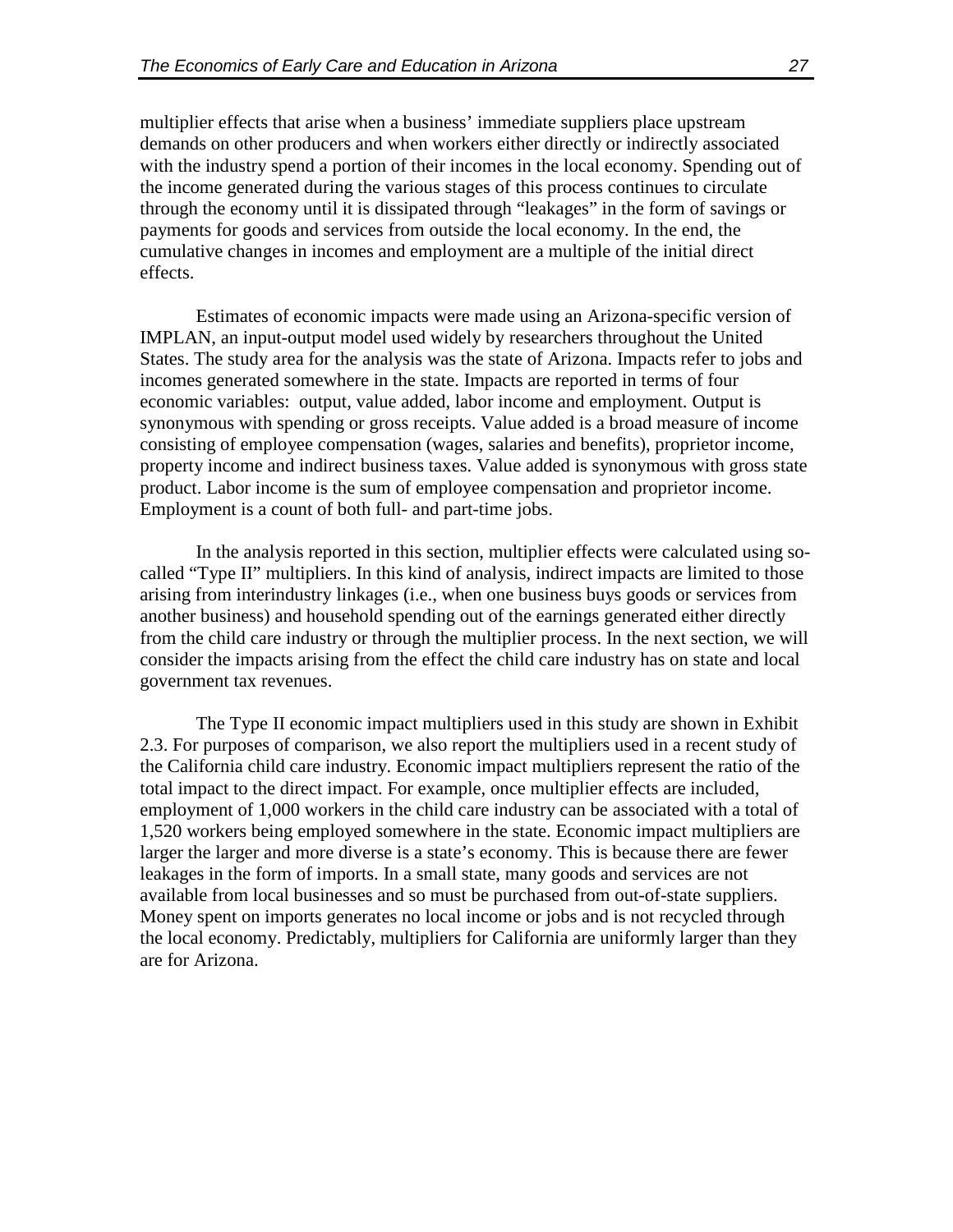multiplier effects that arise when a business' immediate suppliers place upstream demands on other producers and when workers either directly or indirectly associated with the industry spend a portion of their incomes in the local economy. Spending out of the income generated during the various stages of this process continues to circulate through the economy until it is dissipated through "leakages" in the form of savings or payments for goods and services from outside the local economy. In the end, the cumulative changes in incomes and employment are a multiple of the initial direct effects.

Estimates of economic impacts were made using an Arizona-specific version of IMPLAN, an input-output model used widely by researchers throughout the United States. The study area for the analysis was the state of Arizona. Impacts refer to jobs and incomes generated somewhere in the state. Impacts are reported in terms of four economic variables: output, value added, labor income and employment. Output is synonymous with spending or gross receipts. Value added is a broad measure of income consisting of employee compensation (wages, salaries and benefits), proprietor income, property income and indirect business taxes. Value added is synonymous with gross state product. Labor income is the sum of employee compensation and proprietor income. Employment is a count of both full- and part-time jobs.

In the analysis reported in this section, multiplier effects were calculated using so-called "Type II" multipliers. In this kind of analysis, indirect impacts are limited to those arising from interindustry linkages (i.e., when one business buys goods or services from another business) and household spending out of the earnings generated either directly from the child care industry or through the multiplier process. In the next section, we will consider the impacts arising from the effect the child care industry has on state and local government tax revenues.

The Type II economic impact multipliers used in this study are shown in Exhibit 2.3. For purposes of comparison, we also report the multipliers used in a recent study of the California child care industry. Economic impact multipliers represent the ratio of the total impact to the direct impact. For example, once multiplier effects are included, employment of 1,000 workers in the child care industry can be associated with a total of 1,520 workers being employed somewhere in the state. Economic impact multipliers are larger the larger and more diverse is a state's economy. This is because there are fewer leakages in the form of imports. In a small state, many goods and services are not available from local businesses and so must be purchased from out-of-state suppliers. Money spent on imports generates no local income or jobs and is not recycled through the local economy. Predictably, multipliers for California are uniformly larger than they are for Arizona.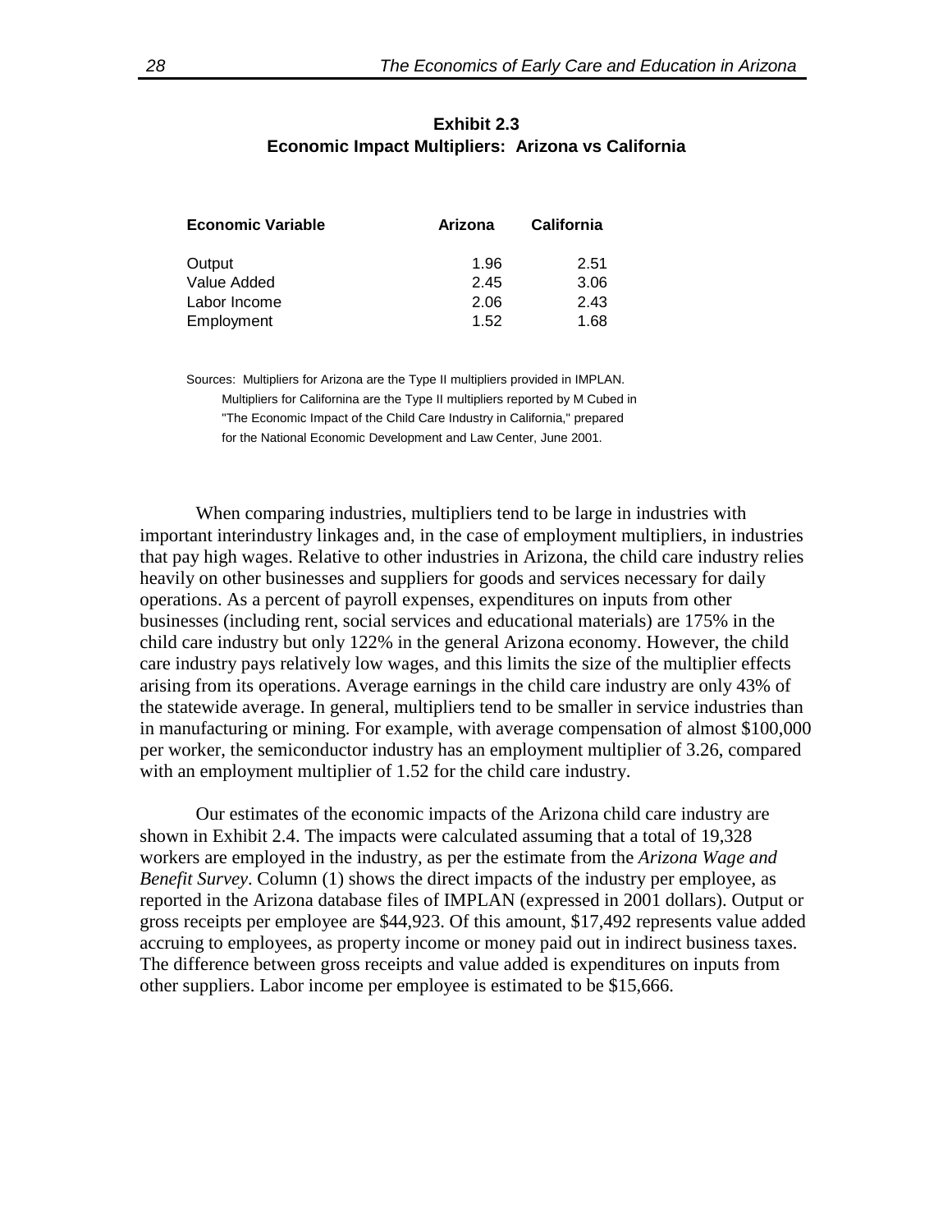**Exhibit 2.3**
**Economic Impact Multipliers: Arizona vs California**

| Economic Variable | Arizona | California |
|---|---|---|
| Output | 1.96 | 2.51 |
| Value Added | 2.45 | 3.06 |
| Labor Income | 2.06 | 2.43 |
| Employment | 1.52 | 1.68 |

Sources: Multipliers for Arizona are the Type II multipliers provided in IMPLAN. Multipliers for Californina are the Type II multipliers reported by M Cubed in "The Economic Impact of the Child Care Industry in California," prepared for the National Economic Development and Law Center, June 2001.

When comparing industries, multipliers tend to be large in industries with important interindustry linkages and, in the case of employment multipliers, in industries that pay high wages. Relative to other industries in Arizona, the child care industry relies heavily on other businesses and suppliers for goods and services necessary for daily operations. As a percent of payroll expenses, expenditures on inputs from other businesses (including rent, social services and educational materials) are 175% in the child care industry but only 122% in the general Arizona economy. However, the child care industry pays relatively low wages, and this limits the size of the multiplier effects arising from its operations. Average earnings in the child care industry are only 43% of the statewide average. In general, multipliers tend to be smaller in service industries than in manufacturing or mining. For example, with average compensation of almost $100,000 per worker, the semiconductor industry has an employment multiplier of 3.26, compared with an employment multiplier of 1.52 for the child care industry.

Our estimates of the economic impacts of the Arizona child care industry are shown in Exhibit 2.4. The impacts were calculated assuming that a total of 19,328 workers are employed in the industry, as per the estimate from the *Arizona Wage and Benefit Survey*. Column (1) shows the direct impacts of the industry per employee, as reported in the Arizona database files of IMPLAN (expressed in 2001 dollars). Output or gross receipts per employee are $44,923. Of this amount, $17,492 represents value added accruing to employees, as property income or money paid out in indirect business taxes. The difference between gross receipts and value added is expenditures on inputs from other suppliers. Labor income per employee is estimated to be $15,666.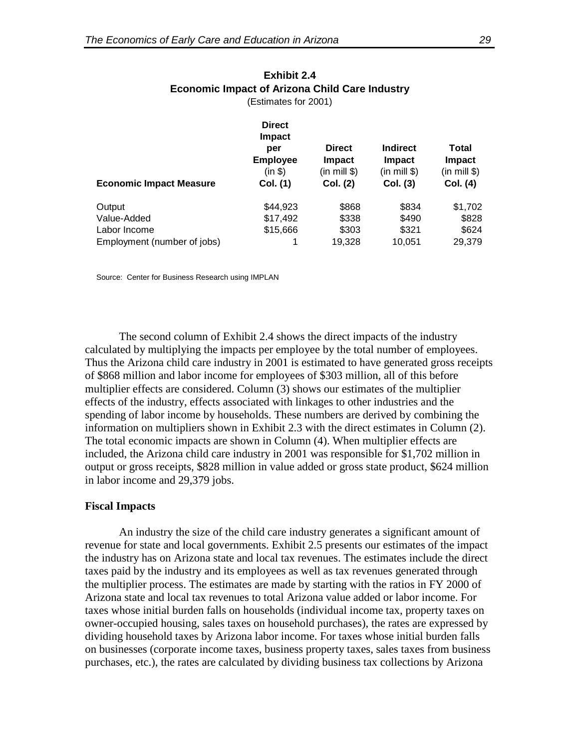**Exhibit 2.4**
**Economic Impact of Arizona Child Care Industry**
(Estimates for 2001)

| Economic Impact Measure | Direct Impact per Employee (in $) Col. (1) | Direct Impact (in mill $) Col. (2) | Indirect Impact (in mill $) Col. (3) | Total Impact (in mill $) Col. (4) |
|---|---|---|---|---|
| Output | $44,923 | $868 | $834 | $1,702 |
| Value-Added | $17,492 | $338 | $490 | $828 |
| Labor Income | $15,666 | $303 | $321 | $624 |
| Employment (number of jobs) | 1 | 19,328 | 10,051 | 29,379 |

Source: Center for Business Research using IMPLAN

The second column of Exhibit 2.4 shows the direct impacts of the industry calculated by multiplying the impacts per employee by the total number of employees. Thus the Arizona child care industry in 2001 is estimated to have generated gross receipts of $868 million and labor income for employees of $303 million, all of this before multiplier effects are considered. Column (3) shows our estimates of the multiplier effects of the industry, effects associated with linkages to other industries and the spending of labor income by households. These numbers are derived by combining the information on multipliers shown in Exhibit 2.3 with the direct estimates in Column (2). The total economic impacts are shown in Column (4). When multiplier effects are included, the Arizona child care industry in 2001 was responsible for $1,702 million in output or gross receipts, $828 million in value added or gross state product, $624 million in labor income and 29,379 jobs.

**Fiscal Impacts**

An industry the size of the child care industry generates a significant amount of revenue for state and local governments. Exhibit 2.5 presents our estimates of the impact the industry has on Arizona state and local tax revenues. The estimates include the direct taxes paid by the industry and its employees as well as tax revenues generated through the multiplier process. The estimates are made by starting with the ratios in FY 2000 of Arizona state and local tax revenues to total Arizona value added or labor income. For taxes whose initial burden falls on households (individual income tax, property taxes on owner-occupied housing, sales taxes on household purchases), the rates are expressed by dividing household taxes by Arizona labor income. For taxes whose initial burden falls on businesses (corporate income taxes, business property taxes, sales taxes from business purchases, etc.), the rates are calculated by dividing business tax collections by Arizona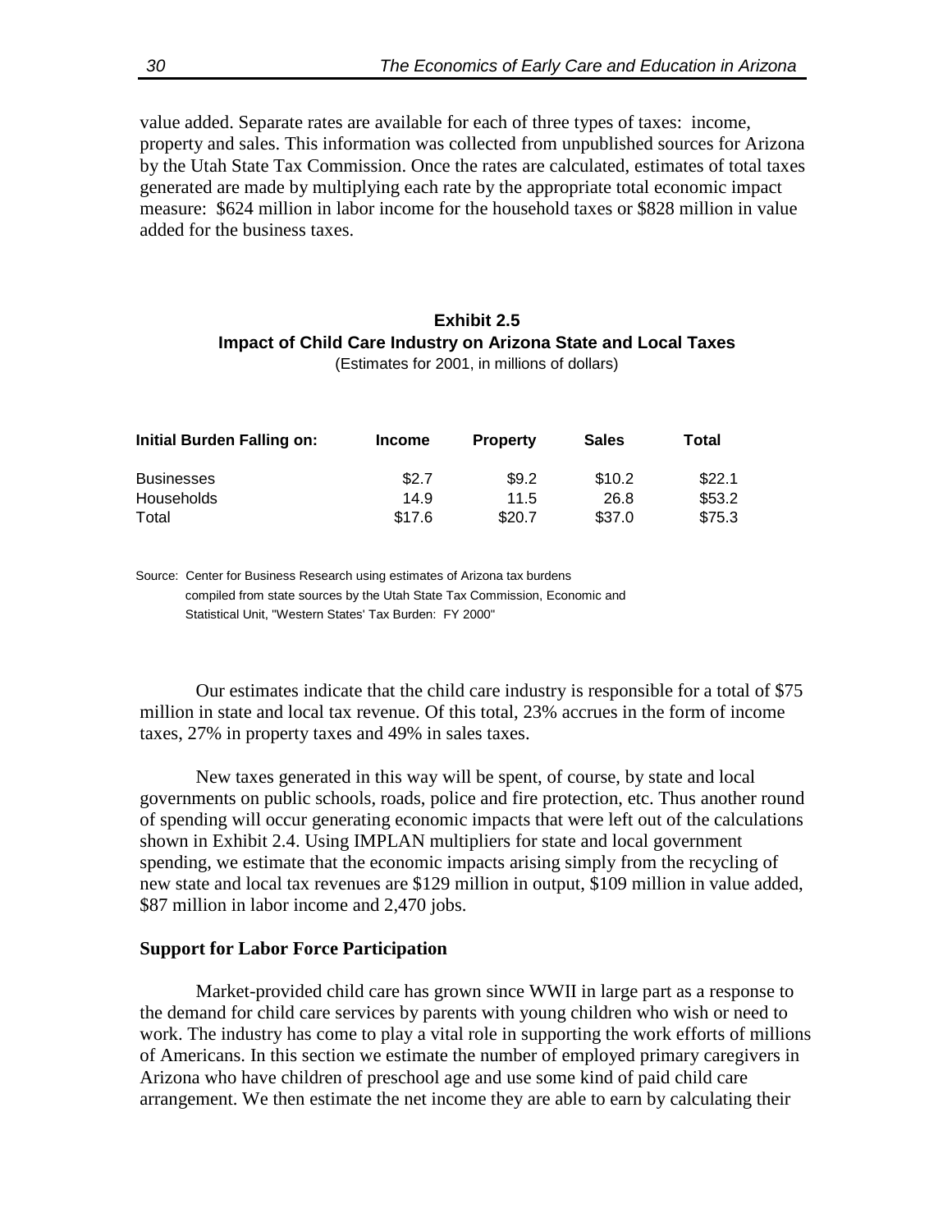value added. Separate rates are available for each of three types of taxes: income, property and sales. This information was collected from unpublished sources for Arizona by the Utah State Tax Commission. Once the rates are calculated, estimates of total taxes generated are made by multiplying each rate by the appropriate total economic impact measure: $624 million in labor income for the household taxes or $828 million in value added for the business taxes.

**Exhibit 2.5**
**Impact of Child Care Industry on Arizona State and Local Taxes**
(Estimates for 2001, in millions of dollars)

| Initial Burden Falling on: | Income | Property | Sales | Total |
|---|---|---|---|---|
| Businesses | $2.7 | $9.2 | $10.2 | $22.1 |
| Households | 14.9 | 11.5 | 26.8 | $53.2 |
| Total | $17.6 | $20.7 | $37.0 | $75.3 |

Source: Center for Business Research using estimates of Arizona tax burdens compiled from state sources by the Utah State Tax Commission, Economic and Statistical Unit, "Western States' Tax Burden: FY 2000"

Our estimates indicate that the child care industry is responsible for a total of $75 million in state and local tax revenue. Of this total, 23% accrues in the form of income taxes, 27% in property taxes and 49% in sales taxes.

New taxes generated in this way will be spent, of course, by state and local governments on public schools, roads, police and fire protection, etc. Thus another round of spending will occur generating economic impacts that were left out of the calculations shown in Exhibit 2.4. Using IMPLAN multipliers for state and local government spending, we estimate that the economic impacts arising simply from the recycling of new state and local tax revenues are $129 million in output, $109 million in value added, $87 million in labor income and 2,470 jobs.

**Support for Labor Force Participation**

Market-provided child care has grown since WWII in large part as a response to the demand for child care services by parents with young children who wish or need to work. The industry has come to play a vital role in supporting the work efforts of millions of Americans. In this section we estimate the number of employed primary caregivers in Arizona who have children of preschool age and use some kind of paid child care arrangement. We then estimate the net income they are able to earn by calculating their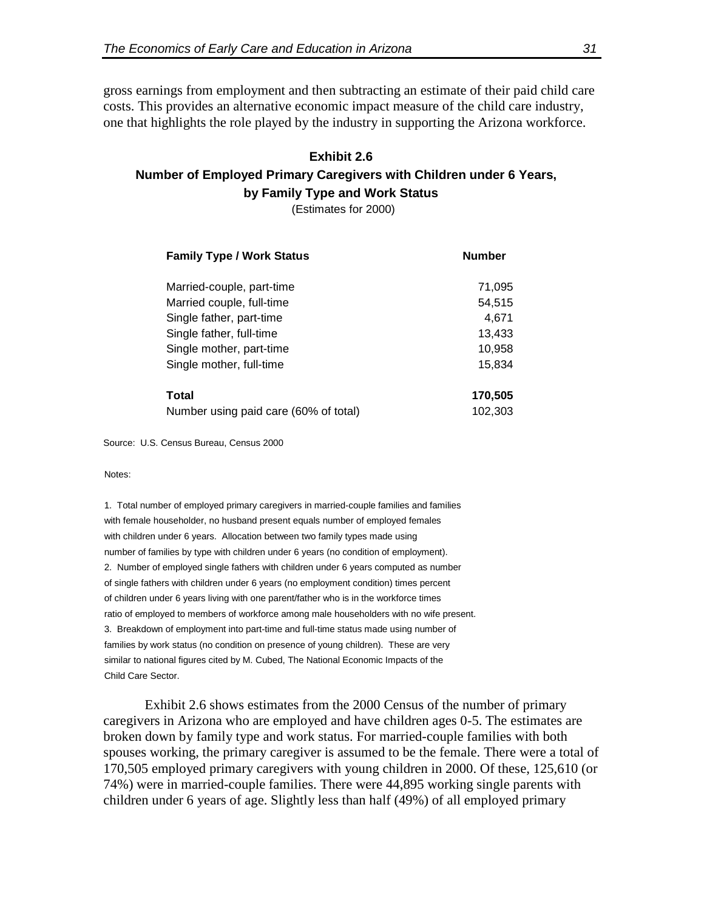gross earnings from employment and then subtracting an estimate of their paid child care costs. This provides an alternative economic impact measure of the child care industry, one that highlights the role played by the industry in supporting the Arizona workforce.

**Exhibit 2.6**

**Number of Employed Primary Caregivers with Children under 6 Years, by Family Type and Work Status**

(Estimates for 2000)

| Family Type / Work Status | Number |
|---|---|
| Married-couple, part-time | 71,095 |
| Married couple, full-time | 54,515 |
| Single father, part-time | 4,671 |
| Single father, full-time | 13,433 |
| Single mother, part-time | 10,958 |
| Single mother, full-time | 15,834 |
| **Total** | **170,505** |
| Number using paid care (60% of total) | 102,303 |

Source: U.S. Census Bureau, Census 2000

Notes:

1. Total number of employed primary caregivers in married-couple families and families with female householder, no husband present equals number of employed females with children under 6 years. Allocation between two family types made using number of families by type with children under 6 years (no condition of employment).
2. Number of employed single fathers with children under 6 years computed as number of single fathers with children under 6 years (no employment condition) times percent of children under 6 years living with one parent/father who is in the workforce times ratio of employed to members of workforce among male householders with no wife present.
3. Breakdown of employment into part-time and full-time status made using number of families by work status (no condition on presence of young children). These are very similar to national figures cited by M. Cubed, The National Economic Impacts of the Child Care Sector.

Exhibit 2.6 shows estimates from the 2000 Census of the number of primary caregivers in Arizona who are employed and have children ages 0-5. The estimates are broken down by family type and work status. For married-couple families with both spouses working, the primary caregiver is assumed to be the female. There were a total of 170,505 employed primary caregivers with young children in 2000. Of these, 125,610 (or 74%) were in married-couple families. There were 44,895 working single parents with children under 6 years of age. Slightly less than half (49%) of all employed primary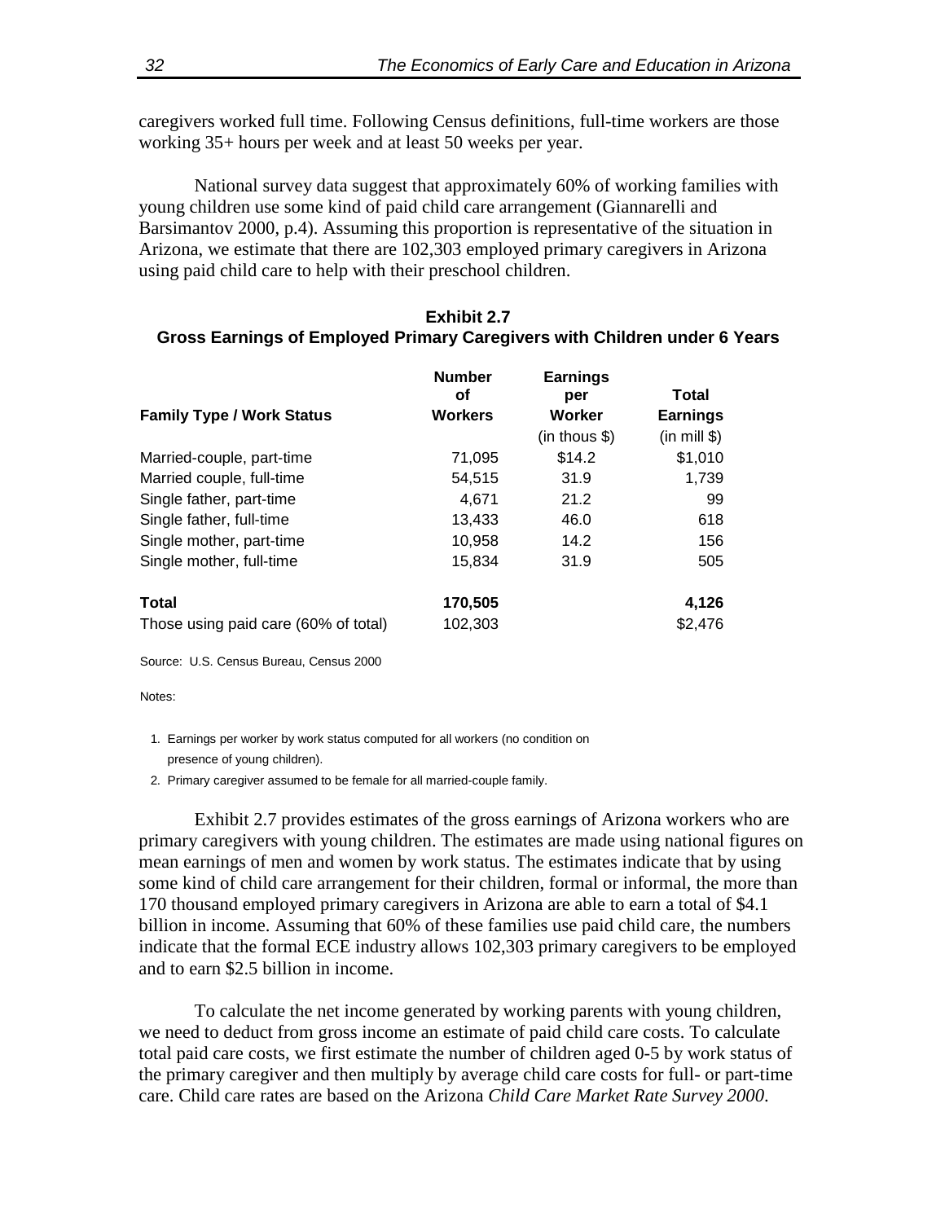caregivers worked full time. Following Census definitions, full-time workers are those working 35+ hours per week and at least 50 weeks per year.

National survey data suggest that approximately 60% of working families with young children use some kind of paid child care arrangement (Giannarelli and Barsimantov 2000, p.4). Assuming this proportion is representative of the situation in Arizona, we estimate that there are 102,303 employed primary caregivers in Arizona using paid child care to help with their preschool children.

**Exhibit 2.7**
**Gross Earnings of Employed Primary Caregivers with Children under 6 Years**

| Family Type / Work Status | Number of Workers | Earnings per Worker (in thous $) | Total Earnings (in mill $) |
|---|---|---|---|
| Married-couple, part-time | 71,095 | $14.2 | $1,010 |
| Married couple, full-time | 54,515 | 31.9 | 1,739 |
| Single father, part-time | 4,671 | 21.2 | 99 |
| Single father, full-time | 13,433 | 46.0 | 618 |
| Single mother, part-time | 10,958 | 14.2 | 156 |
| Single mother, full-time | 15,834 | 31.9 | 505 |
| **Total** | **170,505** | | **4,126** |
| Those using paid care (60% of total) | 102,303 | | $2,476 |

Source: U.S. Census Bureau, Census 2000

Notes:

1. Earnings per worker by work status computed for all workers (no condition on presence of young children).
2. Primary caregiver assumed to be female for all married-couple family.

Exhibit 2.7 provides estimates of the gross earnings of Arizona workers who are primary caregivers with young children. The estimates are made using national figures on mean earnings of men and women by work status. The estimates indicate that by using some kind of child care arrangement for their children, formal or informal, the more than 170 thousand employed primary caregivers in Arizona are able to earn a total of $4.1 billion in income. Assuming that 60% of these families use paid child care, the numbers indicate that the formal ECE industry allows 102,303 primary caregivers to be employed and to earn $2.5 billion in income.

To calculate the net income generated by working parents with young children, we need to deduct from gross income an estimate of paid child care costs. To calculate total paid care costs, we first estimate the number of children aged 0-5 by work status of the primary caregiver and then multiply by average child care costs for full- or part-time care. Child care rates are based on the Arizona *Child Care Market Rate Survey 2000*.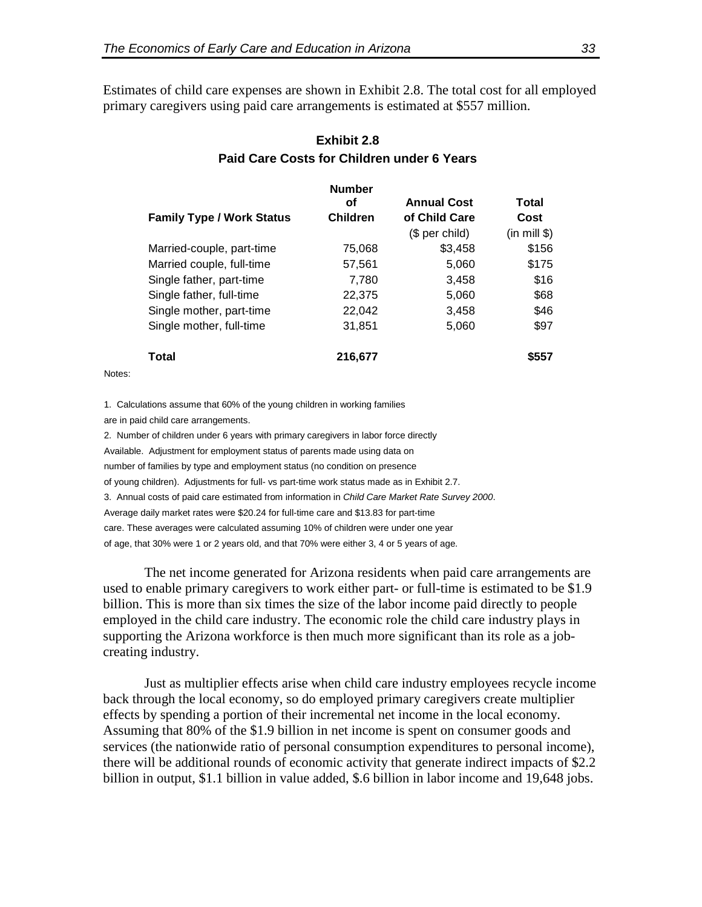Estimates of child care expenses are shown in Exhibit 2.8. The total cost for all employed primary caregivers using paid care arrangements is estimated at $557 million.

**Exhibit 2.8**
**Paid Care Costs for Children under 6 Years**

| Family Type / Work Status | Number of Children | Annual Cost of Child Care ($ per child) | Total Cost (in mill $) |
|---|---|---|---|
| Married-couple, part-time | 75,068 | $3,458 | $156 |
| Married couple, full-time | 57,561 | 5,060 | $175 |
| Single father, part-time | 7,780 | 3,458 | $16 |
| Single father, full-time | 22,375 | 5,060 | $68 |
| Single mother, part-time | 22,042 | 3,458 | $46 |
| Single mother, full-time | 31,851 | 5,060 | $97 |
| **Total** | **216,677** | | **$557** |

Notes:

1. Calculations assume that 60% of the young children in working families are in paid child care arrangements.
2. Number of children under 6 years with primary caregivers in labor force directly Available. Adjustment for employment status of parents made using data on number of families by type and employment status (no condition on presence of young children). Adjustments for full- vs part-time work status made as in Exhibit 2.7.
3. Annual costs of paid care estimated from information in *Child Care Market Rate Survey 2000*. Average daily market rates were $20.24 for full-time care and $13.83 for part-time care. These averages were calculated assuming 10% of children were under one year of age, that 30% were 1 or 2 years old, and that 70% were either 3, 4 or 5 years of age.

The net income generated for Arizona residents when paid care arrangements are used to enable primary caregivers to work either part- or full-time is estimated to be $1.9 billion. This is more than six times the size of the labor income paid directly to people employed in the child care industry. The economic role the child care industry plays in supporting the Arizona workforce is then much more significant than its role as a job-creating industry.

Just as multiplier effects arise when child care industry employees recycle income back through the local economy, so do employed primary caregivers create multiplier effects by spending a portion of their incremental net income in the local economy. Assuming that 80% of the $1.9 billion in net income is spent on consumer goods and services (the nationwide ratio of personal consumption expenditures to personal income), there will be additional rounds of economic activity that generate indirect impacts of $2.2 billion in output, $1.1 billion in value added, $.6 billion in labor income and 19,648 jobs.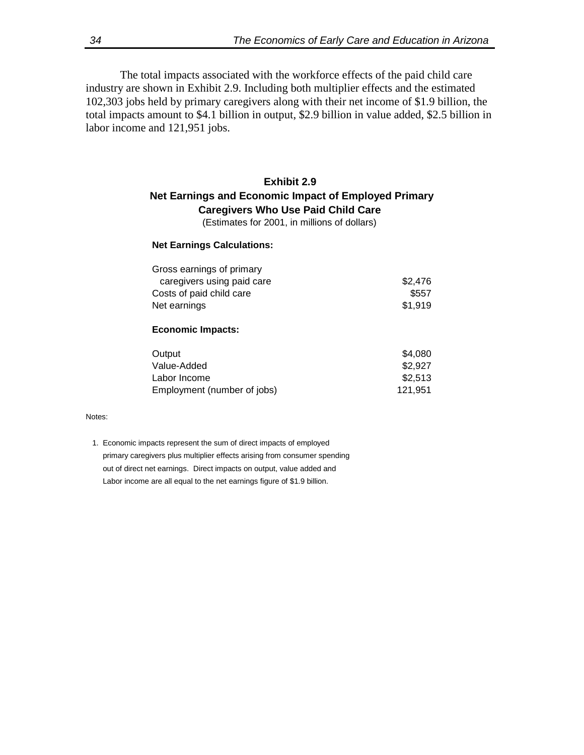The total impacts associated with the workforce effects of the paid child care industry are shown in Exhibit 2.9. Including both multiplier effects and the estimated 102,303 jobs held by primary caregivers along with their net income of $1.9 billion, the total impacts amount to $4.1 billion in output, $2.9 billion in value added, $2.5 billion in labor income and 121,951 jobs.

### Exhibit 2.9
### Net Earnings and Economic Impact of Employed Primary Caregivers Who Use Paid Child Care

(Estimates for 2001, in millions of dollars)

| **Net Earnings Calculations:** | |
|---|---|
| Gross earnings of primary caregivers using paid care | $2,476 |
| Costs of paid child care | $557 |
| Net earnings | $1,919 |
| **Economic Impacts:** | |
| Output | $4,080 |
| Value-Added | $2,927 |
| Labor Income | $2,513 |
| Employment (number of jobs) | 121,951 |

Notes:

1. Economic impacts represent the sum of direct impacts of employed primary caregivers plus multiplier effects arising from consumer spending out of direct net earnings. Direct impacts on output, value added and Labor income are all equal to the net earnings figure of $1.9 billion.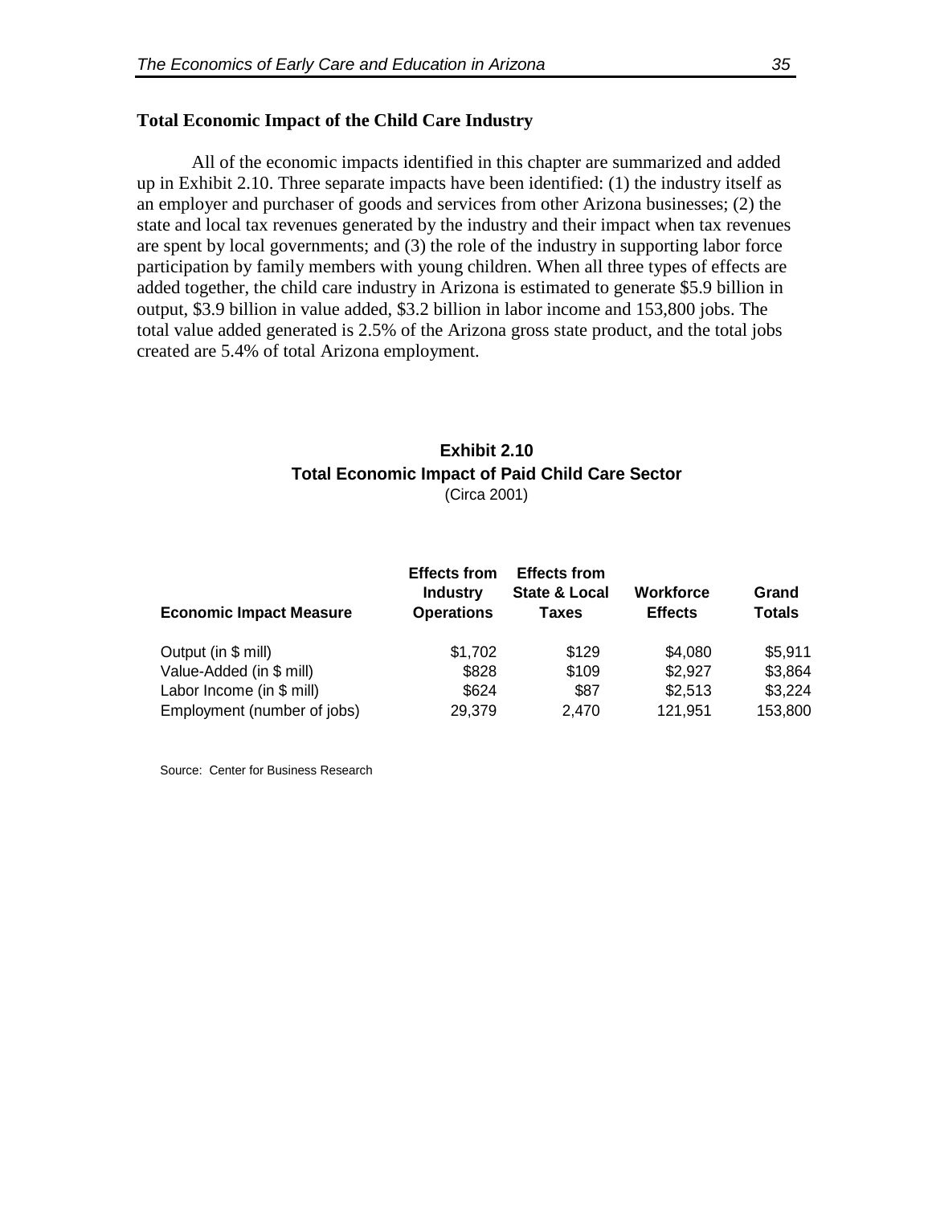### Total Economic Impact of the Child Care Industry

All of the economic impacts identified in this chapter are summarized and added up in Exhibit 2.10. Three separate impacts have been identified: (1) the industry itself as an employer and purchaser of goods and services from other Arizona businesses; (2) the state and local tax revenues generated by the industry and their impact when tax revenues are spent by local governments; and (3) the role of the industry in supporting labor force participation by family members with young children. When all three types of effects are added together, the child care industry in Arizona is estimated to generate $5.9 billion in output, $3.9 billion in value added, $3.2 billion in labor income and 153,800 jobs. The total value added generated is 2.5% of the Arizona gross state product, and the total jobs created are 5.4% of total Arizona employment.

**Exhibit 2.10**
**Total Economic Impact of Paid Child Care Sector**
(Circa 2001)

| Economic Impact Measure | Effects from Industry Operations | Effects from State & Local Taxes | Workforce Effects | Grand Totals |
|---|---|---|---|---|
| Output (in $ mill) | $1,702 | $129 | $4,080 | $5,911 |
| Value-Added (in $ mill) | $828 | $109 | $2,927 | $3,864 |
| Labor Income (in $ mill) | $624 | $87 | $2,513 | $3,224 |
| Employment (number of jobs) | 29,379 | 2,470 | 121,951 | 153,800 |

Source: Center for Business Research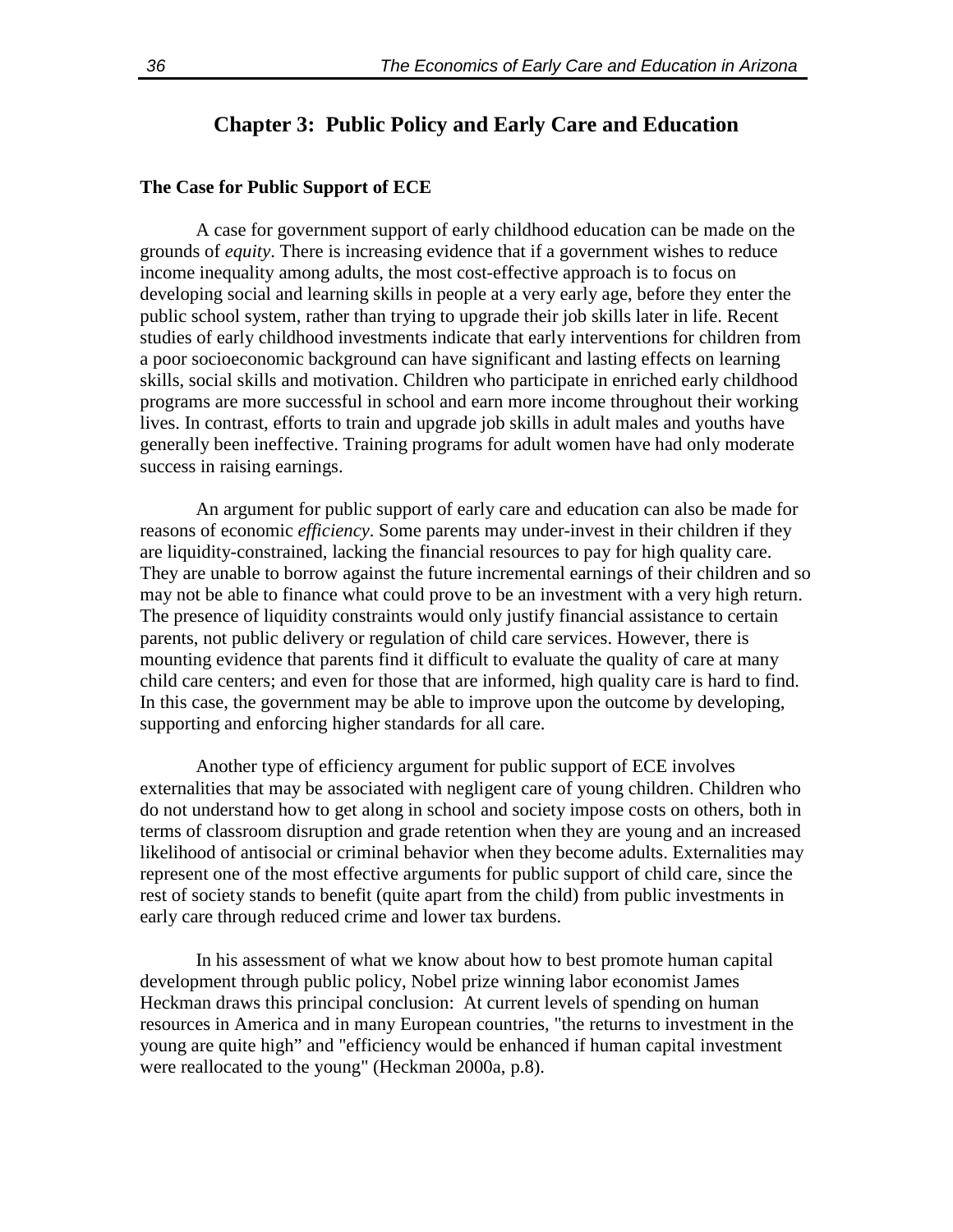# Chapter 3: Public Policy and Early Care and Education

## The Case for Public Support of ECE

A case for government support of early childhood education can be made on the grounds of *equity*. There is increasing evidence that if a government wishes to reduce income inequality among adults, the most cost-effective approach is to focus on developing social and learning skills in people at a very early age, before they enter the public school system, rather than trying to upgrade their job skills later in life. Recent studies of early childhood investments indicate that early interventions for children from a poor socioeconomic background can have significant and lasting effects on learning skills, social skills and motivation. Children who participate in enriched early childhood programs are more successful in school and earn more income throughout their working lives. In contrast, efforts to train and upgrade job skills in adult males and youths have generally been ineffective. Training programs for adult women have had only moderate success in raising earnings.

An argument for public support of early care and education can also be made for reasons of economic *efficiency*. Some parents may under-invest in their children if they are liquidity-constrained, lacking the financial resources to pay for high quality care. They are unable to borrow against the future incremental earnings of their children and so may not be able to finance what could prove to be an investment with a very high return. The presence of liquidity constraints would only justify financial assistance to certain parents, not public delivery or regulation of child care services. However, there is mounting evidence that parents find it difficult to evaluate the quality of care at many child care centers; and even for those that are informed, high quality care is hard to find. In this case, the government may be able to improve upon the outcome by developing, supporting and enforcing higher standards for all care.

Another type of efficiency argument for public support of ECE involves externalities that may be associated with negligent care of young children. Children who do not understand how to get along in school and society impose costs on others, both in terms of classroom disruption and grade retention when they are young and an increased likelihood of antisocial or criminal behavior when they become adults. Externalities may represent one of the most effective arguments for public support of child care, since the rest of society stands to benefit (quite apart from the child) from public investments in early care through reduced crime and lower tax burdens.

In his assessment of what we know about how to best promote human capital development through public policy, Nobel prize winning labor economist James Heckman draws this principal conclusion: At current levels of spending on human resources in America and in many European countries, "the returns to investment in the young are quite high" and "efficiency would be enhanced if human capital investment were reallocated to the young" (Heckman 2000a, p.8).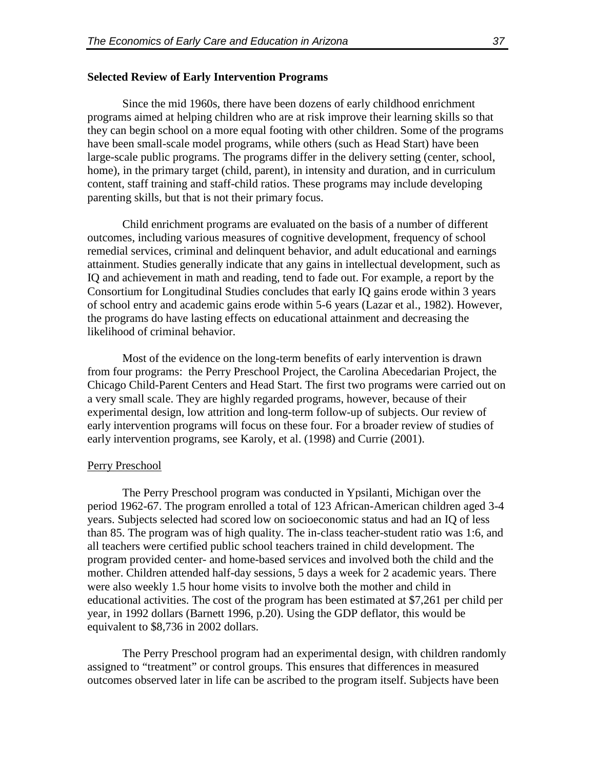**Selected Review of Early Intervention Programs**

Since the mid 1960s, there have been dozens of early childhood enrichment programs aimed at helping children who are at risk improve their learning skills so that they can begin school on a more equal footing with other children. Some of the programs have been small-scale model programs, while others (such as Head Start) have been large-scale public programs. The programs differ in the delivery setting (center, school, home), in the primary target (child, parent), in intensity and duration, and in curriculum content, staff training and staff-child ratios. These programs may include developing parenting skills, but that is not their primary focus.

Child enrichment programs are evaluated on the basis of a number of different outcomes, including various measures of cognitive development, frequency of school remedial services, criminal and delinquent behavior, and adult educational and earnings attainment. Studies generally indicate that any gains in intellectual development, such as IQ and achievement in math and reading, tend to fade out. For example, a report by the Consortium for Longitudinal Studies concludes that early IQ gains erode within 3 years of school entry and academic gains erode within 5-6 years (Lazar et al., 1982). However, the programs do have lasting effects on educational attainment and decreasing the likelihood of criminal behavior.

Most of the evidence on the long-term benefits of early intervention is drawn from four programs: the Perry Preschool Project, the Carolina Abecedarian Project, the Chicago Child-Parent Centers and Head Start. The first two programs were carried out on a very small scale. They are highly regarded programs, however, because of their experimental design, low attrition and long-term follow-up of subjects. Our review of early intervention programs will focus on these four. For a broader review of studies of early intervention programs, see Karoly, et al. (1998) and Currie (2001).

Perry Preschool

The Perry Preschool program was conducted in Ypsilanti, Michigan over the period 1962-67. The program enrolled a total of 123 African-American children aged 3-4 years. Subjects selected had scored low on socioeconomic status and had an IQ of less than 85. The program was of high quality. The in-class teacher-student ratio was 1:6, and all teachers were certified public school teachers trained in child development. The program provided center- and home-based services and involved both the child and the mother. Children attended half-day sessions, 5 days a week for 2 academic years. There were also weekly 1.5 hour home visits to involve both the mother and child in educational activities. The cost of the program has been estimated at $7,261 per child per year, in 1992 dollars (Barnett 1996, p.20). Using the GDP deflator, this would be equivalent to $8,736 in 2002 dollars.

The Perry Preschool program had an experimental design, with children randomly assigned to "treatment" or control groups. This ensures that differences in measured outcomes observed later in life can be ascribed to the program itself. Subjects have been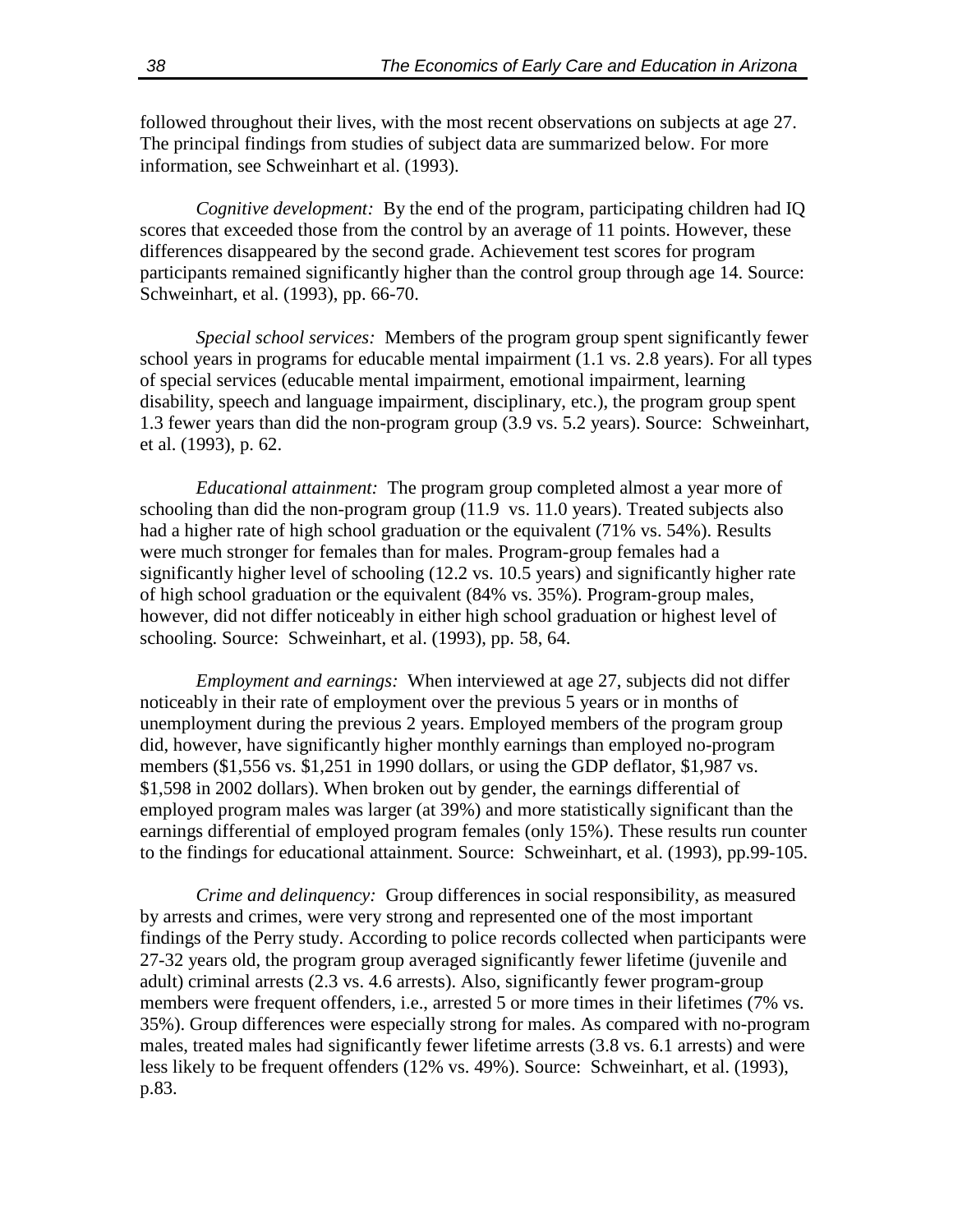followed throughout their lives, with the most recent observations on subjects at age 27. The principal findings from studies of subject data are summarized below. For more information, see Schweinhart et al. (1993).

*Cognitive development:* By the end of the program, participating children had IQ scores that exceeded those from the control by an average of 11 points. However, these differences disappeared by the second grade. Achievement test scores for program participants remained significantly higher than the control group through age 14. Source: Schweinhart, et al. (1993), pp. 66-70.

*Special school services:* Members of the program group spent significantly fewer school years in programs for educable mental impairment (1.1 vs. 2.8 years). For all types of special services (educable mental impairment, emotional impairment, learning disability, speech and language impairment, disciplinary, etc.), the program group spent 1.3 fewer years than did the non-program group (3.9 vs. 5.2 years). Source: Schweinhart, et al. (1993), p. 62.

*Educational attainment:* The program group completed almost a year more of schooling than did the non-program group (11.9 vs. 11.0 years). Treated subjects also had a higher rate of high school graduation or the equivalent (71% vs. 54%). Results were much stronger for females than for males. Program-group females had a significantly higher level of schooling (12.2 vs. 10.5 years) and significantly higher rate of high school graduation or the equivalent (84% vs. 35%). Program-group males, however, did not differ noticeably in either high school graduation or highest level of schooling. Source: Schweinhart, et al. (1993), pp. 58, 64.

*Employment and earnings:* When interviewed at age 27, subjects did not differ noticeably in their rate of employment over the previous 5 years or in months of unemployment during the previous 2 years. Employed members of the program group did, however, have significantly higher monthly earnings than employed no-program members ($1,556 vs. $1,251 in 1990 dollars, or using the GDP deflator, $1,987 vs. $1,598 in 2002 dollars). When broken out by gender, the earnings differential of employed program males was larger (at 39%) and more statistically significant than the earnings differential of employed program females (only 15%). These results run counter to the findings for educational attainment. Source: Schweinhart, et al. (1993), pp.99-105.

*Crime and delinquency:* Group differences in social responsibility, as measured by arrests and crimes, were very strong and represented one of the most important findings of the Perry study. According to police records collected when participants were 27-32 years old, the program group averaged significantly fewer lifetime (juvenile and adult) criminal arrests (2.3 vs. 4.6 arrests). Also, significantly fewer program-group members were frequent offenders, i.e., arrested 5 or more times in their lifetimes (7% vs. 35%). Group differences were especially strong for males. As compared with no-program males, treated males had significantly fewer lifetime arrests (3.8 vs. 6.1 arrests) and were less likely to be frequent offenders (12% vs. 49%). Source: Schweinhart, et al. (1993), p.83.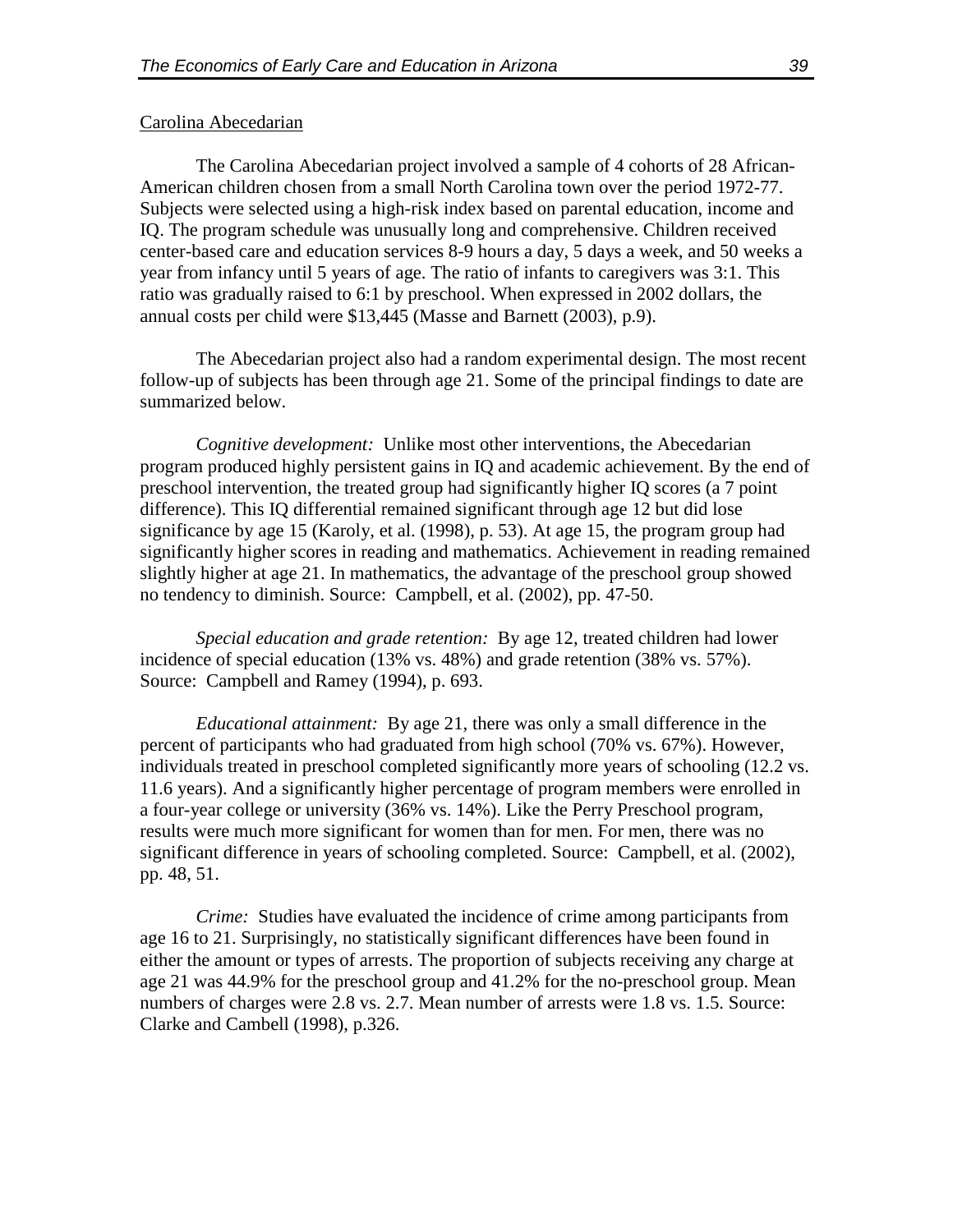Carolina Abecedarian

The Carolina Abecedarian project involved a sample of 4 cohorts of 28 African-American children chosen from a small North Carolina town over the period 1972-77. Subjects were selected using a high-risk index based on parental education, income and IQ. The program schedule was unusually long and comprehensive. Children received center-based care and education services 8-9 hours a day, 5 days a week, and 50 weeks a year from infancy until 5 years of age. The ratio of infants to caregivers was 3:1. This ratio was gradually raised to 6:1 by preschool. When expressed in 2002 dollars, the annual costs per child were $13,445 (Masse and Barnett (2003), p.9).

The Abecedarian project also had a random experimental design. The most recent follow-up of subjects has been through age 21. Some of the principal findings to date are summarized below.

*Cognitive development:* Unlike most other interventions, the Abecedarian program produced highly persistent gains in IQ and academic achievement. By the end of preschool intervention, the treated group had significantly higher IQ scores (a 7 point difference). This IQ differential remained significant through age 12 but did lose significance by age 15 (Karoly, et al. (1998), p. 53). At age 15, the program group had significantly higher scores in reading and mathematics. Achievement in reading remained slightly higher at age 21. In mathematics, the advantage of the preschool group showed no tendency to diminish. Source: Campbell, et al. (2002), pp. 47-50.

*Special education and grade retention:* By age 12, treated children had lower incidence of special education (13% vs. 48%) and grade retention (38% vs. 57%). Source: Campbell and Ramey (1994), p. 693.

*Educational attainment:* By age 21, there was only a small difference in the percent of participants who had graduated from high school (70% vs. 67%). However, individuals treated in preschool completed significantly more years of schooling (12.2 vs. 11.6 years). And a significantly higher percentage of program members were enrolled in a four-year college or university (36% vs. 14%). Like the Perry Preschool program, results were much more significant for women than for men. For men, there was no significant difference in years of schooling completed. Source: Campbell, et al. (2002), pp. 48, 51.

*Crime:* Studies have evaluated the incidence of crime among participants from age 16 to 21. Surprisingly, no statistically significant differences have been found in either the amount or types of arrests. The proportion of subjects receiving any charge at age 21 was 44.9% for the preschool group and 41.2% for the no-preschool group. Mean numbers of charges were 2.8 vs. 2.7. Mean number of arrests were 1.8 vs. 1.5. Source: Clarke and Cambell (1998), p.326.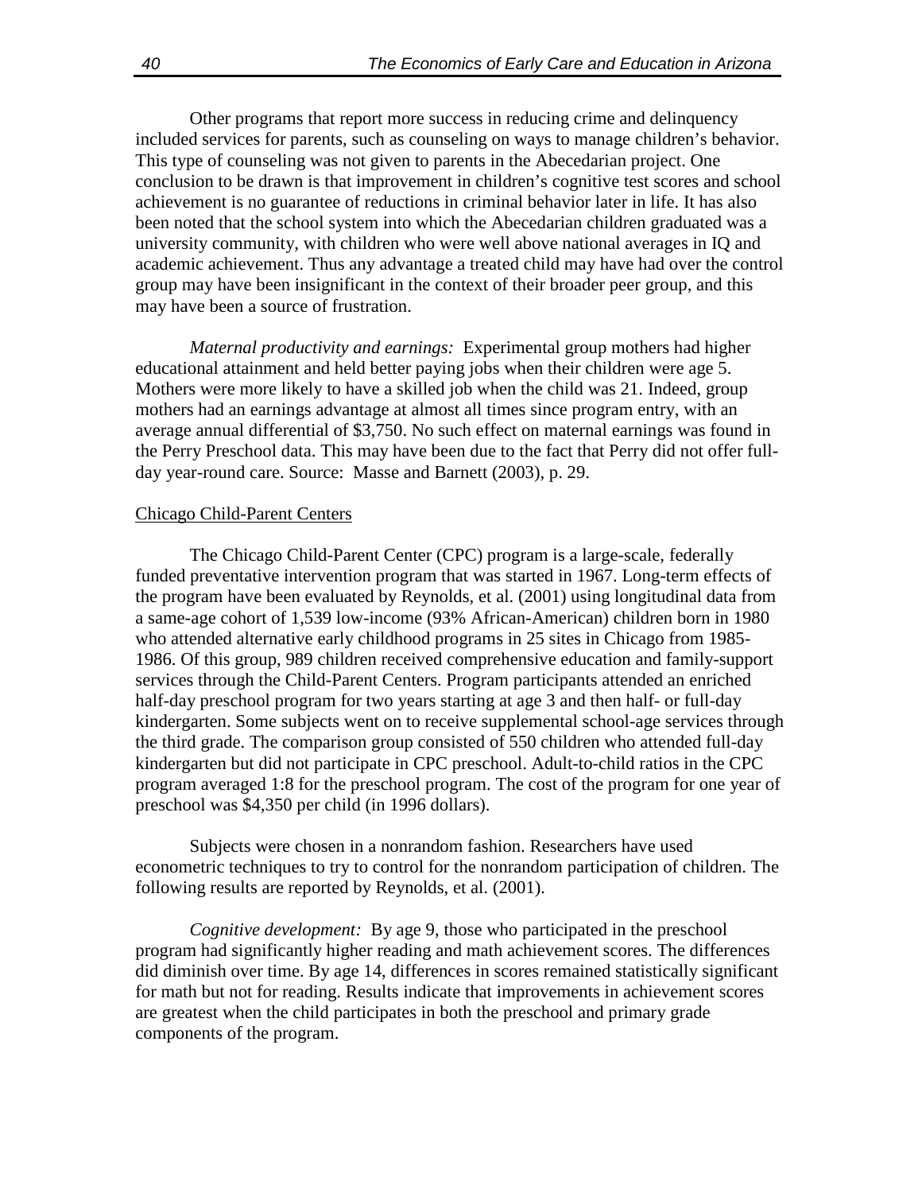Other programs that report more success in reducing crime and delinquency included services for parents, such as counseling on ways to manage children's behavior. This type of counseling was not given to parents in the Abecedarian project. One conclusion to be drawn is that improvement in children's cognitive test scores and school achievement is no guarantee of reductions in criminal behavior later in life. It has also been noted that the school system into which the Abecedarian children graduated was a university community, with children who were well above national averages in IQ and academic achievement. Thus any advantage a treated child may have had over the control group may have been insignificant in the context of their broader peer group, and this may have been a source of frustration.

*Maternal productivity and earnings:* Experimental group mothers had higher educational attainment and held better paying jobs when their children were age 5. Mothers were more likely to have a skilled job when the child was 21. Indeed, group mothers had an earnings advantage at almost all times since program entry, with an average annual differential of $3,750. No such effect on maternal earnings was found in the Perry Preschool data. This may have been due to the fact that Perry did not offer full-day year-round care. Source: Masse and Barnett (2003), p. 29.

<u>Chicago Child-Parent Centers</u>

The Chicago Child-Parent Center (CPC) program is a large-scale, federally funded preventative intervention program that was started in 1967. Long-term effects of the program have been evaluated by Reynolds, et al. (2001) using longitudinal data from a same-age cohort of 1,539 low-income (93% African-American) children born in 1980 who attended alternative early childhood programs in 25 sites in Chicago from 1985-1986. Of this group, 989 children received comprehensive education and family-support services through the Child-Parent Centers. Program participants attended an enriched half-day preschool program for two years starting at age 3 and then half- or full-day kindergarten. Some subjects went on to receive supplemental school-age services through the third grade. The comparison group consisted of 550 children who attended full-day kindergarten but did not participate in CPC preschool. Adult-to-child ratios in the CPC program averaged 1:8 for the preschool program. The cost of the program for one year of preschool was $4,350 per child (in 1996 dollars).

Subjects were chosen in a nonrandom fashion. Researchers have used econometric techniques to try to control for the nonrandom participation of children. The following results are reported by Reynolds, et al. (2001).

*Cognitive development:* By age 9, those who participated in the preschool program had significantly higher reading and math achievement scores. The differences did diminish over time. By age 14, differences in scores remained statistically significant for math but not for reading. Results indicate that improvements in achievement scores are greatest when the child participates in both the preschool and primary grade components of the program.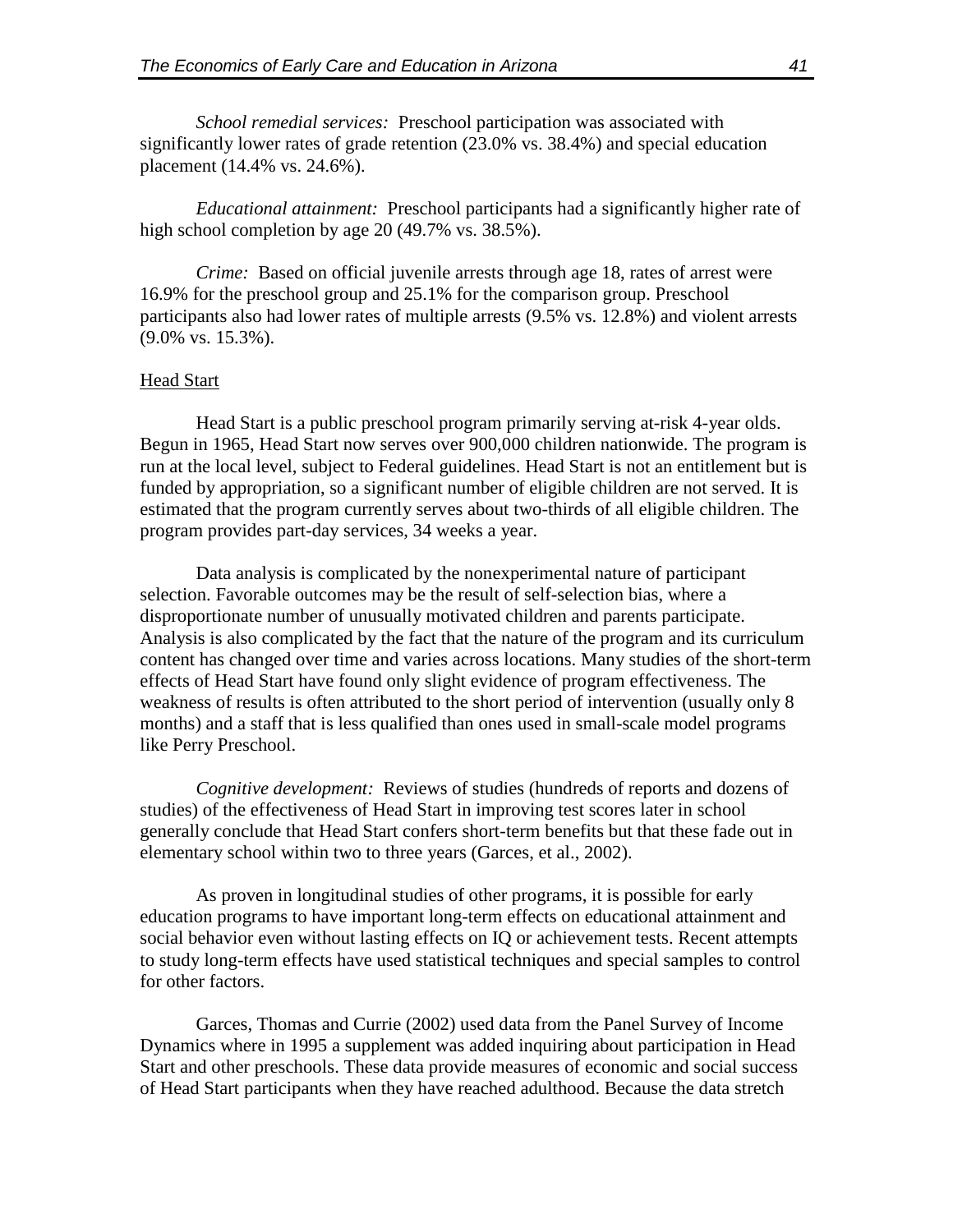*School remedial services:* Preschool participation was associated with significantly lower rates of grade retention (23.0% vs. 38.4%) and special education placement (14.4% vs. 24.6%).

*Educational attainment:* Preschool participants had a significantly higher rate of high school completion by age 20 (49.7% vs. 38.5%).

*Crime:* Based on official juvenile arrests through age 18, rates of arrest were 16.9% for the preschool group and 25.1% for the comparison group. Preschool participants also had lower rates of multiple arrests (9.5% vs. 12.8%) and violent arrests (9.0% vs. 15.3%).

<u>Head Start</u>

Head Start is a public preschool program primarily serving at-risk 4-year olds. Begun in 1965, Head Start now serves over 900,000 children nationwide. The program is run at the local level, subject to Federal guidelines. Head Start is not an entitlement but is funded by appropriation, so a significant number of eligible children are not served. It is estimated that the program currently serves about two-thirds of all eligible children. The program provides part-day services, 34 weeks a year.

Data analysis is complicated by the nonexperimental nature of participant selection. Favorable outcomes may be the result of self-selection bias, where a disproportionate number of unusually motivated children and parents participate. Analysis is also complicated by the fact that the nature of the program and its curriculum content has changed over time and varies across locations. Many studies of the short-term effects of Head Start have found only slight evidence of program effectiveness. The weakness of results is often attributed to the short period of intervention (usually only 8 months) and a staff that is less qualified than ones used in small-scale model programs like Perry Preschool.

*Cognitive development:* Reviews of studies (hundreds of reports and dozens of studies) of the effectiveness of Head Start in improving test scores later in school generally conclude that Head Start confers short-term benefits but that these fade out in elementary school within two to three years (Garces, et al., 2002).

As proven in longitudinal studies of other programs, it is possible for early education programs to have important long-term effects on educational attainment and social behavior even without lasting effects on IQ or achievement tests. Recent attempts to study long-term effects have used statistical techniques and special samples to control for other factors.

Garces, Thomas and Currie (2002) used data from the Panel Survey of Income Dynamics where in 1995 a supplement was added inquiring about participation in Head Start and other preschools. These data provide measures of economic and social success of Head Start participants when they have reached adulthood. Because the data stretch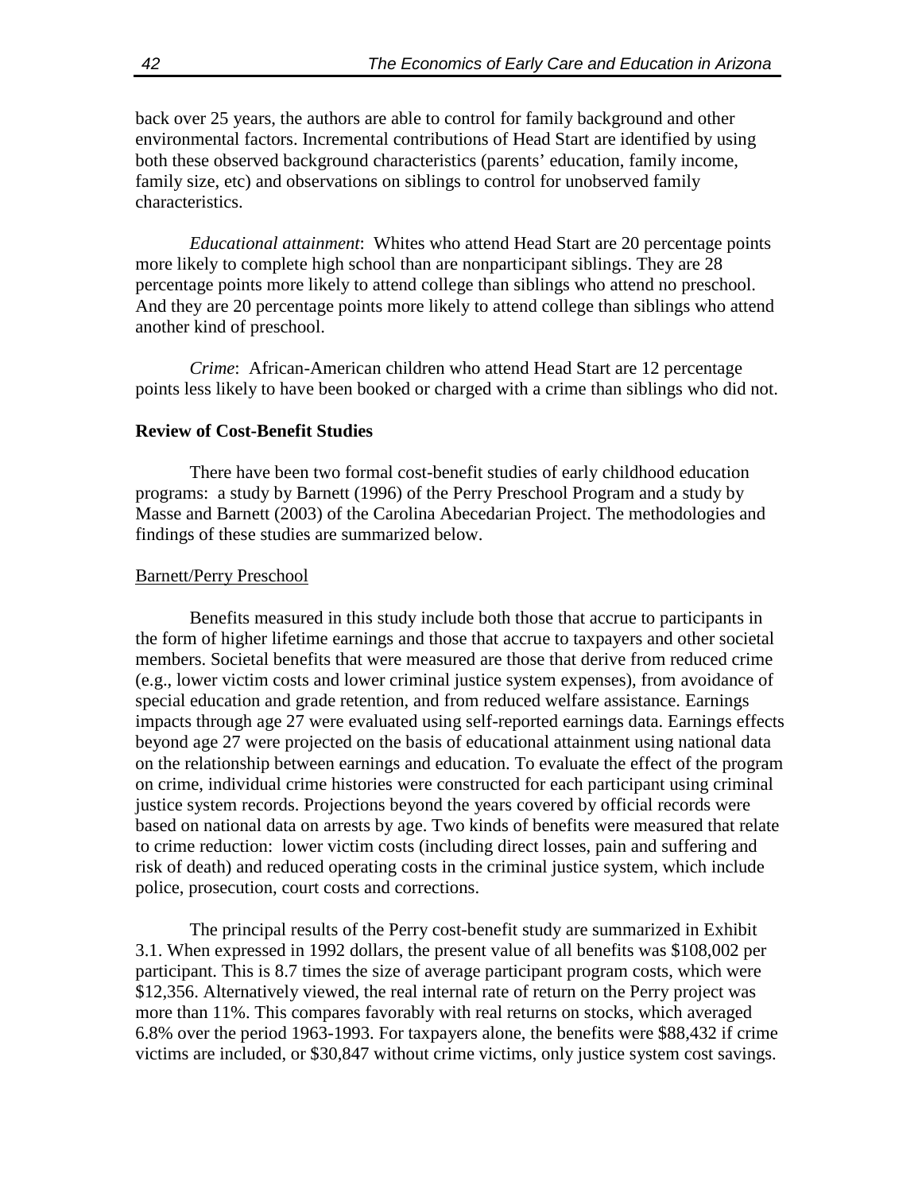back over 25 years, the authors are able to control for family background and other environmental factors. Incremental contributions of Head Start are identified by using both these observed background characteristics (parents' education, family income, family size, etc) and observations on siblings to control for unobserved family characteristics.

*Educational attainment*: Whites who attend Head Start are 20 percentage points more likely to complete high school than are nonparticipant siblings. They are 28 percentage points more likely to attend college than siblings who attend no preschool. And they are 20 percentage points more likely to attend college than siblings who attend another kind of preschool.

*Crime*: African-American children who attend Head Start are 12 percentage points less likely to have been booked or charged with a crime than siblings who did not.

**Review of Cost-Benefit Studies**

There have been two formal cost-benefit studies of early childhood education programs: a study by Barnett (1996) of the Perry Preschool Program and a study by Masse and Barnett (2003) of the Carolina Abecedarian Project. The methodologies and findings of these studies are summarized below.

<u>Barnett/Perry Preschool</u>

Benefits measured in this study include both those that accrue to participants in the form of higher lifetime earnings and those that accrue to taxpayers and other societal members. Societal benefits that were measured are those that derive from reduced crime (e.g., lower victim costs and lower criminal justice system expenses), from avoidance of special education and grade retention, and from reduced welfare assistance. Earnings impacts through age 27 were evaluated using self-reported earnings data. Earnings effects beyond age 27 were projected on the basis of educational attainment using national data on the relationship between earnings and education. To evaluate the effect of the program on crime, individual crime histories were constructed for each participant using criminal justice system records. Projections beyond the years covered by official records were based on national data on arrests by age. Two kinds of benefits were measured that relate to crime reduction: lower victim costs (including direct losses, pain and suffering and risk of death) and reduced operating costs in the criminal justice system, which include police, prosecution, court costs and corrections.

The principal results of the Perry cost-benefit study are summarized in Exhibit 3.1. When expressed in 1992 dollars, the present value of all benefits was \$108,002 per participant. This is 8.7 times the size of average participant program costs, which were \$12,356. Alternatively viewed, the real internal rate of return on the Perry project was more than 11%. This compares favorably with real returns on stocks, which averaged 6.8% over the period 1963-1993. For taxpayers alone, the benefits were \$88,432 if crime victims are included, or \$30,847 without crime victims, only justice system cost savings.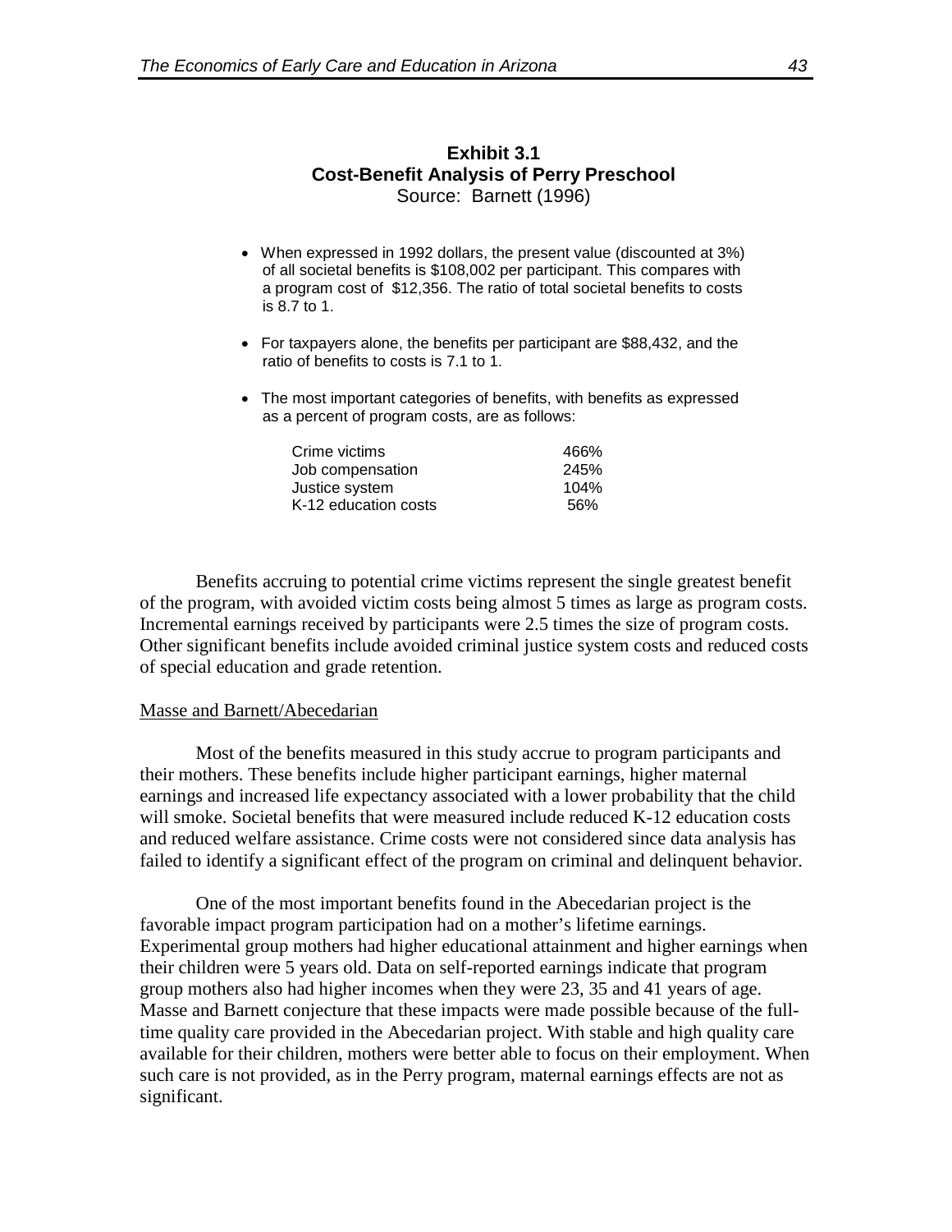**Exhibit 3.1**
**Cost-Benefit Analysis of Perry Preschool**
Source: Barnett (1996)

- When expressed in 1992 dollars, the present value (discounted at 3%) of all societal benefits is $108,002 per participant. This compares with a program cost of $12,356. The ratio of total societal benefits to costs is 8.7 to 1.
- For taxpayers alone, the benefits per participant are $88,432, and the ratio of benefits to costs is 7.1 to 1.
- The most important categories of benefits, with benefits as expressed as a percent of program costs, are as follows:

| | |
|---|---|
| Crime victims | 466% |
| Job compensation | 245% |
| Justice system | 104% |
| K-12 education costs | 56% |

Benefits accruing to potential crime victims represent the single greatest benefit of the program, with avoided victim costs being almost 5 times as large as program costs. Incremental earnings received by participants were 2.5 times the size of program costs. Other significant benefits include avoided criminal justice system costs and reduced costs of special education and grade retention.

Masse and Barnett/Abecedarian

Most of the benefits measured in this study accrue to program participants and their mothers. These benefits include higher participant earnings, higher maternal earnings and increased life expectancy associated with a lower probability that the child will smoke. Societal benefits that were measured include reduced K-12 education costs and reduced welfare assistance. Crime costs were not considered since data analysis has failed to identify a significant effect of the program on criminal and delinquent behavior.

One of the most important benefits found in the Abecedarian project is the favorable impact program participation had on a mother's lifetime earnings. Experimental group mothers had higher educational attainment and higher earnings when their children were 5 years old. Data on self-reported earnings indicate that program group mothers also had higher incomes when they were 23, 35 and 41 years of age. Masse and Barnett conjecture that these impacts were made possible because of the full-time quality care provided in the Abecedarian project. With stable and high quality care available for their children, mothers were better able to focus on their employment. When such care is not provided, as in the Perry program, maternal earnings effects are not as significant.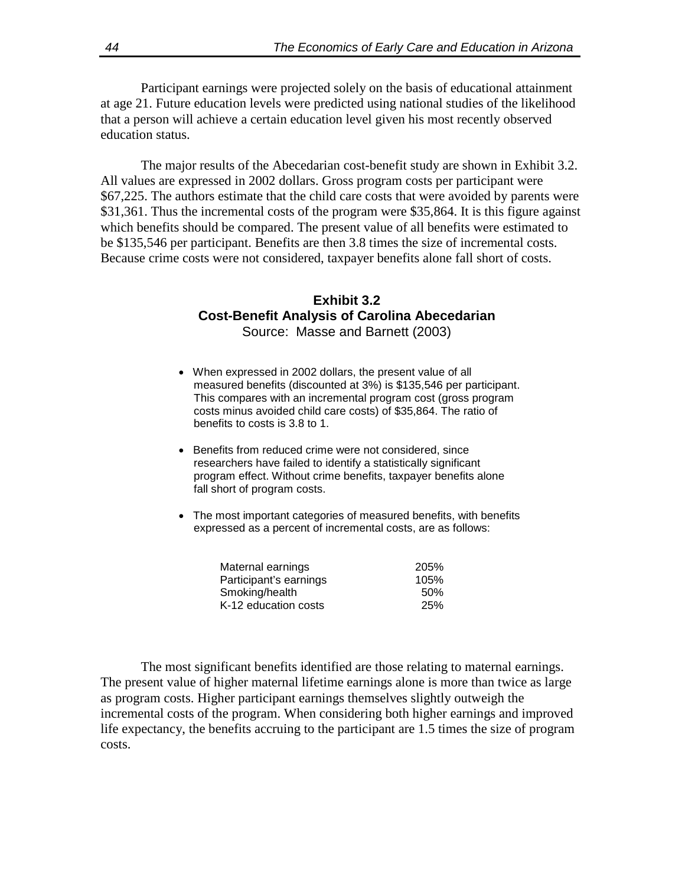Participant earnings were projected solely on the basis of educational attainment at age 21. Future education levels were predicted using national studies of the likelihood that a person will achieve a certain education level given his most recently observed education status.

The major results of the Abecedarian cost-benefit study are shown in Exhibit 3.2. All values are expressed in 2002 dollars. Gross program costs per participant were $67,225. The authors estimate that the child care costs that were avoided by parents were $31,361. Thus the incremental costs of the program were $35,864. It is this figure against which benefits should be compared. The present value of all benefits were estimated to be $135,546 per participant. Benefits are then 3.8 times the size of incremental costs. Because crime costs were not considered, taxpayer benefits alone fall short of costs.

**Exhibit 3.2**
**Cost-Benefit Analysis of Carolina Abecedarian**
Source: Masse and Barnett (2003)

- When expressed in 2002 dollars, the present value of all measured benefits (discounted at 3%) is $135,546 per participant. This compares with an incremental program cost (gross program costs minus avoided child care costs) of $35,864. The ratio of benefits to costs is 3.8 to 1.
- Benefits from reduced crime were not considered, since researchers have failed to identify a statistically significant program effect. Without crime benefits, taxpayer benefits alone fall short of program costs.
- The most important categories of measured benefits, with benefits expressed as a percent of incremental costs, are as follows:

| | |
|---|---|
| Maternal earnings | 205% |
| Participant's earnings | 105% |
| Smoking/health | 50% |
| K-12 education costs | 25% |

The most significant benefits identified are those relating to maternal earnings. The present value of higher maternal lifetime earnings alone is more than twice as large as program costs. Higher participant earnings themselves slightly outweigh the incremental costs of the program. When considering both higher earnings and improved life expectancy, the benefits accruing to the participant are 1.5 times the size of program costs.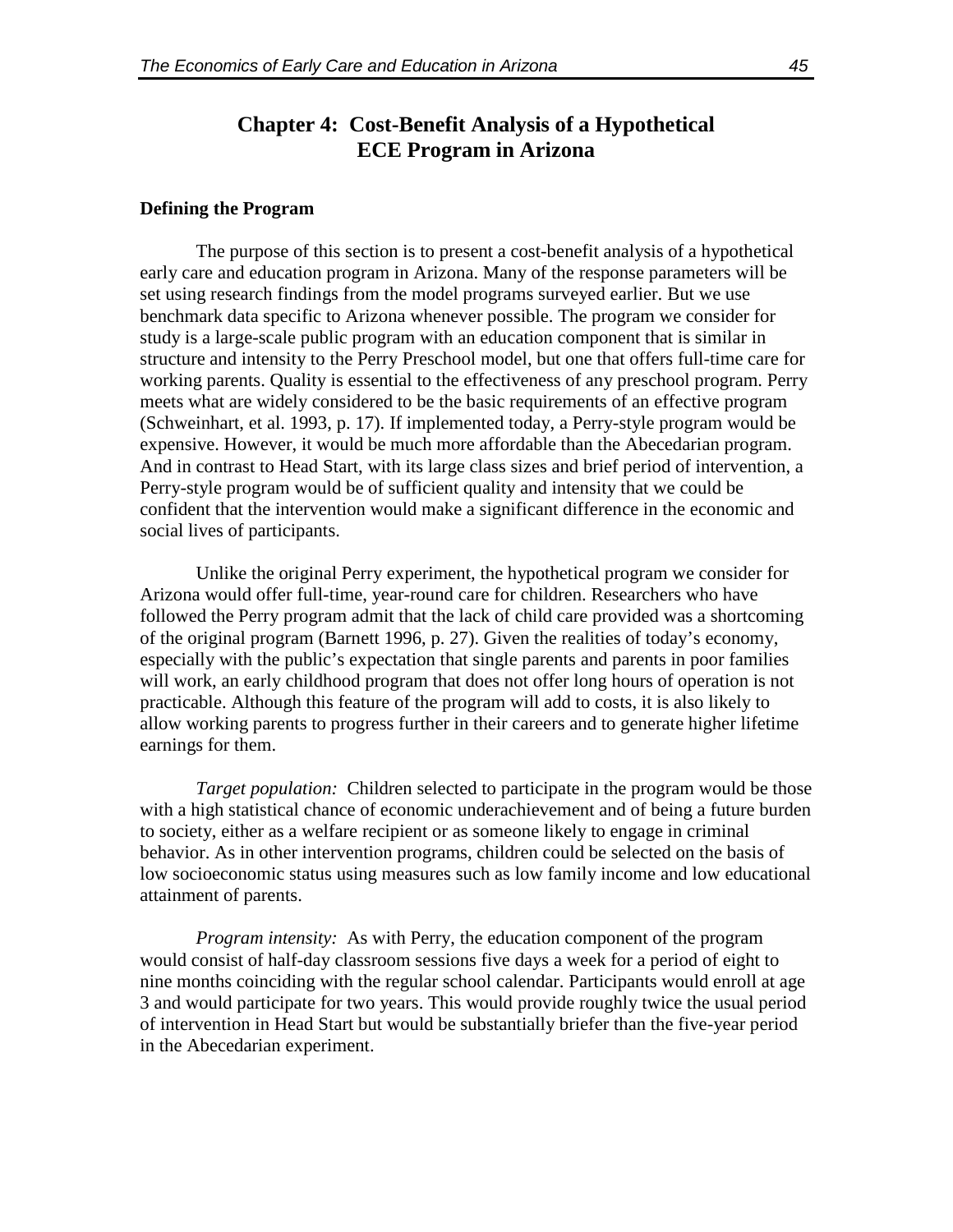# Chapter 4: Cost-Benefit Analysis of a Hypothetical ECE Program in Arizona

**Defining the Program**

The purpose of this section is to present a cost-benefit analysis of a hypothetical early care and education program in Arizona. Many of the response parameters will be set using research findings from the model programs surveyed earlier. But we use benchmark data specific to Arizona whenever possible. The program we consider for study is a large-scale public program with an education component that is similar in structure and intensity to the Perry Preschool model, but one that offers full-time care for working parents. Quality is essential to the effectiveness of any preschool program. Perry meets what are widely considered to be the basic requirements of an effective program (Schweinhart, et al. 1993, p. 17). If implemented today, a Perry-style program would be expensive. However, it would be much more affordable than the Abecedarian program. And in contrast to Head Start, with its large class sizes and brief period of intervention, a Perry-style program would be of sufficient quality and intensity that we could be confident that the intervention would make a significant difference in the economic and social lives of participants.

Unlike the original Perry experiment, the hypothetical program we consider for Arizona would offer full-time, year-round care for children. Researchers who have followed the Perry program admit that the lack of child care provided was a shortcoming of the original program (Barnett 1996, p. 27). Given the realities of today's economy, especially with the public's expectation that single parents and parents in poor families will work, an early childhood program that does not offer long hours of operation is not practicable. Although this feature of the program will add to costs, it is also likely to allow working parents to progress further in their careers and to generate higher lifetime earnings for them.

*Target population:* Children selected to participate in the program would be those with a high statistical chance of economic underachievement and of being a future burden to society, either as a welfare recipient or as someone likely to engage in criminal behavior. As in other intervention programs, children could be selected on the basis of low socioeconomic status using measures such as low family income and low educational attainment of parents.

*Program intensity:* As with Perry, the education component of the program would consist of half-day classroom sessions five days a week for a period of eight to nine months coinciding with the regular school calendar. Participants would enroll at age 3 and would participate for two years. This would provide roughly twice the usual period of intervention in Head Start but would be substantially briefer than the five-year period in the Abecedarian experiment.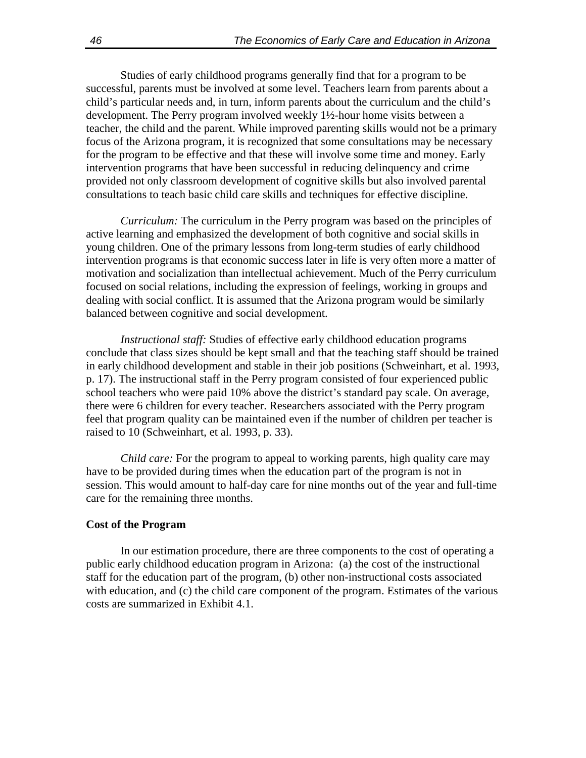Studies of early childhood programs generally find that for a program to be successful, parents must be involved at some level. Teachers learn from parents about a child's particular needs and, in turn, inform parents about the curriculum and the child's development. The Perry program involved weekly 1½-hour home visits between a teacher, the child and the parent. While improved parenting skills would not be a primary focus of the Arizona program, it is recognized that some consultations may be necessary for the program to be effective and that these will involve some time and money. Early intervention programs that have been successful in reducing delinquency and crime provided not only classroom development of cognitive skills but also involved parental consultations to teach basic child care skills and techniques for effective discipline.

*Curriculum:* The curriculum in the Perry program was based on the principles of active learning and emphasized the development of both cognitive and social skills in young children. One of the primary lessons from long-term studies of early childhood intervention programs is that economic success later in life is very often more a matter of motivation and socialization than intellectual achievement. Much of the Perry curriculum focused on social relations, including the expression of feelings, working in groups and dealing with social conflict. It is assumed that the Arizona program would be similarly balanced between cognitive and social development.

*Instructional staff:* Studies of effective early childhood education programs conclude that class sizes should be kept small and that the teaching staff should be trained in early childhood development and stable in their job positions (Schweinhart, et al. 1993, p. 17). The instructional staff in the Perry program consisted of four experienced public school teachers who were paid 10% above the district's standard pay scale. On average, there were 6 children for every teacher. Researchers associated with the Perry program feel that program quality can be maintained even if the number of children per teacher is raised to 10 (Schweinhart, et al. 1993, p. 33).

*Child care:* For the program to appeal to working parents, high quality care may have to be provided during times when the education part of the program is not in session. This would amount to half-day care for nine months out of the year and full-time care for the remaining three months.

**Cost of the Program**

In our estimation procedure, there are three components to the cost of operating a public early childhood education program in Arizona: (a) the cost of the instructional staff for the education part of the program, (b) other non-instructional costs associated with education, and (c) the child care component of the program. Estimates of the various costs are summarized in Exhibit 4.1.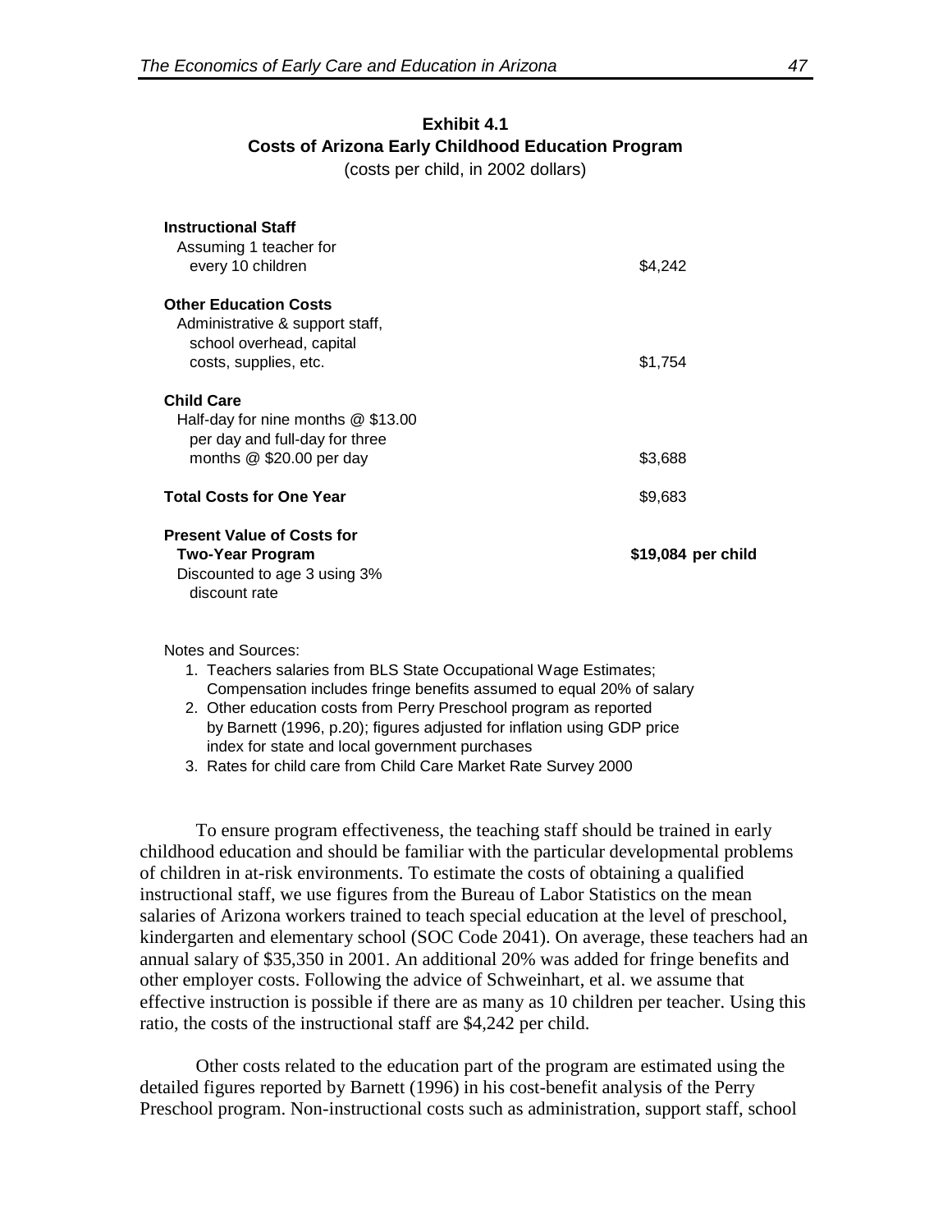**Exhibit 4.1**
**Costs of Arizona Early Childhood Education Program**
(costs per child, in 2002 dollars)

| | |
|---|---|
| **Instructional Staff**<br>Assuming 1 teacher for every 10 children | $4,242 |
| **Other Education Costs**<br>Administrative & support staff, school overhead, capital costs, supplies, etc. | $1,754 |
| **Child Care**<br>Half-day for nine months @ $13.00 per day and full-day for three months @ $20.00 per day | $3,688 |
| **Total Costs for One Year** | $9,683 |
| **Present Value of Costs for Two-Year Program**<br>Discounted to age 3 using 3% discount rate | **$19,084 per child** |

Notes and Sources:

1. Teachers salaries from BLS State Occupational Wage Estimates; Compensation includes fringe benefits assumed to equal 20% of salary
2. Other education costs from Perry Preschool program as reported by Barnett (1996, p.20); figures adjusted for inflation using GDP price index for state and local government purchases
3. Rates for child care from Child Care Market Rate Survey 2000

To ensure program effectiveness, the teaching staff should be trained in early childhood education and should be familiar with the particular developmental problems of children in at-risk environments. To estimate the costs of obtaining a qualified instructional staff, we use figures from the Bureau of Labor Statistics on the mean salaries of Arizona workers trained to teach special education at the level of preschool, kindergarten and elementary school (SOC Code 2041). On average, these teachers had an annual salary of $35,350 in 2001. An additional 20% was added for fringe benefits and other employer costs. Following the advice of Schweinhart, et al. we assume that effective instruction is possible if there are as many as 10 children per teacher. Using this ratio, the costs of the instructional staff are $4,242 per child.

Other costs related to the education part of the program are estimated using the detailed figures reported by Barnett (1996) in his cost-benefit analysis of the Perry Preschool program. Non-instructional costs such as administration, support staff, school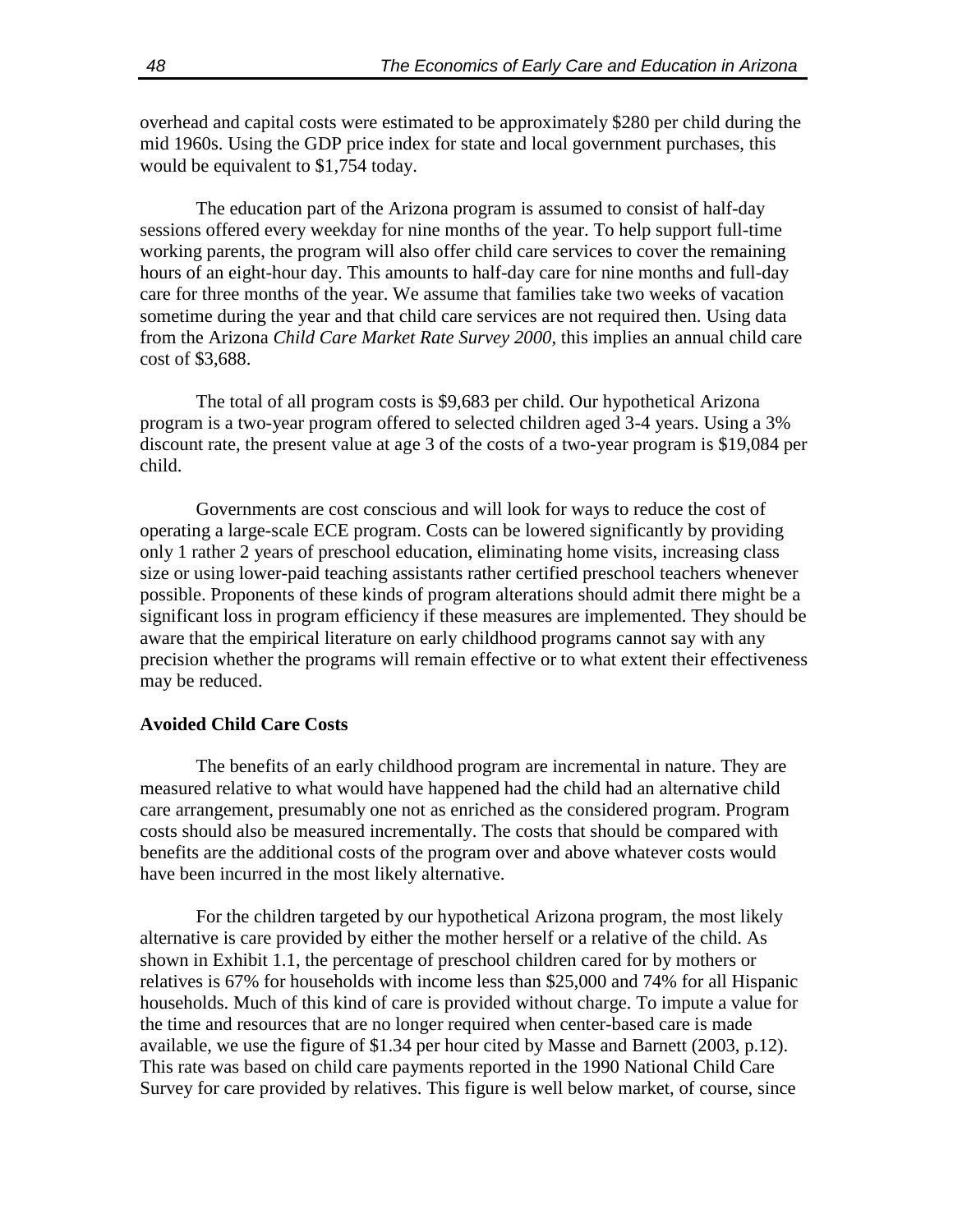overhead and capital costs were estimated to be approximately $280 per child during the mid 1960s. Using the GDP price index for state and local government purchases, this would be equivalent to $1,754 today.

The education part of the Arizona program is assumed to consist of half-day sessions offered every weekday for nine months of the year. To help support full-time working parents, the program will also offer child care services to cover the remaining hours of an eight-hour day. This amounts to half-day care for nine months and full-day care for three months of the year. We assume that families take two weeks of vacation sometime during the year and that child care services are not required then. Using data from the Arizona *Child Care Market Rate Survey 2000*, this implies an annual child care cost of $3,688.

The total of all program costs is $9,683 per child. Our hypothetical Arizona program is a two-year program offered to selected children aged 3-4 years. Using a 3% discount rate, the present value at age 3 of the costs of a two-year program is $19,084 per child.

Governments are cost conscious and will look for ways to reduce the cost of operating a large-scale ECE program. Costs can be lowered significantly by providing only 1 rather 2 years of preschool education, eliminating home visits, increasing class size or using lower-paid teaching assistants rather certified preschool teachers whenever possible. Proponents of these kinds of program alterations should admit there might be a significant loss in program efficiency if these measures are implemented. They should be aware that the empirical literature on early childhood programs cannot say with any precision whether the programs will remain effective or to what extent their effectiveness may be reduced.

**Avoided Child Care Costs**

The benefits of an early childhood program are incremental in nature. They are measured relative to what would have happened had the child had an alternative child care arrangement, presumably one not as enriched as the considered program. Program costs should also be measured incrementally. The costs that should be compared with benefits are the additional costs of the program over and above whatever costs would have been incurred in the most likely alternative.

For the children targeted by our hypothetical Arizona program, the most likely alternative is care provided by either the mother herself or a relative of the child. As shown in Exhibit 1.1, the percentage of preschool children cared for by mothers or relatives is 67% for households with income less than $25,000 and 74% for all Hispanic households. Much of this kind of care is provided without charge. To impute a value for the time and resources that are no longer required when center-based care is made available, we use the figure of $1.34 per hour cited by Masse and Barnett (2003, p.12). This rate was based on child care payments reported in the 1990 National Child Care Survey for care provided by relatives. This figure is well below market, of course, since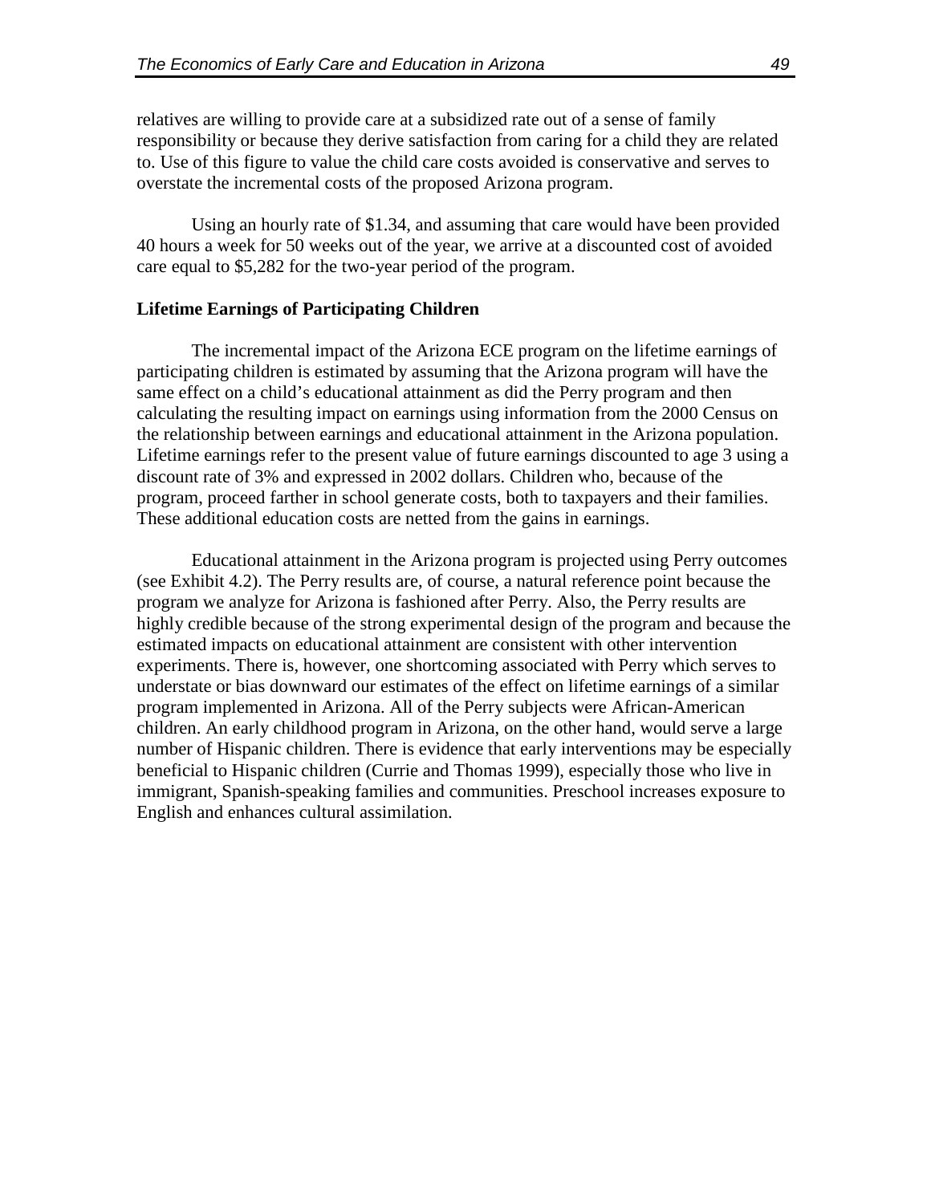relatives are willing to provide care at a subsidized rate out of a sense of family responsibility or because they derive satisfaction from caring for a child they are related to. Use of this figure to value the child care costs avoided is conservative and serves to overstate the incremental costs of the proposed Arizona program.

Using an hourly rate of $1.34, and assuming that care would have been provided 40 hours a week for 50 weeks out of the year, we arrive at a discounted cost of avoided care equal to $5,282 for the two-year period of the program.

**Lifetime Earnings of Participating Children**

The incremental impact of the Arizona ECE program on the lifetime earnings of participating children is estimated by assuming that the Arizona program will have the same effect on a child's educational attainment as did the Perry program and then calculating the resulting impact on earnings using information from the 2000 Census on the relationship between earnings and educational attainment in the Arizona population. Lifetime earnings refer to the present value of future earnings discounted to age 3 using a discount rate of 3% and expressed in 2002 dollars. Children who, because of the program, proceed farther in school generate costs, both to taxpayers and their families. These additional education costs are netted from the gains in earnings.

Educational attainment in the Arizona program is projected using Perry outcomes (see Exhibit 4.2). The Perry results are, of course, a natural reference point because the program we analyze for Arizona is fashioned after Perry. Also, the Perry results are highly credible because of the strong experimental design of the program and because the estimated impacts on educational attainment are consistent with other intervention experiments. There is, however, one shortcoming associated with Perry which serves to understate or bias downward our estimates of the effect on lifetime earnings of a similar program implemented in Arizona. All of the Perry subjects were African-American children. An early childhood program in Arizona, on the other hand, would serve a large number of Hispanic children. There is evidence that early interventions may be especially beneficial to Hispanic children (Currie and Thomas 1999), especially those who live in immigrant, Spanish-speaking families and communities. Preschool increases exposure to English and enhances cultural assimilation.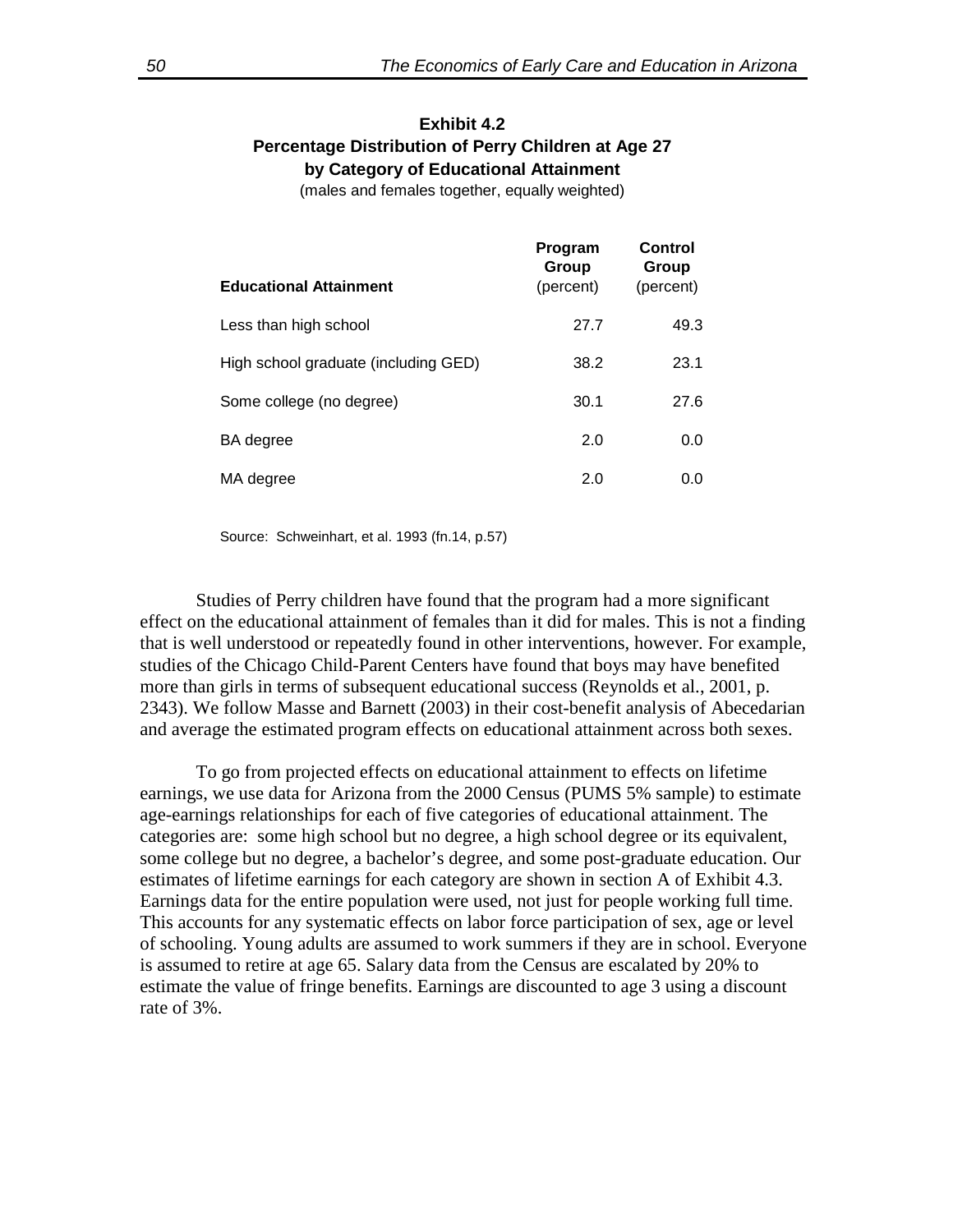**Exhibit 4.2**
**Percentage Distribution of Perry Children at Age 27 by Category of Educational Attainment**
(males and females together, equally weighted)

| Educational Attainment | Program Group (percent) | Control Group (percent) |
|---|---|---|
| Less than high school | 27.7 | 49.3 |
| High school graduate (including GED) | 38.2 | 23.1 |
| Some college (no degree) | 30.1 | 27.6 |
| BA degree | 2.0 | 0.0 |
| MA degree | 2.0 | 0.0 |

Source: Schweinhart, et al. 1993 (fn.14, p.57)

Studies of Perry children have found that the program had a more significant effect on the educational attainment of females than it did for males. This is not a finding that is well understood or repeatedly found in other interventions, however. For example, studies of the Chicago Child-Parent Centers have found that boys may have benefited more than girls in terms of subsequent educational success (Reynolds et al., 2001, p. 2343). We follow Masse and Barnett (2003) in their cost-benefit analysis of Abecedarian and average the estimated program effects on educational attainment across both sexes.

To go from projected effects on educational attainment to effects on lifetime earnings, we use data for Arizona from the 2000 Census (PUMS 5% sample) to estimate age-earnings relationships for each of five categories of educational attainment. The categories are: some high school but no degree, a high school degree or its equivalent, some college but no degree, a bachelor's degree, and some post-graduate education. Our estimates of lifetime earnings for each category are shown in section A of Exhibit 4.3. Earnings data for the entire population were used, not just for people working full time. This accounts for any systematic effects on labor force participation of sex, age or level of schooling. Young adults are assumed to work summers if they are in school. Everyone is assumed to retire at age 65. Salary data from the Census are escalated by 20% to estimate the value of fringe benefits. Earnings are discounted to age 3 using a discount rate of 3%.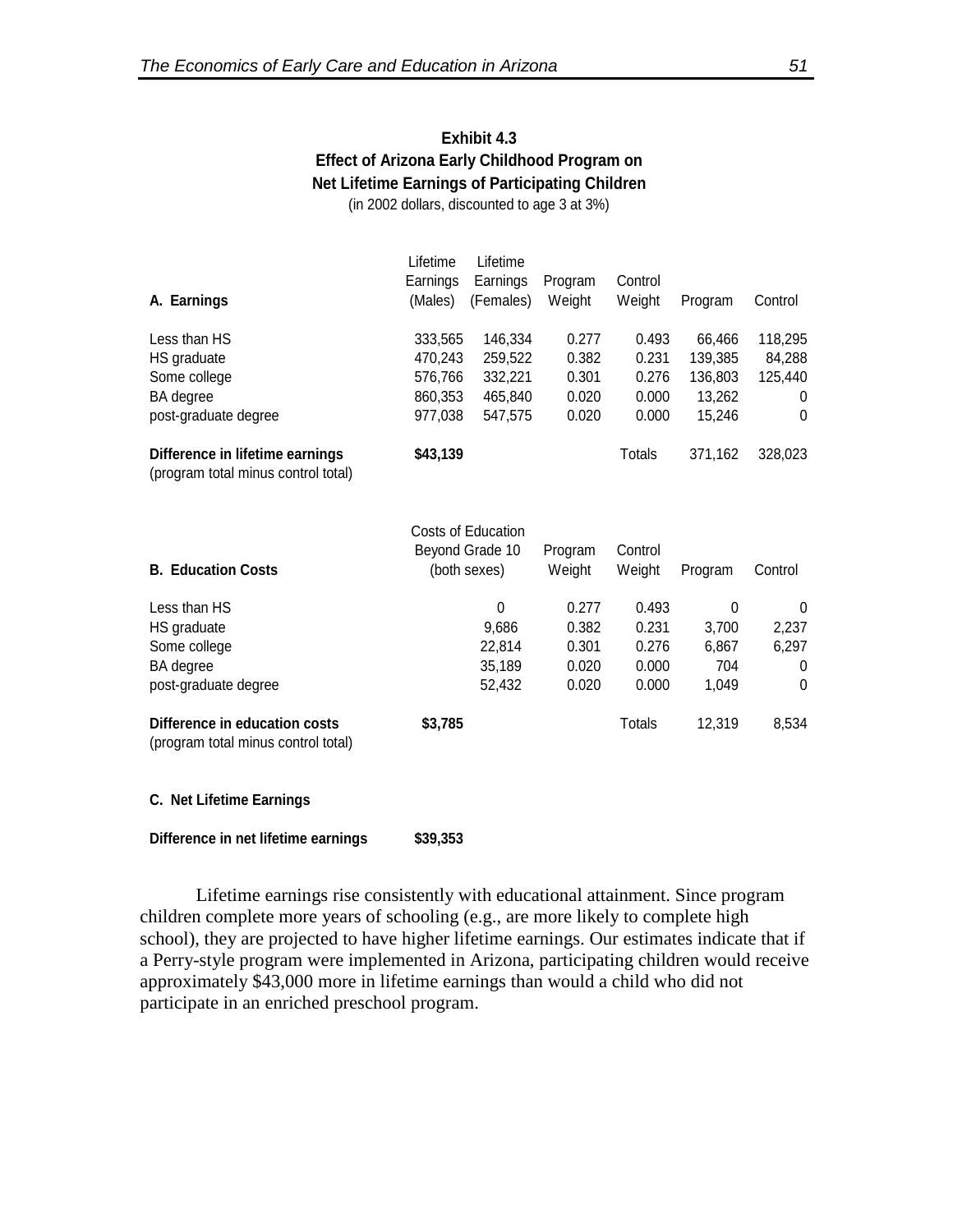**Exhibit 4.3**
**Effect of Arizona Early Childhood Program on Net Lifetime Earnings of Participating Children**
(in 2002 dollars, discounted to age 3 at 3%)

| A. Earnings | Lifetime Earnings (Males) | Lifetime Earnings (Females) | Program Weight | Control Weight | Program | Control |
|---|---|---|---|---|---|---|
| Less than HS | 333,565 | 146,334 | 0.277 | 0.493 | 66,466 | 118,295 |
| HS graduate | 470,243 | 259,522 | 0.382 | 0.231 | 139,385 | 84,288 |
| Some college | 576,766 | 332,221 | 0.301 | 0.276 | 136,803 | 125,440 |
| BA degree | 860,353 | 465,840 | 0.020 | 0.000 | 13,262 | 0 |
| post-graduate degree | 977,038 | 547,575 | 0.020 | 0.000 | 15,246 | 0 |
| **Difference in lifetime earnings** (program total minus control total) | **$43,139** | | | Totals | 371,162 | 328,023 |

| B. Education Costs | Costs of Education Beyond Grade 10 (both sexes) | Program Weight | Control Weight | Program | Control |
|---|---|---|---|---|---|
| Less than HS | 0 | 0.277 | 0.493 | 0 | 0 |
| HS graduate | 9,686 | 0.382 | 0.231 | 3,700 | 2,237 |
| Some college | 22,814 | 0.301 | 0.276 | 6,867 | 6,297 |
| BA degree | 35,189 | 0.020 | 0.000 | 704 | 0 |
| post-graduate degree | 52,432 | 0.020 | 0.000 | 1,049 | 0 |
| **Difference in education costs** (program total minus control total) | **$3,785** | | Totals | 12,319 | 8,534 |

**C. Net Lifetime Earnings**

**Difference in net lifetime earnings** **$39,353**

Lifetime earnings rise consistently with educational attainment. Since program children complete more years of schooling (e.g., are more likely to complete high school), they are projected to have higher lifetime earnings. Our estimates indicate that if a Perry-style program were implemented in Arizona, participating children would receive approximately $43,000 more in lifetime earnings than would a child who did not participate in an enriched preschool program.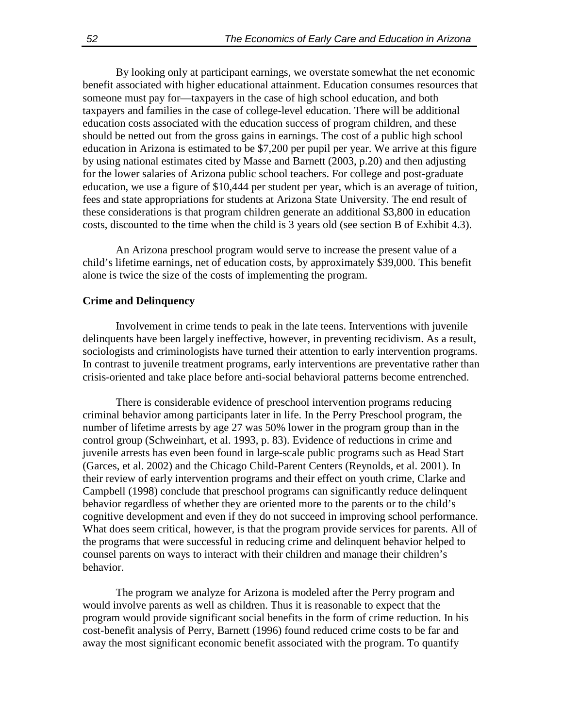By looking only at participant earnings, we overstate somewhat the net economic benefit associated with higher educational attainment. Education consumes resources that someone must pay for—taxpayers in the case of high school education, and both taxpayers and families in the case of college-level education. There will be additional education costs associated with the education success of program children, and these should be netted out from the gross gains in earnings. The cost of a public high school education in Arizona is estimated to be $7,200 per pupil per year. We arrive at this figure by using national estimates cited by Masse and Barnett (2003, p.20) and then adjusting for the lower salaries of Arizona public school teachers. For college and post-graduate education, we use a figure of $10,444 per student per year, which is an average of tuition, fees and state appropriations for students at Arizona State University. The end result of these considerations is that program children generate an additional $3,800 in education costs, discounted to the time when the child is 3 years old (see section B of Exhibit 4.3).

An Arizona preschool program would serve to increase the present value of a child's lifetime earnings, net of education costs, by approximately $39,000. This benefit alone is twice the size of the costs of implementing the program.

**Crime and Delinquency**

Involvement in crime tends to peak in the late teens. Interventions with juvenile delinquents have been largely ineffective, however, in preventing recidivism. As a result, sociologists and criminologists have turned their attention to early intervention programs. In contrast to juvenile treatment programs, early interventions are preventative rather than crisis-oriented and take place before anti-social behavioral patterns become entrenched.

There is considerable evidence of preschool intervention programs reducing criminal behavior among participants later in life. In the Perry Preschool program, the number of lifetime arrests by age 27 was 50% lower in the program group than in the control group (Schweinhart, et al. 1993, p. 83). Evidence of reductions in crime and juvenile arrests has even been found in large-scale public programs such as Head Start (Garces, et al. 2002) and the Chicago Child-Parent Centers (Reynolds, et al. 2001). In their review of early intervention programs and their effect on youth crime, Clarke and Campbell (1998) conclude that preschool programs can significantly reduce delinquent behavior regardless of whether they are oriented more to the parents or to the child's cognitive development and even if they do not succeed in improving school performance. What does seem critical, however, is that the program provide services for parents. All of the programs that were successful in reducing crime and delinquent behavior helped to counsel parents on ways to interact with their children and manage their children's behavior.

The program we analyze for Arizona is modeled after the Perry program and would involve parents as well as children. Thus it is reasonable to expect that the program would provide significant social benefits in the form of crime reduction. In his cost-benefit analysis of Perry, Barnett (1996) found reduced crime costs to be far and away the most significant economic benefit associated with the program. To quantify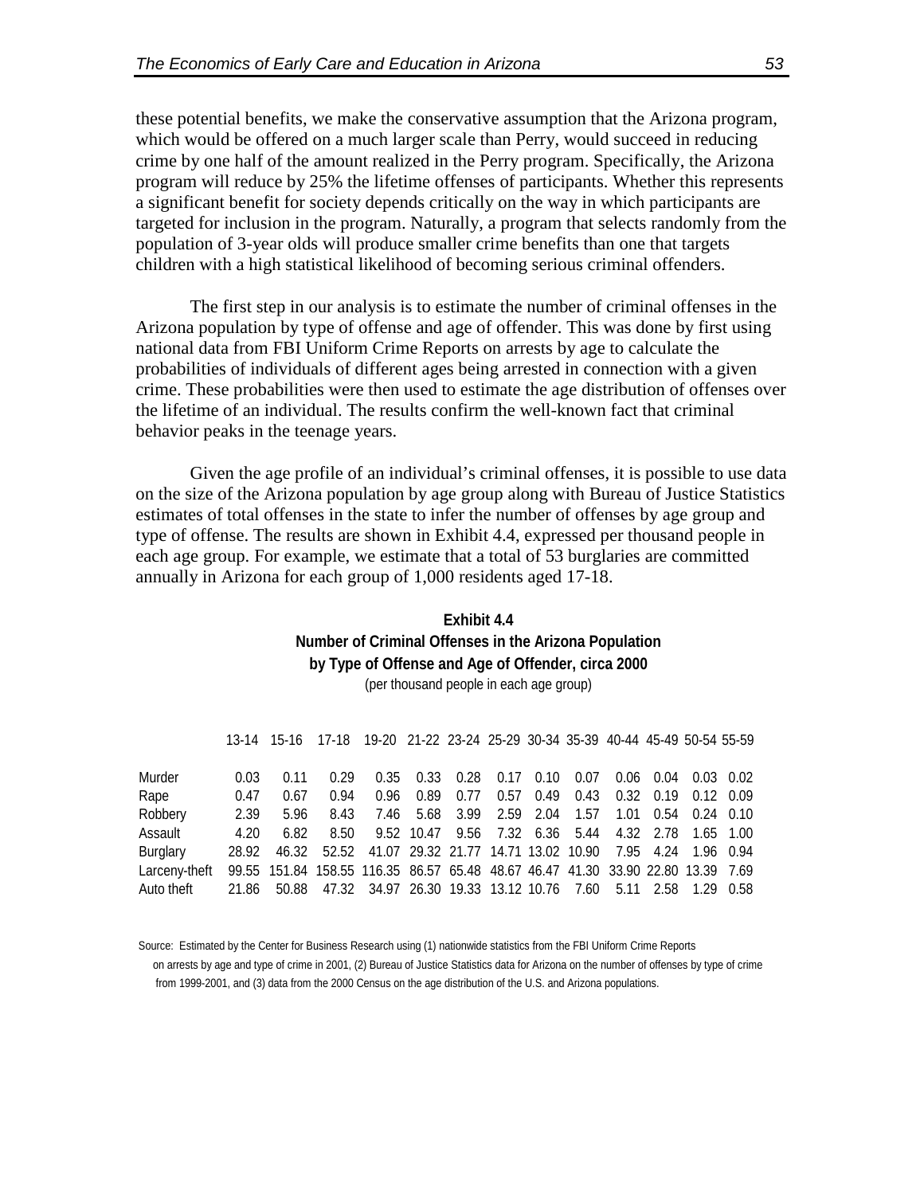these potential benefits, we make the conservative assumption that the Arizona program, which would be offered on a much larger scale than Perry, would succeed in reducing crime by one half of the amount realized in the Perry program. Specifically, the Arizona program will reduce by 25% the lifetime offenses of participants. Whether this represents a significant benefit for society depends critically on the way in which participants are targeted for inclusion in the program. Naturally, a program that selects randomly from the population of 3-year olds will produce smaller crime benefits than one that targets children with a high statistical likelihood of becoming serious criminal offenders.

The first step in our analysis is to estimate the number of criminal offenses in the Arizona population by type of offense and age of offender. This was done by first using national data from FBI Uniform Crime Reports on arrests by age to calculate the probabilities of individuals of different ages being arrested in connection with a given crime. These probabilities were then used to estimate the age distribution of offenses over the lifetime of an individual. The results confirm the well-known fact that criminal behavior peaks in the teenage years.

Given the age profile of an individual's criminal offenses, it is possible to use data on the size of the Arizona population by age group along with Bureau of Justice Statistics estimates of total offenses in the state to infer the number of offenses by age group and type of offense. The results are shown in Exhibit 4.4, expressed per thousand people in each age group. For example, we estimate that a total of 53 burglaries are committed annually in Arizona for each group of 1,000 residents aged 17-18.

**Exhibit 4.4**
**Number of Criminal Offenses in the Arizona Population by Type of Offense and Age of Offender, circa 2000**
(per thousand people in each age group)

| | 13-14 | 15-16 | 17-18 | 19-20 | 21-22 | 23-24 | 25-29 | 30-34 | 35-39 | 40-44 | 45-49 | 50-54 | 55-59 |
|---|---|---|---|---|---|---|---|---|---|---|---|---|---|
| Murder | 0.03 | 0.11 | 0.29 | 0.35 | 0.33 | 0.28 | 0.17 | 0.10 | 0.07 | 0.06 | 0.04 | 0.03 | 0.02 |
| Rape | 0.47 | 0.67 | 0.94 | 0.96 | 0.89 | 0.77 | 0.57 | 0.49 | 0.43 | 0.32 | 0.19 | 0.12 | 0.09 |
| Robbery | 2.39 | 5.96 | 8.43 | 7.46 | 5.68 | 3.99 | 2.59 | 2.04 | 1.57 | 1.01 | 0.54 | 0.24 | 0.10 |
| Assault | 4.20 | 6.82 | 8.50 | 9.52 | 10.47 | 9.56 | 7.32 | 6.36 | 5.44 | 4.32 | 2.78 | 1.65 | 1.00 |
| Burglary | 28.92 | 46.32 | 52.52 | 41.07 | 29.32 | 21.77 | 14.71 | 13.02 | 10.90 | 7.95 | 4.24 | 1.96 | 0.94 |
| Larceny-theft | 99.55 | 151.84 | 158.55 | 116.35 | 86.57 | 65.48 | 48.67 | 46.47 | 41.30 | 33.90 | 22.80 | 13.39 | 7.69 |
| Auto theft | 21.86 | 50.88 | 47.32 | 34.97 | 26.30 | 19.33 | 13.12 | 10.76 | 7.60 | 5.11 | 2.58 | 1.29 | 0.58 |

Source: Estimated by the Center for Business Research using (1) nationwide statistics from the FBI Uniform Crime Reports on arrests by age and type of crime in 2001, (2) Bureau of Justice Statistics data for Arizona on the number of offenses by type of crime from 1999-2001, and (3) data from the 2000 Census on the age distribution of the U.S. and Arizona populations.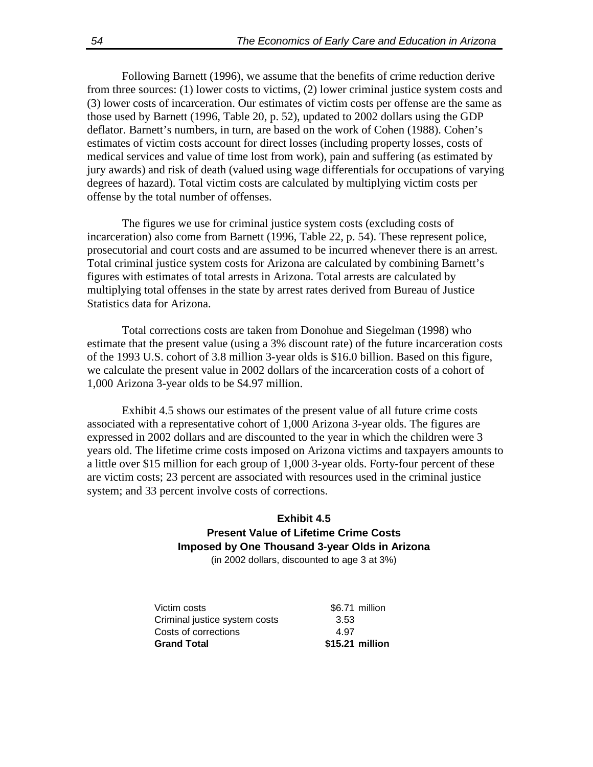Following Barnett (1996), we assume that the benefits of crime reduction derive from three sources: (1) lower costs to victims, (2) lower criminal justice system costs and (3) lower costs of incarceration. Our estimates of victim costs per offense are the same as those used by Barnett (1996, Table 20, p. 52), updated to 2002 dollars using the GDP deflator. Barnett's numbers, in turn, are based on the work of Cohen (1988). Cohen's estimates of victim costs account for direct losses (including property losses, costs of medical services and value of time lost from work), pain and suffering (as estimated by jury awards) and risk of death (valued using wage differentials for occupations of varying degrees of hazard). Total victim costs are calculated by multiplying victim costs per offense by the total number of offenses.

The figures we use for criminal justice system costs (excluding costs of incarceration) also come from Barnett (1996, Table 22, p. 54). These represent police, prosecutorial and court costs and are assumed to be incurred whenever there is an arrest. Total criminal justice system costs for Arizona are calculated by combining Barnett's figures with estimates of total arrests in Arizona. Total arrests are calculated by multiplying total offenses in the state by arrest rates derived from Bureau of Justice Statistics data for Arizona.

Total corrections costs are taken from Donohue and Siegelman (1998) who estimate that the present value (using a 3% discount rate) of the future incarceration costs of the 1993 U.S. cohort of 3.8 million 3-year olds is $16.0 billion. Based on this figure, we calculate the present value in 2002 dollars of the incarceration costs of a cohort of 1,000 Arizona 3-year olds to be $4.97 million.

Exhibit 4.5 shows our estimates of the present value of all future crime costs associated with a representative cohort of 1,000 Arizona 3-year olds. The figures are expressed in 2002 dollars and are discounted to the year in which the children were 3 years old. The lifetime crime costs imposed on Arizona victims and taxpayers amounts to a little over $15 million for each group of 1,000 3-year olds. Forty-four percent of these are victim costs; 23 percent are associated with resources used in the criminal justice system; and 33 percent involve costs of corrections.

**Exhibit 4.5**
**Present Value of Lifetime Crime Costs**
**Imposed by One Thousand 3-year Olds in Arizona**
(in 2002 dollars, discounted to age 3 at 3%)

| | |
|---|---|
| Victim costs | $6.71 million |
| Criminal justice system costs | 3.53 |
| Costs of corrections | 4.97 |
| **Grand Total** | **$15.21 million** |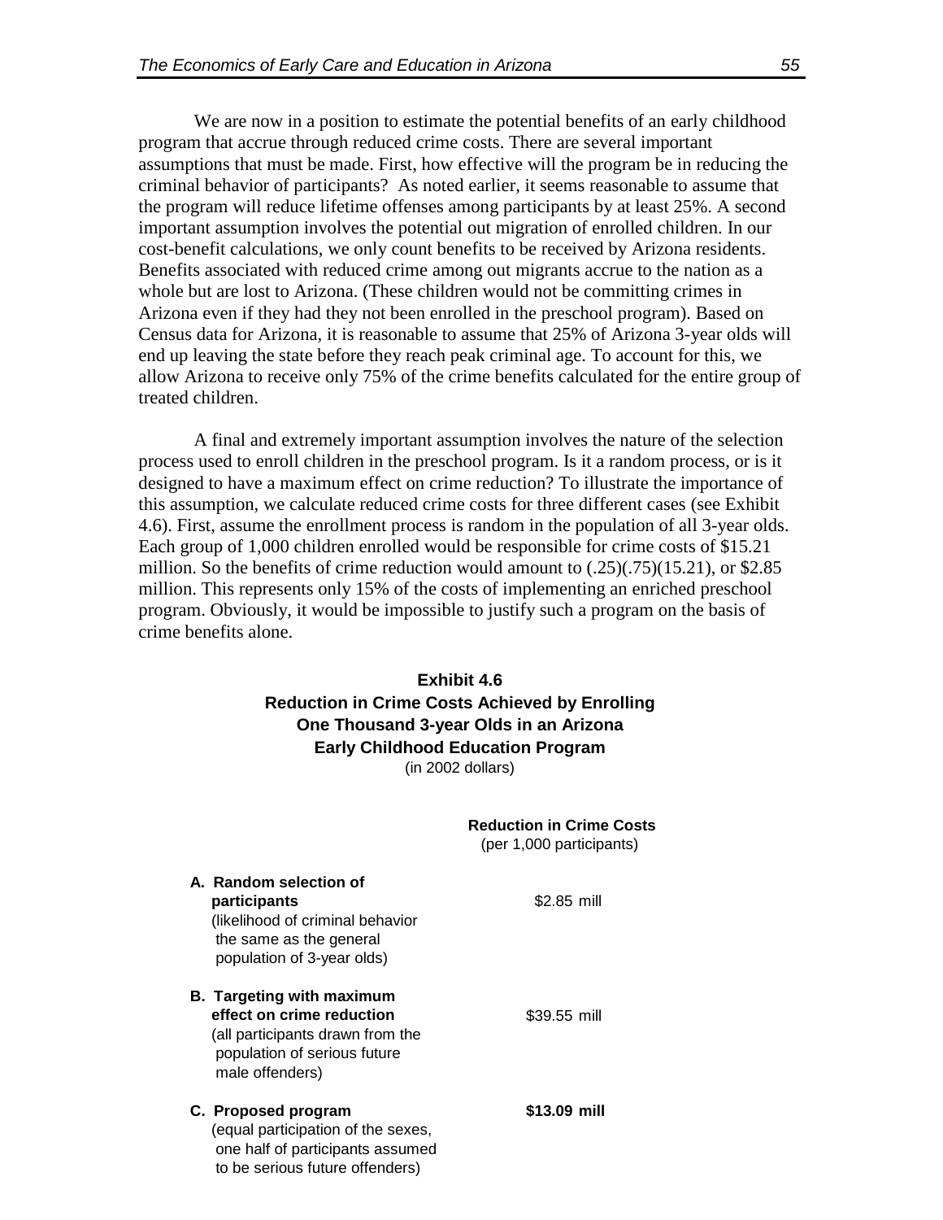We are now in a position to estimate the potential benefits of an early childhood program that accrue through reduced crime costs. There are several important assumptions that must be made. First, how effective will the program be in reducing the criminal behavior of participants? As noted earlier, it seems reasonable to assume that the program will reduce lifetime offenses among participants by at least 25%. A second important assumption involves the potential out migration of enrolled children. In our cost-benefit calculations, we only count benefits to be received by Arizona residents. Benefits associated with reduced crime among out migrants accrue to the nation as a whole but are lost to Arizona. (These children would not be committing crimes in Arizona even if they had they not been enrolled in the preschool program). Based on Census data for Arizona, it is reasonable to assume that 25% of Arizona 3-year olds will end up leaving the state before they reach peak criminal age. To account for this, we allow Arizona to receive only 75% of the crime benefits calculated for the entire group of treated children.

A final and extremely important assumption involves the nature of the selection process used to enroll children in the preschool program. Is it a random process, or is it designed to have a maximum effect on crime reduction? To illustrate the importance of this assumption, we calculate reduced crime costs for three different cases (see Exhibit 4.6). First, assume the enrollment process is random in the population of all 3-year olds. Each group of 1,000 children enrolled would be responsible for crime costs of $15.21 million. So the benefits of crime reduction would amount to (.25)(.75)(15.21), or $2.85 million. This represents only 15% of the costs of implementing an enriched preschool program. Obviously, it would be impossible to justify such a program on the basis of crime benefits alone.

**Exhibit 4.6**
**Reduction in Crime Costs Achieved by Enrolling One Thousand 3-year Olds in an Arizona Early Childhood Education Program**
(in 2002 dollars)

| | **Reduction in Crime Costs** (per 1,000 participants) |
|---|---|
| **A. Random selection of participants** (likelihood of criminal behavior the same as the general population of 3-year olds) | $2.85 mill |
| **B. Targeting with maximum effect on crime reduction** (all participants drawn from the population of serious future male offenders) | $39.55 mill |
| **C. Proposed program** (equal participation of the sexes, one half of participants assumed to be serious future offenders) | **$13.09 mill** |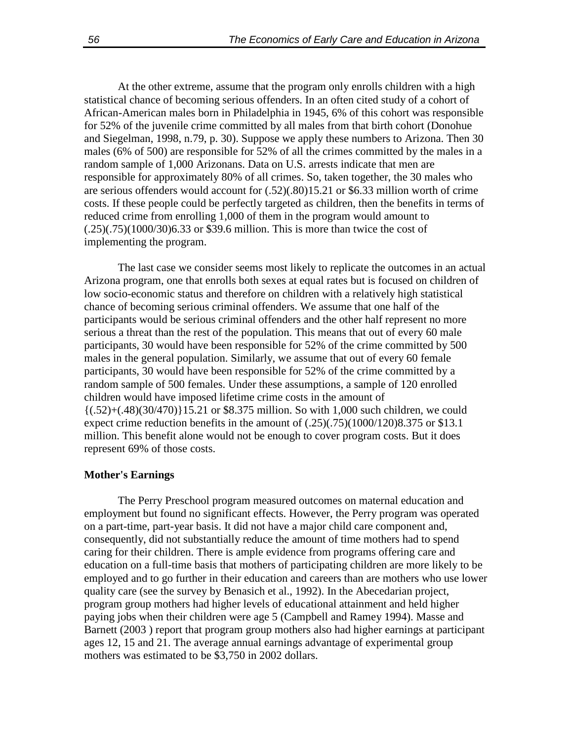At the other extreme, assume that the program only enrolls children with a high statistical chance of becoming serious offenders. In an often cited study of a cohort of African-American males born in Philadelphia in 1945, 6% of this cohort was responsible for 52% of the juvenile crime committed by all males from that birth cohort (Donohue and Siegelman, 1998, n.79, p. 30). Suppose we apply these numbers to Arizona. Then 30 males (6% of 500) are responsible for 52% of all the crimes committed by the males in a random sample of 1,000 Arizonans. Data on U.S. arrests indicate that men are responsible for approximately 80% of all crimes. So, taken together, the 30 males who are serious offenders would account for (.52)(.80)15.21 or $6.33 million worth of crime costs. If these people could be perfectly targeted as children, then the benefits in terms of reduced crime from enrolling 1,000 of them in the program would amount to (.25)(.75)(1000/30)6.33 or $39.6 million. This is more than twice the cost of implementing the program.

The last case we consider seems most likely to replicate the outcomes in an actual Arizona program, one that enrolls both sexes at equal rates but is focused on children of low socio-economic status and therefore on children with a relatively high statistical chance of becoming serious criminal offenders. We assume that one half of the participants would be serious criminal offenders and the other half represent no more serious a threat than the rest of the population. This means that out of every 60 male participants, 30 would have been responsible for 52% of the crime committed by 500 males in the general population. Similarly, we assume that out of every 60 female participants, 30 would have been responsible for 52% of the crime committed by a random sample of 500 females. Under these assumptions, a sample of 120 enrolled children would have imposed lifetime crime costs in the amount of {(.52)+(.48)(30/470)}15.21 or $8.375 million. So with 1,000 such children, we could expect crime reduction benefits in the amount of (.25)(.75)(1000/120)8.375 or $13.1 million. This benefit alone would not be enough to cover program costs. But it does represent 69% of those costs.

**Mother's Earnings**

The Perry Preschool program measured outcomes on maternal education and employment but found no significant effects. However, the Perry program was operated on a part-time, part-year basis. It did not have a major child care component and, consequently, did not substantially reduce the amount of time mothers had to spend caring for their children. There is ample evidence from programs offering care and education on a full-time basis that mothers of participating children are more likely to be employed and to go further in their education and careers than are mothers who use lower quality care (see the survey by Benasich et al., 1992). In the Abecedarian project, program group mothers had higher levels of educational attainment and held higher paying jobs when their children were age 5 (Campbell and Ramey 1994). Masse and Barnett (2003 ) report that program group mothers also had higher earnings at participant ages 12, 15 and 21. The average annual earnings advantage of experimental group mothers was estimated to be $3,750 in 2002 dollars.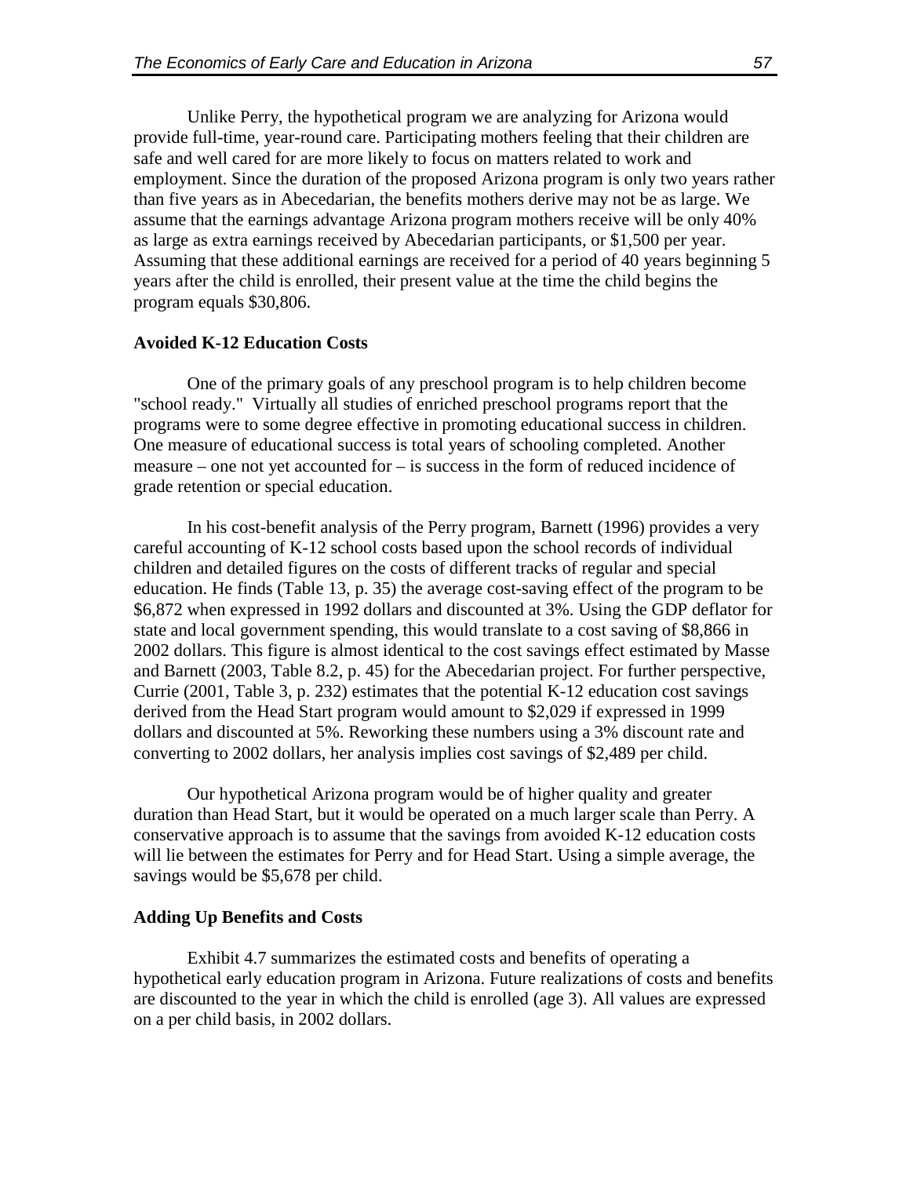Unlike Perry, the hypothetical program we are analyzing for Arizona would provide full-time, year-round care. Participating mothers feeling that their children are safe and well cared for are more likely to focus on matters related to work and employment. Since the duration of the proposed Arizona program is only two years rather than five years as in Abecedarian, the benefits mothers derive may not be as large. We assume that the earnings advantage Arizona program mothers receive will be only 40% as large as extra earnings received by Abecedarian participants, or $1,500 per year. Assuming that these additional earnings are received for a period of 40 years beginning 5 years after the child is enrolled, their present value at the time the child begins the program equals $30,806.

### Avoided K-12 Education Costs

One of the primary goals of any preschool program is to help children become "school ready." Virtually all studies of enriched preschool programs report that the programs were to some degree effective in promoting educational success in children. One measure of educational success is total years of schooling completed. Another measure – one not yet accounted for – is success in the form of reduced incidence of grade retention or special education.

In his cost-benefit analysis of the Perry program, Barnett (1996) provides a very careful accounting of K-12 school costs based upon the school records of individual children and detailed figures on the costs of different tracks of regular and special education. He finds (Table 13, p. 35) the average cost-saving effect of the program to be $6,872 when expressed in 1992 dollars and discounted at 3%. Using the GDP deflator for state and local government spending, this would translate to a cost saving of $8,866 in 2002 dollars. This figure is almost identical to the cost savings effect estimated by Masse and Barnett (2003, Table 8.2, p. 45) for the Abecedarian project. For further perspective, Currie (2001, Table 3, p. 232) estimates that the potential K-12 education cost savings derived from the Head Start program would amount to $2,029 if expressed in 1999 dollars and discounted at 5%. Reworking these numbers using a 3% discount rate and converting to 2002 dollars, her analysis implies cost savings of $2,489 per child.

Our hypothetical Arizona program would be of higher quality and greater duration than Head Start, but it would be operated on a much larger scale than Perry. A conservative approach is to assume that the savings from avoided K-12 education costs will lie between the estimates for Perry and for Head Start. Using a simple average, the savings would be $5,678 per child.

### Adding Up Benefits and Costs

Exhibit 4.7 summarizes the estimated costs and benefits of operating a hypothetical early education program in Arizona. Future realizations of costs and benefits are discounted to the year in which the child is enrolled (age 3). All values are expressed on a per child basis, in 2002 dollars.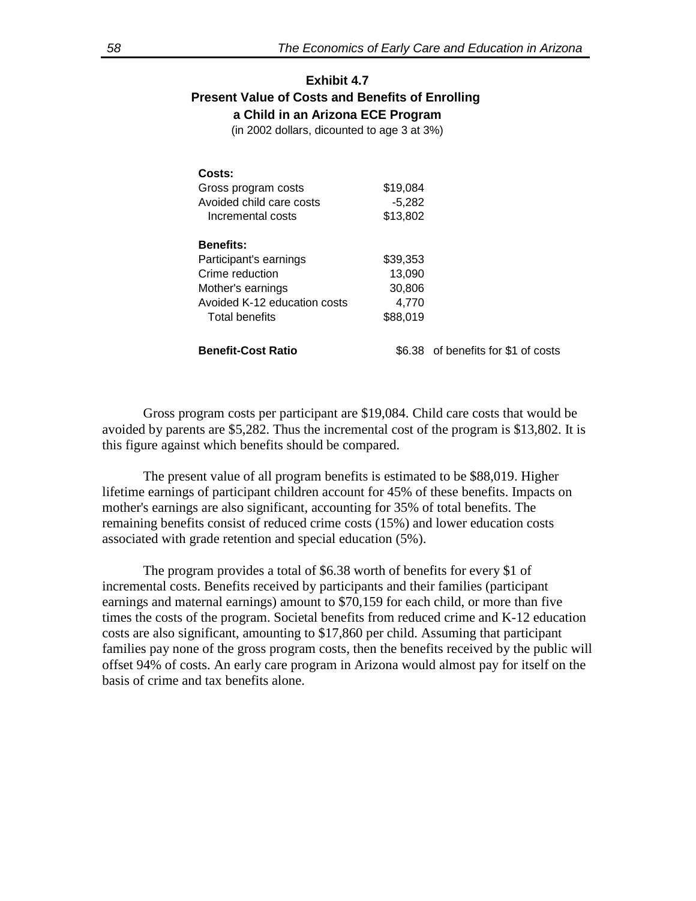**Exhibit 4.7**
**Present Value of Costs and Benefits of Enrolling a Child in an Arizona ECE Program**
(in 2002 dollars, dicounted to age 3 at 3%)

| | | |
|---|---|---|
| **Costs:** | | |
| Gross program costs | $19,084 | |
| Avoided child care costs | -5,282 | |
| Incremental costs | $13,802 | |
| | | |
| **Benefits:** | | |
| Participant's earnings | $39,353 | |
| Crime reduction | 13,090 | |
| Mother's earnings | 30,806 | |
| Avoided K-12 education costs | 4,770 | |
| Total benefits | $88,019 | |
| | | |
| **Benefit-Cost Ratio** | $6.38 | of benefits for $1 of costs |

Gross program costs per participant are $19,084. Child care costs that would be avoided by parents are $5,282. Thus the incremental cost of the program is $13,802. It is this figure against which benefits should be compared.

The present value of all program benefits is estimated to be $88,019. Higher lifetime earnings of participant children account for 45% of these benefits. Impacts on mother's earnings are also significant, accounting for 35% of total benefits. The remaining benefits consist of reduced crime costs (15%) and lower education costs associated with grade retention and special education (5%).

The program provides a total of $6.38 worth of benefits for every $1 of incremental costs. Benefits received by participants and their families (participant earnings and maternal earnings) amount to $70,159 for each child, or more than five times the costs of the program. Societal benefits from reduced crime and K-12 education costs are also significant, amounting to $17,860 per child. Assuming that participant families pay none of the gross program costs, then the benefits received by the public will offset 94% of costs. An early care program in Arizona would almost pay for itself on the basis of crime and tax benefits alone.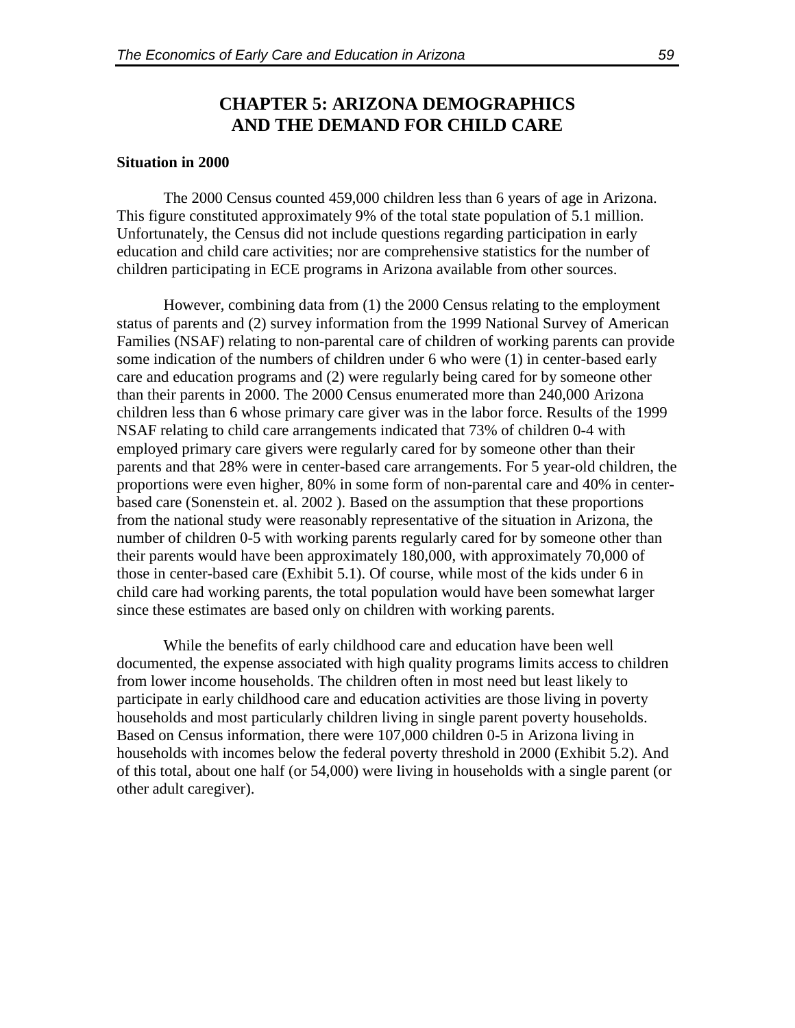# CHAPTER 5: ARIZONA DEMOGRAPHICS AND THE DEMAND FOR CHILD CARE

**Situation in 2000**

The 2000 Census counted 459,000 children less than 6 years of age in Arizona. This figure constituted approximately 9% of the total state population of 5.1 million. Unfortunately, the Census did not include questions regarding participation in early education and child care activities; nor are comprehensive statistics for the number of children participating in ECE programs in Arizona available from other sources.

However, combining data from (1) the 2000 Census relating to the employment status of parents and (2) survey information from the 1999 National Survey of American Families (NSAF) relating to non-parental care of children of working parents can provide some indication of the numbers of children under 6 who were (1) in center-based early care and education programs and (2) were regularly being cared for by someone other than their parents in 2000. The 2000 Census enumerated more than 240,000 Arizona children less than 6 whose primary care giver was in the labor force. Results of the 1999 NSAF relating to child care arrangements indicated that 73% of children 0-4 with employed primary care givers were regularly cared for by someone other than their parents and that 28% were in center-based care arrangements. For 5 year-old children, the proportions were even higher, 80% in some form of non-parental care and 40% in center-based care (Sonenstein et. al. 2002 ). Based on the assumption that these proportions from the national study were reasonably representative of the situation in Arizona, the number of children 0-5 with working parents regularly cared for by someone other than their parents would have been approximately 180,000, with approximately 70,000 of those in center-based care (Exhibit 5.1). Of course, while most of the kids under 6 in child care had working parents, the total population would have been somewhat larger since these estimates are based only on children with working parents.

While the benefits of early childhood care and education have been well documented, the expense associated with high quality programs limits access to children from lower income households. The children often in most need but least likely to participate in early childhood care and education activities are those living in poverty households and most particularly children living in single parent poverty households. Based on Census information, there were 107,000 children 0-5 in Arizona living in households with incomes below the federal poverty threshold in 2000 (Exhibit 5.2). And of this total, about one half (or 54,000) were living in households with a single parent (or other adult caregiver).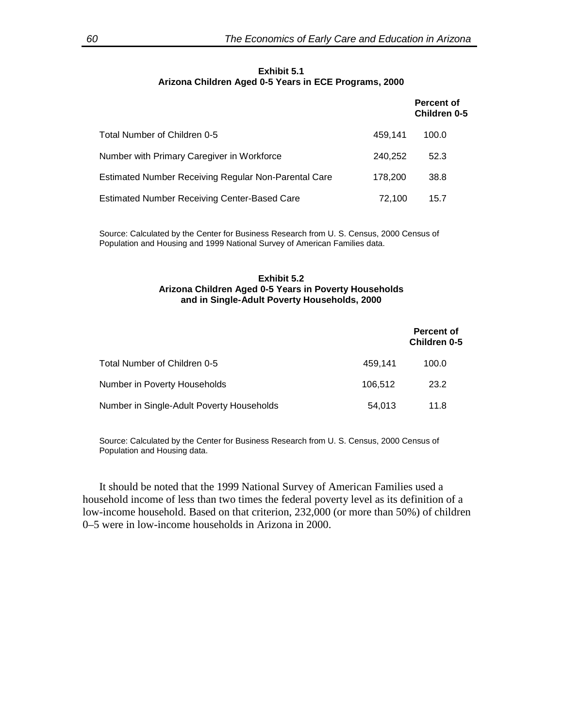**Exhibit 5.1**
**Arizona Children Aged 0-5 Years in ECE Programs, 2000**

| | | **Percent of Children 0-5** |
|---|---|---|
| Total Number of Children 0-5 | 459,141 | 100.0 |
| Number with Primary Caregiver in Workforce | 240,252 | 52.3 |
| Estimated Number Receiving Regular Non-Parental Care | 178,200 | 38.8 |
| Estimated Number Receiving Center-Based Care | 72,100 | 15.7 |

Source: Calculated by the Center for Business Research from U. S. Census, 2000 Census of Population and Housing and 1999 National Survey of American Families data.

**Exhibit 5.2**
**Arizona Children Aged 0-5 Years in Poverty Households and in Single-Adult Poverty Households, 2000**

| | | **Percent of Children 0-5** |
|---|---|---|
| Total Number of Children 0-5 | 459,141 | 100.0 |
| Number in Poverty Households | 106,512 | 23.2 |
| Number in Single-Adult Poverty Households | 54,013 | 11.8 |

Source: Calculated by the Center for Business Research from U. S. Census, 2000 Census of Population and Housing data.

It should be noted that the 1999 National Survey of American Families used a household income of less than two times the federal poverty level as its definition of a low-income household. Based on that criterion, 232,000 (or more than 50%) of children 0–5 were in low-income households in Arizona in 2000.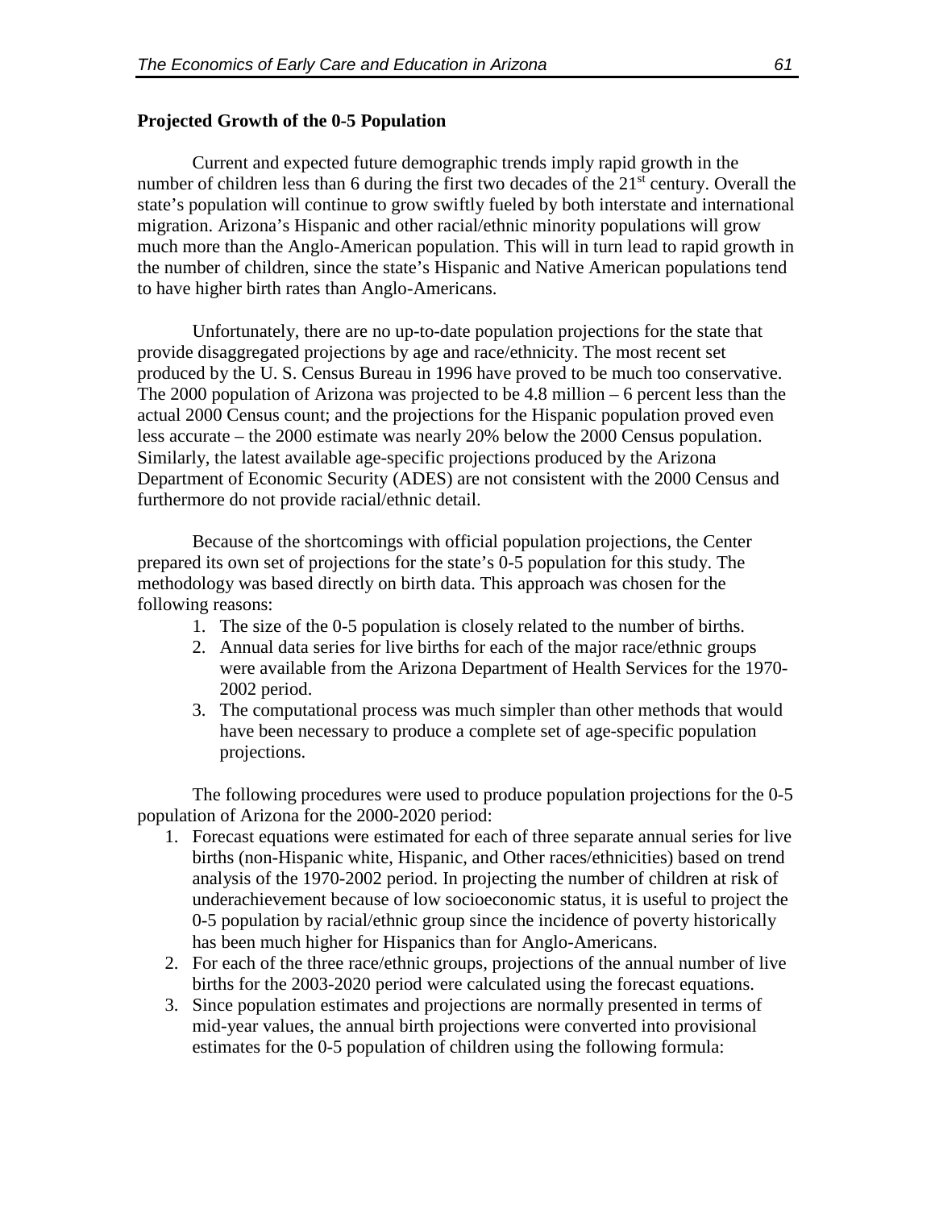**Projected Growth of the 0-5 Population**

Current and expected future demographic trends imply rapid growth in the number of children less than 6 during the first two decades of the 21st century. Overall the state's population will continue to grow swiftly fueled by both interstate and international migration. Arizona's Hispanic and other racial/ethnic minority populations will grow much more than the Anglo-American population. This will in turn lead to rapid growth in the number of children, since the state's Hispanic and Native American populations tend to have higher birth rates than Anglo-Americans.

Unfortunately, there are no up-to-date population projections for the state that provide disaggregated projections by age and race/ethnicity. The most recent set produced by the U. S. Census Bureau in 1996 have proved to be much too conservative. The 2000 population of Arizona was projected to be 4.8 million – 6 percent less than the actual 2000 Census count; and the projections for the Hispanic population proved even less accurate – the 2000 estimate was nearly 20% below the 2000 Census population. Similarly, the latest available age-specific projections produced by the Arizona Department of Economic Security (ADES) are not consistent with the 2000 Census and furthermore do not provide racial/ethnic detail.

Because of the shortcomings with official population projections, the Center prepared its own set of projections for the state's 0-5 population for this study. The methodology was based directly on birth data. This approach was chosen for the following reasons:

1. The size of the 0-5 population is closely related to the number of births.
2. Annual data series for live births for each of the major race/ethnic groups were available from the Arizona Department of Health Services for the 1970-2002 period.
3. The computational process was much simpler than other methods that would have been necessary to produce a complete set of age-specific population projections.

The following procedures were used to produce population projections for the 0-5 population of Arizona for the 2000-2020 period:

1. Forecast equations were estimated for each of three separate annual series for live births (non-Hispanic white, Hispanic, and Other races/ethnicities) based on trend analysis of the 1970-2002 period. In projecting the number of children at risk of underachievement because of low socioeconomic status, it is useful to project the 0-5 population by racial/ethnic group since the incidence of poverty historically has been much higher for Hispanics than for Anglo-Americans.
2. For each of the three race/ethnic groups, projections of the annual number of live births for the 2003-2020 period were calculated using the forecast equations.
3. Since population estimates and projections are normally presented in terms of mid-year values, the annual birth projections were converted into provisional estimates for the 0-5 population of children using the following formula: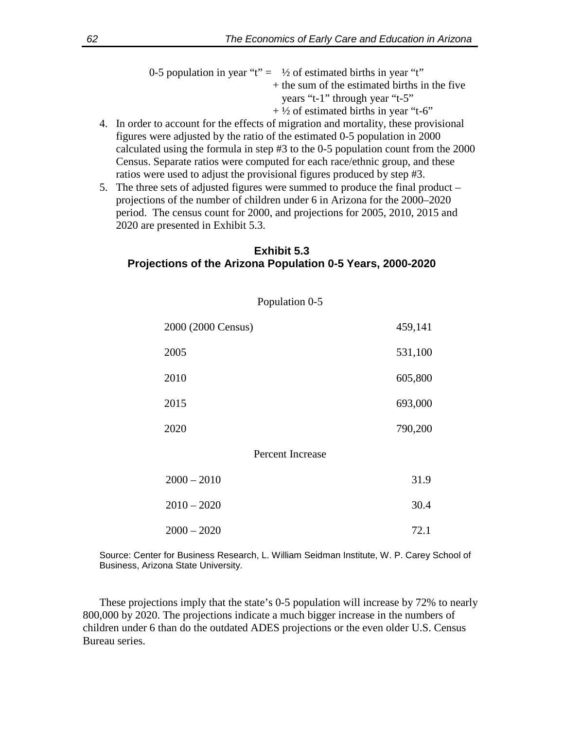0-5 population in year "t" = ½ of estimated births in year "t"
+ the sum of the estimated births in the five years "t-1" through year "t-5"
+ ½ of estimated births in year "t-6"

4. In order to account for the effects of migration and mortality, these provisional figures were adjusted by the ratio of the estimated 0-5 population in 2000 calculated using the formula in step #3 to the 0-5 population count from the 2000 Census. Separate ratios were computed for each race/ethnic group, and these ratios were used to adjust the provisional figures produced by step #3.
5. The three sets of adjusted figures were summed to produce the final product – projections of the number of children under 6 in Arizona for the 2000–2020 period. The census count for 2000, and projections for 2005, 2010, 2015 and 2020 are presented in Exhibit 5.3.

**Exhibit 5.3**
**Projections of the Arizona Population 0-5 Years, 2000-2020**

| | Population 0-5 |
|---|---|
| 2000 (2000 Census) | 459,141 |
| 2005 | 531,100 |
| 2010 | 605,800 |
| 2015 | 693,000 |
| 2020 | 790,200 |
| | **Percent Increase** |
| 2000 – 2010 | 31.9 |
| 2010 – 2020 | 30.4 |
| 2000 – 2020 | 72.1 |

Source: Center for Business Research, L. William Seidman Institute, W. P. Carey School of Business, Arizona State University.

These projections imply that the state's 0-5 population will increase by 72% to nearly 800,000 by 2020. The projections indicate a much bigger increase in the numbers of children under 6 than do the outdated ADES projections or the even older U.S. Census Bureau series.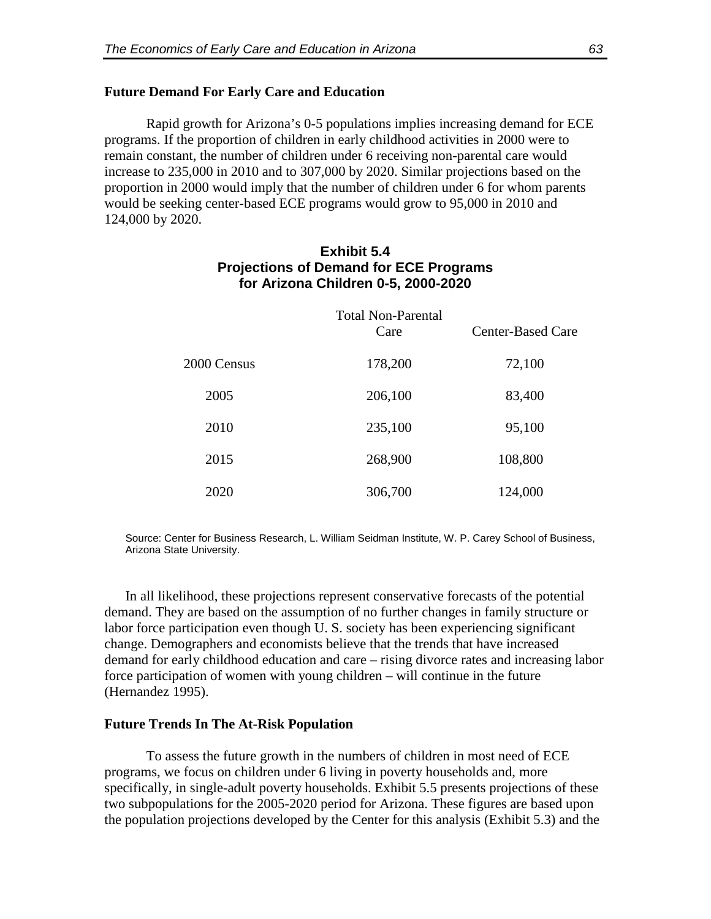**Future Demand For Early Care and Education**

Rapid growth for Arizona's 0-5 populations implies increasing demand for ECE programs. If the proportion of children in early childhood activities in 2000 were to remain constant, the number of children under 6 receiving non-parental care would increase to 235,000 in 2010 and to 307,000 by 2020. Similar projections based on the proportion in 2000 would imply that the number of children under 6 for whom parents would be seeking center-based ECE programs would grow to 95,000 in 2010 and 124,000 by 2020.

**Exhibit 5.4**
**Projections of Demand for ECE Programs for Arizona Children 0-5, 2000-2020**

| | Total Non-Parental Care | Center-Based Care |
|---|---|---|
| 2000 Census | 178,200 | 72,100 |
| 2005 | 206,100 | 83,400 |
| 2010 | 235,100 | 95,100 |
| 2015 | 268,900 | 108,800 |
| 2020 | 306,700 | 124,000 |

Source: Center for Business Research, L. William Seidman Institute, W. P. Carey School of Business, Arizona State University.

In all likelihood, these projections represent conservative forecasts of the potential demand. They are based on the assumption of no further changes in family structure or labor force participation even though U. S. society has been experiencing significant change. Demographers and economists believe that the trends that have increased demand for early childhood education and care – rising divorce rates and increasing labor force participation of women with young children – will continue in the future (Hernandez 1995).

**Future Trends In The At-Risk Population**

To assess the future growth in the numbers of children in most need of ECE programs, we focus on children under 6 living in poverty households and, more specifically, in single-adult poverty households. Exhibit 5.5 presents projections of these two subpopulations for the 2005-2020 period for Arizona. These figures are based upon the population projections developed by the Center for this analysis (Exhibit 5.3) and the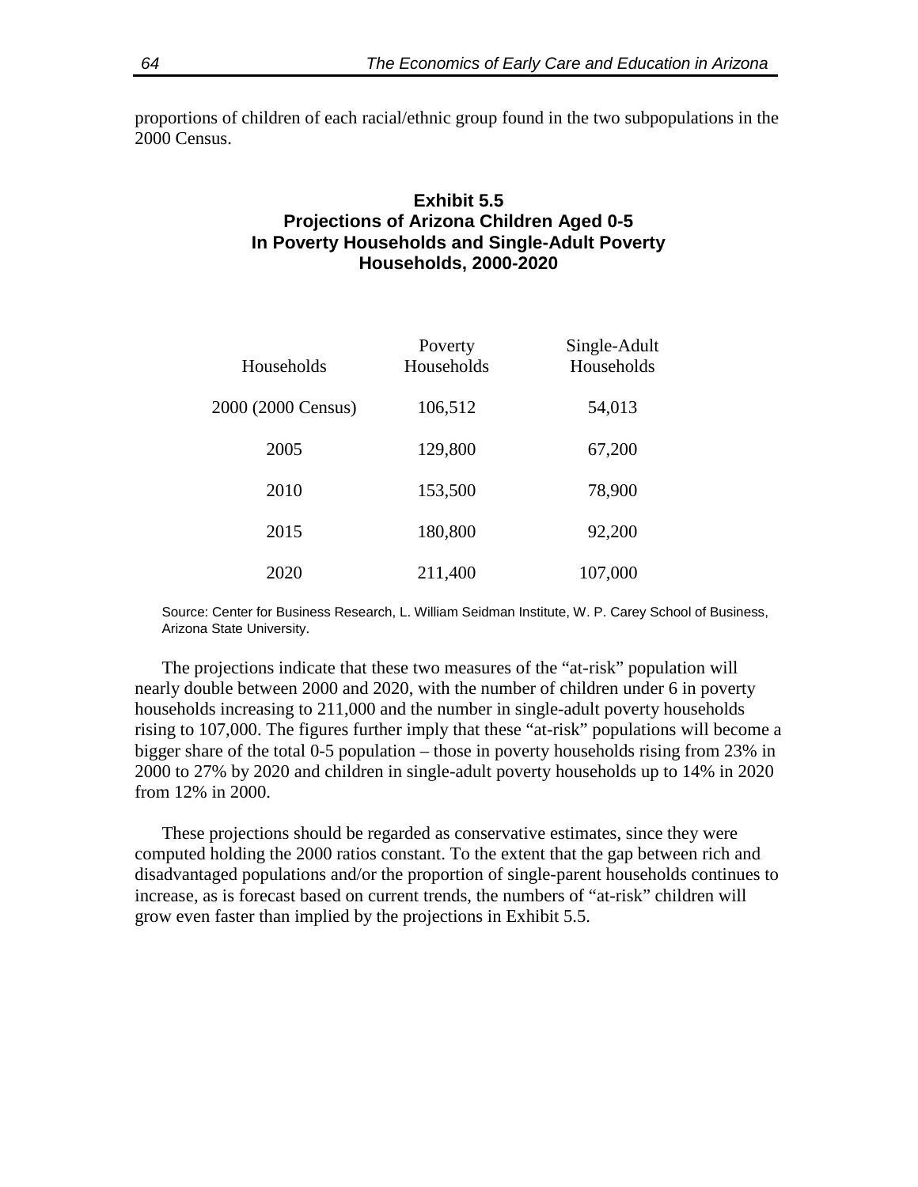proportions of children of each racial/ethnic group found in the two subpopulations in the 2000 Census.

**Exhibit 5.5**
**Projections of Arizona Children Aged 0-5 In Poverty Households and Single-Adult Poverty Households, 2000-2020**

| Households | Poverty Households | Single-Adult Households |
|---|---|---|
| 2000 (2000 Census) | 106,512 | 54,013 |
| 2005 | 129,800 | 67,200 |
| 2010 | 153,500 | 78,900 |
| 2015 | 180,800 | 92,200 |
| 2020 | 211,400 | 107,000 |

Source: Center for Business Research, L. William Seidman Institute, W. P. Carey School of Business, Arizona State University.

The projections indicate that these two measures of the "at-risk" population will nearly double between 2000 and 2020, with the number of children under 6 in poverty households increasing to 211,000 and the number in single-adult poverty households rising to 107,000. The figures further imply that these "at-risk" populations will become a bigger share of the total 0-5 population – those in poverty households rising from 23% in 2000 to 27% by 2020 and children in single-adult poverty households up to 14% in 2020 from 12% in 2000.

These projections should be regarded as conservative estimates, since they were computed holding the 2000 ratios constant. To the extent that the gap between rich and disadvantaged populations and/or the proportion of single-parent households continues to increase, as is forecast based on current trends, the numbers of "at-risk" children will grow even faster than implied by the projections in Exhibit 5.5.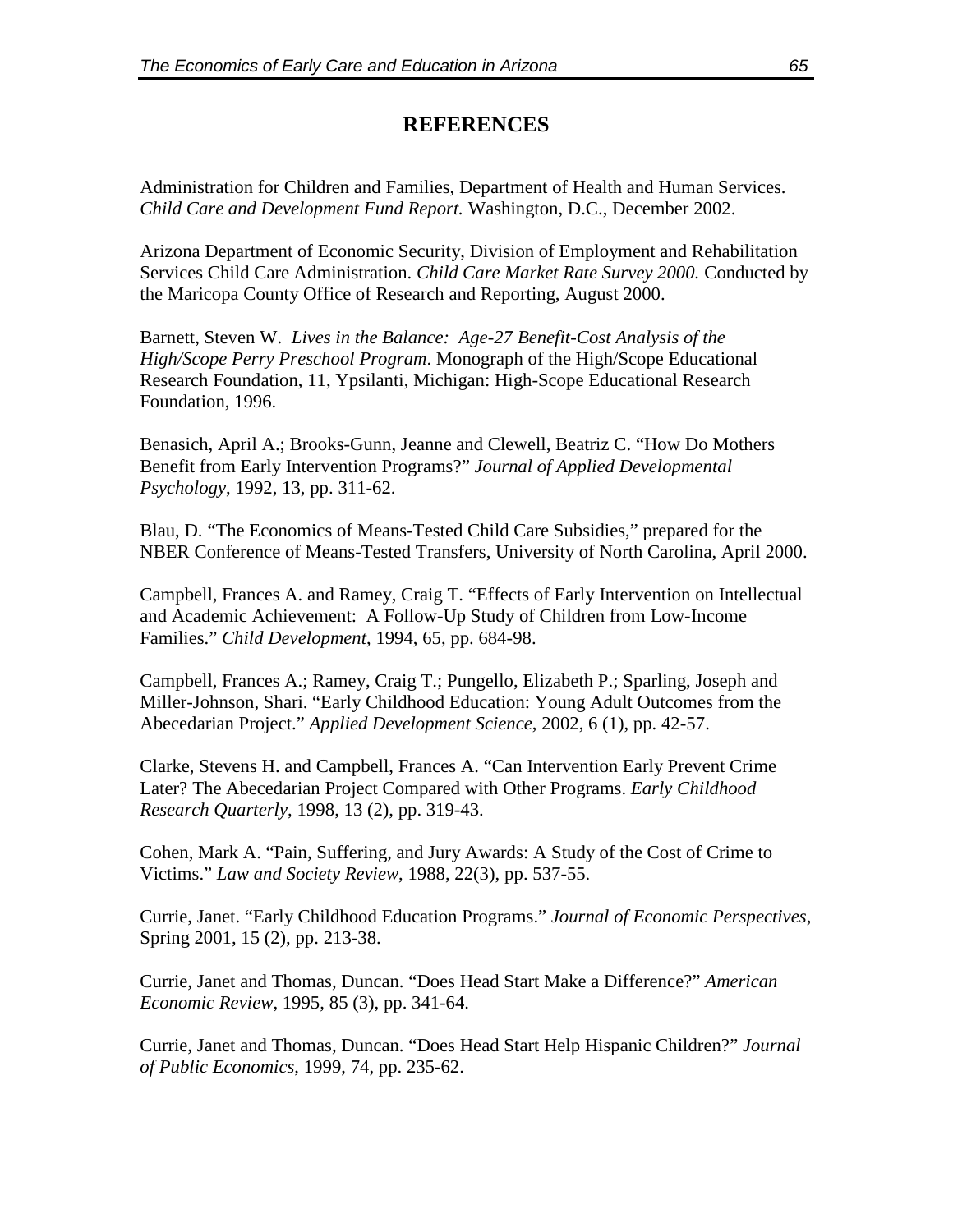## REFERENCES

Administration for Children and Families, Department of Health and Human Services. *Child Care and Development Fund Report.* Washington, D.C., December 2002.

Arizona Department of Economic Security, Division of Employment and Rehabilitation Services Child Care Administration. *Child Care Market Rate Survey 2000.* Conducted by the Maricopa County Office of Research and Reporting, August 2000.

Barnett, Steven W. *Lives in the Balance: Age-27 Benefit-Cost Analysis of the High/Scope Perry Preschool Program*. Monograph of the High/Scope Educational Research Foundation, 11, Ypsilanti, Michigan: High-Scope Educational Research Foundation, 1996.

Benasich, April A.; Brooks-Gunn, Jeanne and Clewell, Beatriz C. "How Do Mothers Benefit from Early Intervention Programs?" *Journal of Applied Developmental Psychology*, 1992, 13, pp. 311-62.

Blau, D. "The Economics of Means-Tested Child Care Subsidies," prepared for the NBER Conference of Means-Tested Transfers, University of North Carolina, April 2000.

Campbell, Frances A. and Ramey, Craig T. "Effects of Early Intervention on Intellectual and Academic Achievement: A Follow-Up Study of Children from Low-Income Families." *Child Development*, 1994, 65, pp. 684-98.

Campbell, Frances A.; Ramey, Craig T.; Pungello, Elizabeth P.; Sparling, Joseph and Miller-Johnson, Shari. "Early Childhood Education: Young Adult Outcomes from the Abecedarian Project." *Applied Development Science*, 2002, 6 (1), pp. 42-57.

Clarke, Stevens H. and Campbell, Frances A. "Can Intervention Early Prevent Crime Later? The Abecedarian Project Compared with Other Programs. *Early Childhood Research Quarterly*, 1998, 13 (2), pp. 319-43.

Cohen, Mark A. "Pain, Suffering, and Jury Awards: A Study of the Cost of Crime to Victims." *Law and Society Review*, 1988, 22(3), pp. 537-55.

Currie, Janet. "Early Childhood Education Programs." *Journal of Economic Perspectives*, Spring 2001, 15 (2), pp. 213-38.

Currie, Janet and Thomas, Duncan. "Does Head Start Make a Difference?" *American Economic Review*, 1995, 85 (3), pp. 341-64.

Currie, Janet and Thomas, Duncan. "Does Head Start Help Hispanic Children?" *Journal of Public Economics*, 1999, 74, pp. 235-62.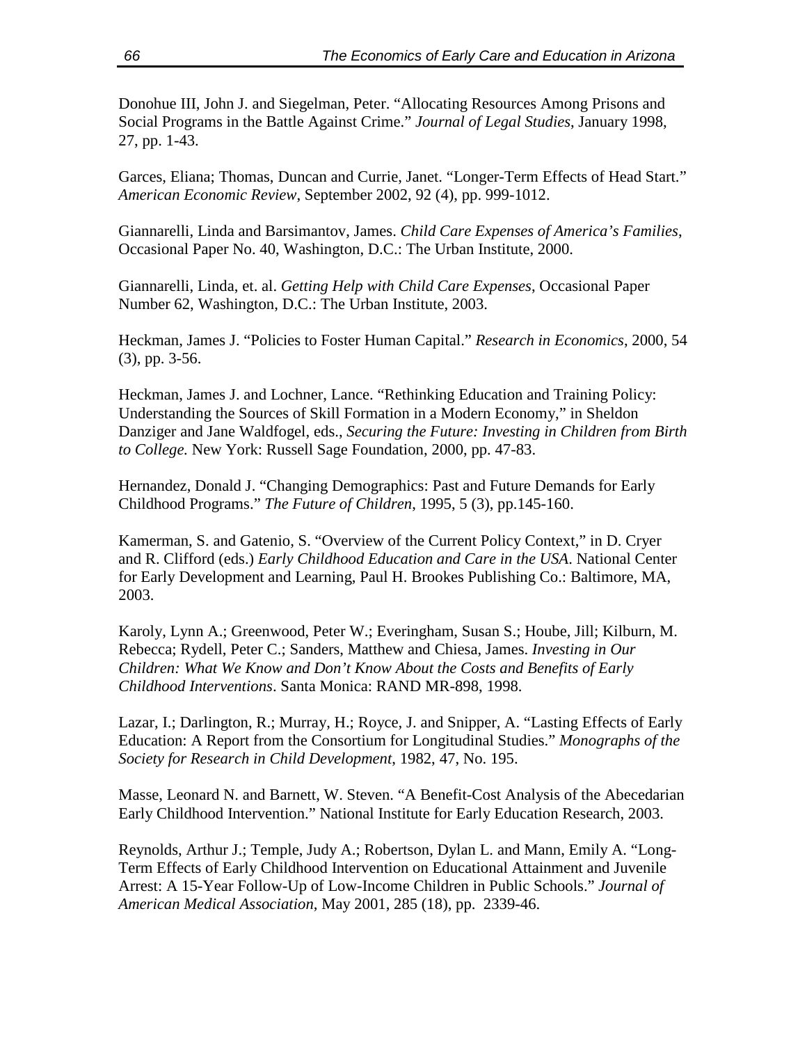Donohue III, John J. and Siegelman, Peter. "Allocating Resources Among Prisons and Social Programs in the Battle Against Crime." *Journal of Legal Studies*, January 1998, 27, pp. 1-43.

Garces, Eliana; Thomas, Duncan and Currie, Janet. "Longer-Term Effects of Head Start." *American Economic Review*, September 2002, 92 (4), pp. 999-1012.

Giannarelli, Linda and Barsimantov, James. *Child Care Expenses of America's Families*, Occasional Paper No. 40, Washington, D.C.: The Urban Institute, 2000.

Giannarelli, Linda, et. al. *Getting Help with Child Care Expenses*, Occasional Paper Number 62, Washington, D.C.: The Urban Institute, 2003.

Heckman, James J. "Policies to Foster Human Capital." *Research in Economics*, 2000, 54 (3), pp. 3-56.

Heckman, James J. and Lochner, Lance. "Rethinking Education and Training Policy: Understanding the Sources of Skill Formation in a Modern Economy," in Sheldon Danziger and Jane Waldfogel, eds., *Securing the Future: Investing in Children from Birth to College.* New York: Russell Sage Foundation, 2000, pp. 47-83.

Hernandez, Donald J. "Changing Demographics: Past and Future Demands for Early Childhood Programs." *The Future of Children*, 1995, 5 (3), pp.145-160.

Kamerman, S. and Gatenio, S. "Overview of the Current Policy Context," in D. Cryer and R. Clifford (eds.) *Early Childhood Education and Care in the USA*. National Center for Early Development and Learning, Paul H. Brookes Publishing Co.: Baltimore, MA, 2003.

Karoly, Lynn A.; Greenwood, Peter W.; Everingham, Susan S.; Hoube, Jill; Kilburn, M. Rebecca; Rydell, Peter C.; Sanders, Matthew and Chiesa, James. *Investing in Our Children: What We Know and Don't Know About the Costs and Benefits of Early Childhood Interventions*. Santa Monica: RAND MR-898, 1998.

Lazar, I.; Darlington, R.; Murray, H.; Royce, J. and Snipper, A. "Lasting Effects of Early Education: A Report from the Consortium for Longitudinal Studies." *Monographs of the Society for Research in Child Development*, 1982, 47, No. 195.

Masse, Leonard N. and Barnett, W. Steven. "A Benefit-Cost Analysis of the Abecedarian Early Childhood Intervention." National Institute for Early Education Research, 2003.

Reynolds, Arthur J.; Temple, Judy A.; Robertson, Dylan L. and Mann, Emily A. "Long-Term Effects of Early Childhood Intervention on Educational Attainment and Juvenile Arrest: A 15-Year Follow-Up of Low-Income Children in Public Schools." *Journal of American Medical Association*, May 2001, 285 (18), pp. 2339-46.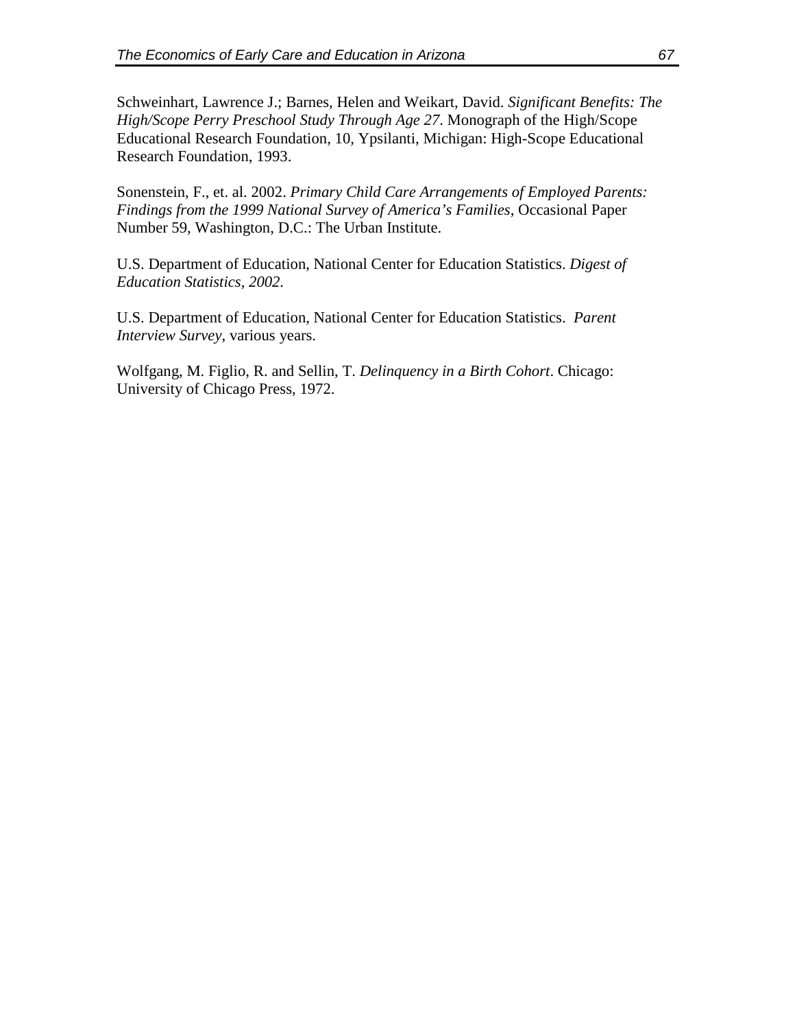Schweinhart, Lawrence J.; Barnes, Helen and Weikart, David. *Significant Benefits: The High/Scope Perry Preschool Study Through Age 27*. Monograph of the High/Scope Educational Research Foundation, 10, Ypsilanti, Michigan: High-Scope Educational Research Foundation, 1993.

Sonenstein, F., et. al. 2002. *Primary Child Care Arrangements of Employed Parents: Findings from the 1999 National Survey of America's Families*, Occasional Paper Number 59, Washington, D.C.: The Urban Institute.

U.S. Department of Education, National Center for Education Statistics. *Digest of Education Statistics, 2002*.

U.S. Department of Education, National Center for Education Statistics. *Parent Interview Survey*, various years.

Wolfgang, M. Figlio, R. and Sellin, T. *Delinquency in a Birth Cohort*. Chicago: University of Chicago Press, 1972.